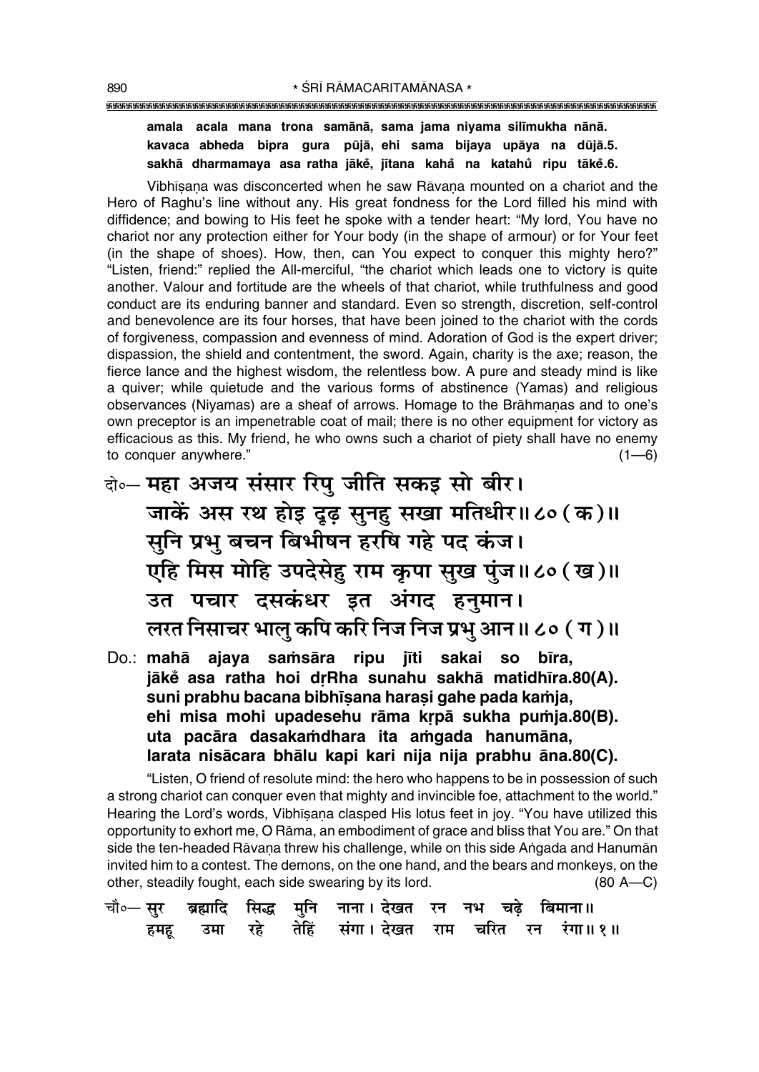**amala acala mana trona samānā, sama jama niyama silīmukha nānā.**
**kavaca abheda bipra gura pūjā, ehi sama bijaya upāya na dūjā.5.**
**sakhā dharmamaya asa ratha jākeṁ, jītana kahaṁ na katahuṁ ripu tākeṁ.6.**

Vibhīṣaṇa was disconcerted when he saw Rāvaṇa mounted on a chariot and the Hero of Raghu's line without any. His great fondness for the Lord filled his mind with diffidence; and bowing to His feet he spoke with a tender heart: "My lord, You have no chariot nor any protection either for Your body (in the shape of armour) or for Your feet (in the shape of shoes). How, then, can You expect to conquer this mighty hero?" "Listen, friend:" replied the All-merciful, "the chariot which leads one to victory is quite another. Valour and fortitude are the wheels of that chariot, while truthfulness and good conduct are its enduring banner and standard. Even so strength, discretion, self-control and benevolence are its four horses, that have been joined to the chariot with the cords of forgiveness, compassion and evenness of mind. Adoration of God is the expert driver; dispassion, the shield and contentment, the sword. Again, charity is the axe; reason, the fierce lance and the highest wisdom, the relentless bow. A pure and steady mind is like a quiver; while quietude and the various forms of abstinence (Yamas) and religious observances (Niyamas) are a sheaf of arrows. Homage to the Brāhmaṇas and to one's own preceptor is an impenetrable coat of mail; there is no other equipment for victory as efficacious as this. My friend, he who owns such a chariot of piety shall have no enemy to conquer anywhere." (1—6)

दो०— महा अजय संसार रिपु जीति सकइ सो बीर।
जाकें अस रथ होइ दृढ़ सुनहु सखा मतिधीर॥ ८०(क)॥
सुनि प्रभु बचन बिभीषन हरषि गहे पद कंज।
एहि मिस मोहि उपदेसेहु राम कृपा सुख पुंज॥ ८०(ख)॥
उत पचार दसकंधर इत अंगद हनुमान।
लरत निसाचर भालु कपि करि निज निज प्रभु आन॥ ८०(ग)॥

Do.: **mahā ajaya saṁsāra ripu jīti sakai so bīra,**
**jākeṁ asa ratha hoi dṛRha sunahu sakhā matidhīra.80(A).**
**suni prabhu bacana bibhīṣana haraṣi gahe pada kaṁja,**
**ehi misa mohi upadesehu rāma kṛpā sukha puṁja.80(B).**
**uta pacāra dasakaṁdhara ita aṁgada hanumāna,**
**larata nisācara bhālu kapi kari nija nija prabhu āna.80(C).**

"Listen, O friend of resolute mind: the hero who happens to be in possession of such a strong chariot can conquer even that mighty and invincible foe, attachment to the world." Hearing the Lord's words, Vibhīṣaṇa clasped His lotus feet in joy. "You have utilized this opportunity to exhort me, O Rāma, an embodiment of grace and bliss that You are." On that side the ten-headed Rāvaṇa threw his challenge, while on this side Aṅgada and Hanumān invited him to a contest. The demons, on the one hand, and the bears and monkeys, on the other, steadily fought, each side swearing by its lord. (80 A—C)

चौ०— सुर ब्रह्मादि सिद्ध मुनि नाना। देखत रन नभ चढ़े बिमाना॥
हमहू उमा रहे तेहिं संगा। देखत राम चरित रन रंगा॥ १॥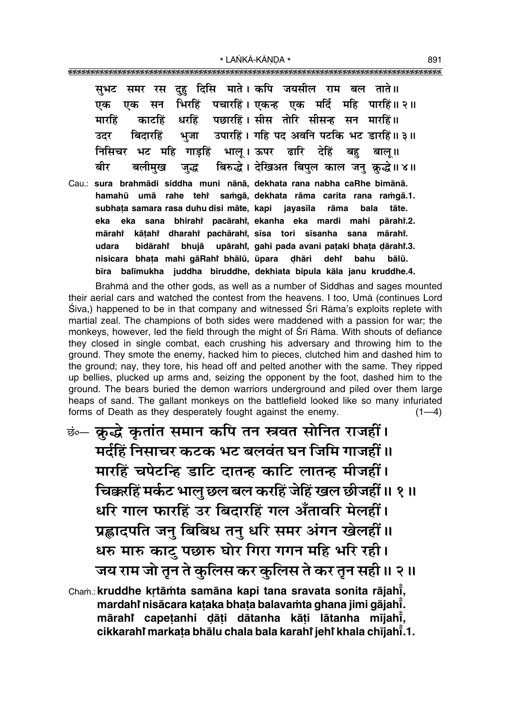सुभट समर रस दुहु दिसि माते। कपि जयसील राम बल ताते॥
एक एक सन भिरहिं पचारहिं। एकन्ह एक मर्दि महि पारहिं॥ २॥
मारहिं काटहिं धरहिं पछारहिं। सीस तोरि सीसन्ह सन मारहिं॥
उदर बिदारहिं भुजा उपारहिं। गहि पद अवनि पटकि भट डारहिं॥ ३॥
निसिचर भट महि गाड़हिं भालू। ऊपर ढारि देहिं बहु बालू॥
बीर बलीमुख जुद्ध बिरुद्धे। देखिअत बिपुल काल जनु क्रुद्धे॥ ४॥

Cau.: **sura brahmādi siddha muni nānā, dekhata rana nabha caRhe bimānā.**
**hamahū umā rahe tehi̐ saṁgā, dekhata rāma carita rana raṁgā.1.**
**subhaṭa samara rasa duhu disi māte, kapi jayasīla rāma bala tāte.**
**eka eka sana bhirahi̐ pacārahi̐, ekanha eka mardi mahi pārahi̐.2.**
**mārahi̐ kāṭahi̐ dharahi̐ pachārahi̐, sīsa tori sīsanha sana mārahi̐.**
**udara bidārahi̐ bhujā upārahi̐, gahi pada avani paṭaki bhaṭa ḍārahi̐.3.**
**nisicara bhaṭa mahi gāRahi̐ bhālū, ūpara ḍhāri dehi̐ bahu bālū.**
**bīra balīmukha juddha biruddhe, dekhiata bipula kāla janu kruddhe.4.**

Brahmā and the other gods, as well as a number of Siddhas and sages mounted their aerial cars and watched the contest from the heavens. I too, Umā (continues Lord Śiva,) happened to be in that company and witnessed Śrī Rāma's exploits replete with martial zeal. The champions of both sides were maddened with a passion for war; the monkeys, however, led the field through the might of Śrī Rāma. With shouts of defiance they closed in single combat, each crushing his adversary and throwing him to the ground. They smote the enemy, hacked him to pieces, clutched him and dashed him to the ground; nay, they tore, his head off and pelted another with the same. They ripped up bellies, plucked up arms and, seizing the opponent by the foot, dashed him to the ground. The bears buried the demon warriors underground and piled over them large heaps of sand. The gallant monkeys on the battlefield looked like so many infuriated forms of Death as they desperately fought against the enemy. (1—4)

छं०— क्रुद्धे कृतांत समान कपि तन स्रवत सोनित राजहीं।
मर्दहिं निसाचर कटक भट बलवंत घन जिमि गाजहीं॥
मारहिं चपेटन्हि डाटि दातन्ह काटि लातन्ह मीजहीं।
चिक्करहिं मर्कट भालु छल बल करहिं जेहिं खल छीजहीं॥ १॥
धरि गाल फारहिं उर बिदारहिं गल अँतावरि मेलहीं।
प्रह्लादपति जनु बिबिध तनु धरि समर अंगन खेलहीं॥
धरु मारु काटु पछारु घोर गिरा गगन महि भरि रही।
जय राम जो तृन ते कुलिस कर कुलिस ते कर तृन सही॥ २॥

Chaṁ.: **kruddhe kṛtāṁta samāna kapi tana sravata sonita rājahī̐,**
**mardahi̐ nisācara kaṭaka bhaṭa balavaṁta ghana jimi gājahī̐.**
**mārahi̐ capeṭanhi ḍāṭi dātanha kāṭi lātanha mījahī̐,**
**cikkarahi̐ markaṭa bhālu chala bala karahi̐ jehi̐ khala chījahī̐.1.**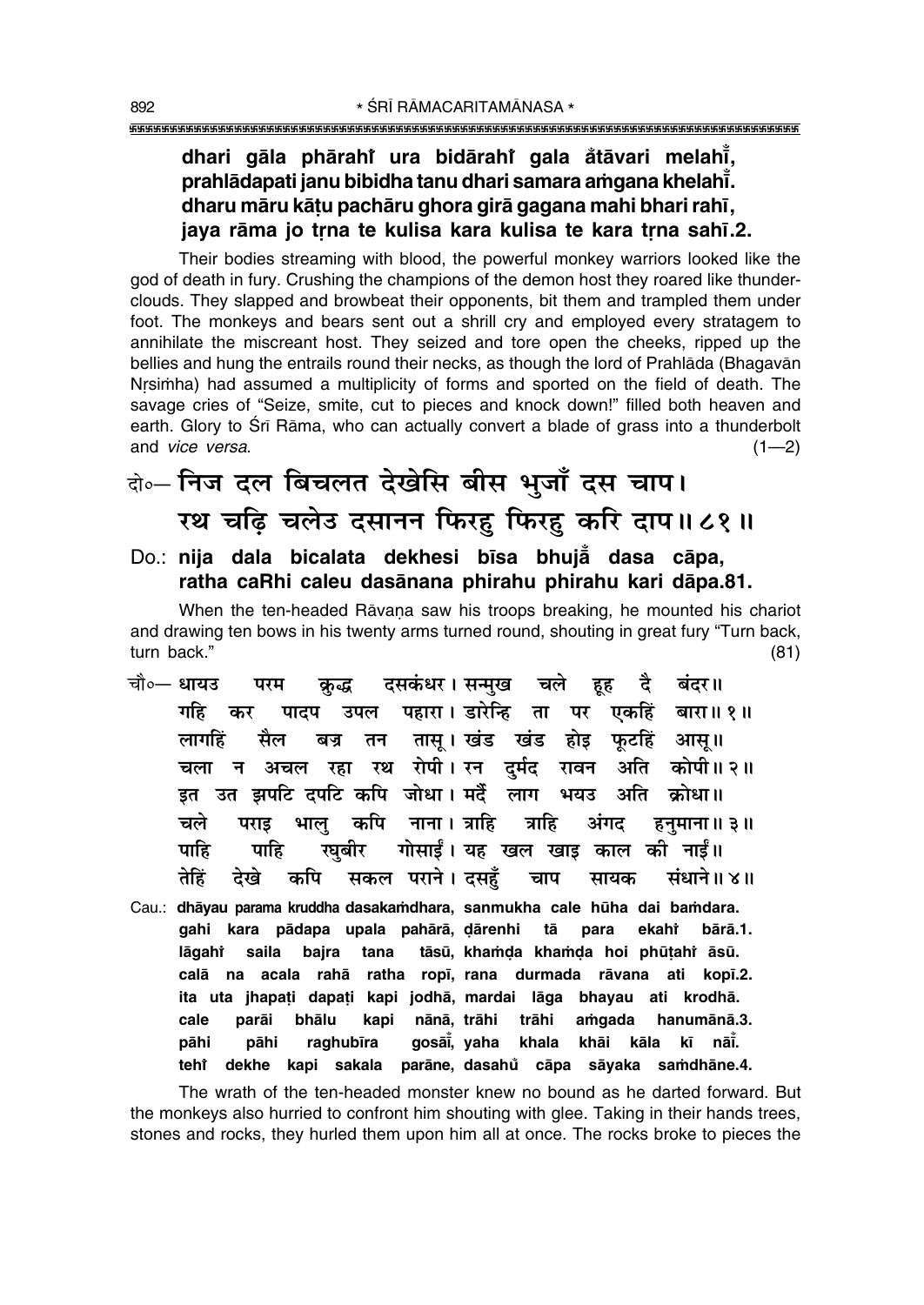**dhari gāla phārahiँ ura bidārahiँ gala ǎ̐tāvari melahiँ,**
**prahlādapati janu bibidha tanu dhari samara aṁgana khelahiँ.**
**dharu māru kāṭu pachāru ghora girā gagana mahi bhari rahī,**
**jaya rāma jo tṛna te kulisa kara kulisa te kara tṛna sahī.2.**

Their bodies streaming with blood, the powerful monkey warriors looked like the god of death in fury. Crushing the champions of the demon host they roared like thunder-clouds. They slapped and browbeat their opponents, bit them and trampled them under foot. The monkeys and bears sent out a shrill cry and employed every stratagem to annihilate the miscreant host. They seized and tore open the cheeks, ripped up the bellies and hung the entrails round their necks, as though the lord of Prahlāda (Bhagavān Nṛsiṁha) had assumed a multiplicity of forms and sported on the field of death. The savage cries of "Seize, smite, cut to pieces and knock down!" filled both heaven and earth. Glory to Śrī Rāma, who can actually convert a blade of grass into a thunderbolt and *vice versa*. (1—2)

दो०— निज दल बिचलत देखेसि बीस भुजाँ दस चाप।
रथ चढ़ि चलेउ दसानन फिरहु फिरहु करि दाप॥ ८१॥

Do.: **nija dala bicalata dekhesi bīsa bhujā̐ dasa cāpa,**
**ratha caRhi caleu dasānana phirahu phirahu kari dāpa.81.**

When the ten-headed Rāvaṇa saw his troops breaking, he mounted his chariot and drawing ten bows in his twenty arms turned round, shouting in great fury "Turn back, turn back." (81)

चौ०— धायउ परम क्रुद्ध दसकंधर। सन्मुख चले हूह दै बंदर॥
गहि कर पादप उपल पहारा। डारेन्हि ता पर एकहिं बारा॥ १॥
लागहिं सैल बज्र तन तासू। खंड खंड होइ फूटहिं आसू॥
चला न अचल रहा रथ रोपी। रन दुर्मद रावन अति कोपी॥ २॥
इत उत झपटि दपटि कपि जोधा। मर्दै लाग भयउ अति क्रोधा॥
चले पराइ भालु कपि नाना। त्राहि त्राहि अंगद हनुमाना॥ ३॥
पाहि पाहि रघुबीर गोसाईं। यह खल खाइ काल की नाईं॥
तेहिं देखे कपि सकल पराने। दसहुँ चाप सायक संधाने॥ ४॥

Cau.: **dhāyau parama kruddha dasakaṁdhara, sanmukha cale hūha dai baṁdara.**
**gahi kara pādapa upala pahārā, ḍārenhi tā para ekahiँ bārā.1.**
**lāgahiँ saila bajra tana tāsū, khaṁḍa khaṁḍa hoi phūṭahiँ āsū.**
**calā na acala rahā ratha ropī, rana durmada rāvana ati kopī.2.**
**ita uta jhapaṭi dapaṭi kapi jodhā, mardai lāga bhayau ati krodhā.**
**cale parāi bhālu kapi nānā, trāhi trāhi aṁgada hanumānā.3.**
**pāhi pāhi raghubīra gosā̐ī̐, yaha khala khāi kāla kī nā̐ī̐.**
**tehiँ dekhe kapi sakala parāne, dasahu̐ cāpa sāyaka saṁdhāne.4.**

The wrath of the ten-headed monster knew no bound as he darted forward. But the monkeys also hurried to confront him shouting with glee. Taking in their hands trees, stones and rocks, they hurled them upon him all at once. The rocks broke to pieces the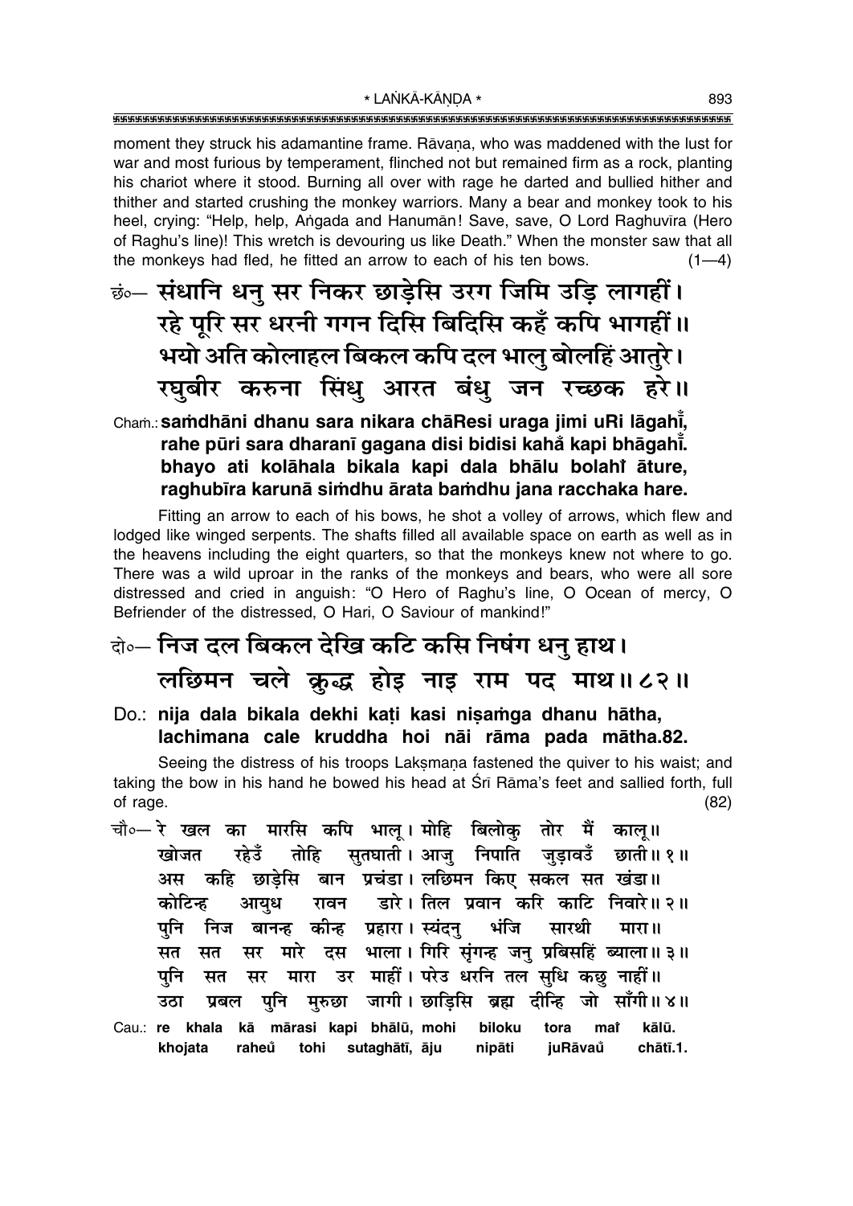moment they struck his adamantine frame. Rāvaṇa, who was maddened with the lust for war and most furious by temperament, flinched not but remained firm as a rock, planting his chariot where it stood. Burning all over with rage he darted and bullied hither and thither and started crushing the monkey warriors. Many a bear and monkey took to his heel, crying: "Help, help, Aṅgada and Hanumān! Save, save, O Lord Raghuvīra (Hero of Raghu's line)! This wretch is devouring us like Death." When the monster saw that all the monkeys had fled, he fitted an arrow to each of his ten bows. (1—4)

छं०— संधानि धनु सर निकर छाड़ेसि उरग जिमि उड़ि लागहीं।
रहे पूरि सर धरनी गगन दिसि बिदिसि कहँ कपि भागहीं॥
भयो अति कोलाहल बिकल कपि दल भालु बोलहिं आतुरे।
रघुबीर करुना सिंधु आरत बंधु जन रच्छक हरे॥

Cham.: **saṁdhāni dhanu sara nikara chāResi uraga jimi uRi lāgahī̃, rahe pūri sara dharanī gagana disi bidisi kahā̃ kapi bhāgahī̃. bhayo ati kolāhala bikala kapi dala bhālu bolahī̃ āture, raghubīra karunā siṁdhu ārata baṁdhu jana racchaka hare.**

Fitting an arrow to each of his bows, he shot a volley of arrows, which flew and lodged like winged serpents. The shafts filled all available space on earth as well as in the heavens including the eight quarters, so that the monkeys knew not where to go. There was a wild uproar in the ranks of the monkeys and bears, who were all sore distressed and cried in anguish: "O Hero of Raghu's line, O Ocean of mercy, O Befriender of the distressed, O Hari, O Saviour of mankind!"

दो०— निज दल बिकल देखि कटि कसि निषंग धनु हाथ।
लछिमन चले क्रुद्ध होइ नाइ राम पद माथ॥ ८२॥

Do.: **nija dala bikala dekhi kaṭi kasi niṣaṁga dhanu hātha, lachimana cale kruddha hoi nāi rāma pada mātha.82.**

Seeing the distress of his troops Lakṣmaṇa fastened the quiver to his waist; and taking the bow in his hand he bowed his head at Śrī Rāma's feet and sallied forth, full of rage. (82)

चौ०— रे खल का मारसि कपि भालू। मोहि बिलोकु तोर मैं कालू॥
खोजत रहेउँ तोहि सुतघाती। आजु निपाति जुड़ावउँ छाती॥ १॥
अस कहि छाड़ेसि बान प्रचंडा। लछिमन किए सकल सत खंडा॥
कोटिन्ह आयुध रावन डारे। तिल प्रवान करि काटि निवारे॥ २॥
पुनि निज बानन्ह कीन्ह प्रहारा। स्यंदनु भंजि सारथी मारा॥
सत सत सर मारे दस भाला। गिरि सृंगन्ह जनु प्रबिसहिं ब्याला॥ ३॥
पुनि सत सर मारा उर माहीं। परेउ धरनि तल सुधि कछु नाहीं॥
उठा प्रबल पुनि मुरुछा जागी। छाड़िसि ब्रह्म दीन्हि जो साँगी॥ ४॥

Cau.: **re khala kā mārasi kapi bhālū, mohi biloku tora maĩ kālū. khojata raheũ tohi sutaghātī, āju nipāti juRāvaũ chātī.1.**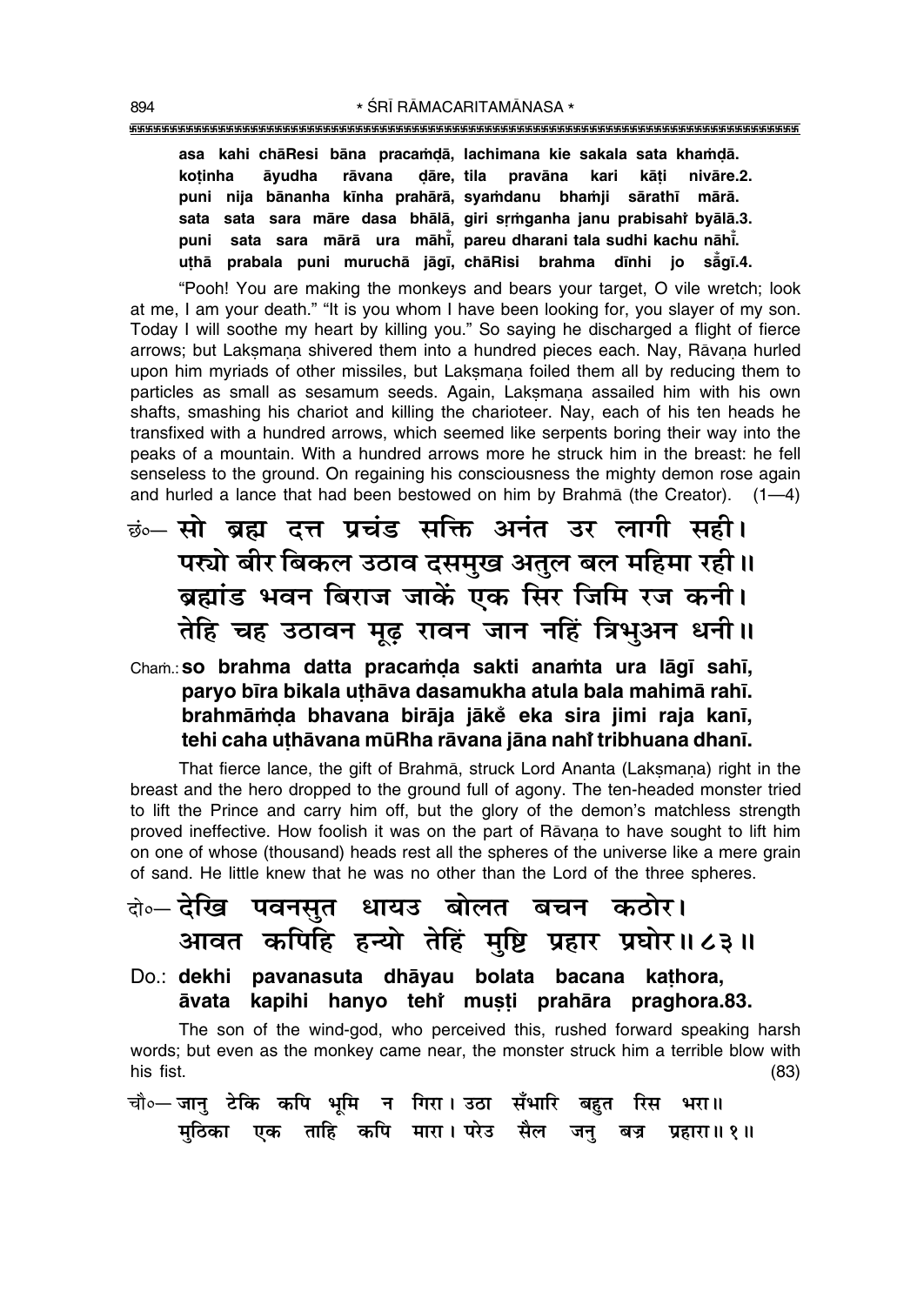**asa kahi chāResi bāna pracaṁḍā, lachimana kie sakala sata khaṁḍā.**
**koṭinha āyudha rāvana ḍāre, tila pravāna kari kāṭi nivāre.2.**
**puni nija bānanha kīnha prahārā, syaṁdanu bhaṁji sārathī mārā.**
**sata sata sara māre dasa bhālā, giri sṛṁganha janu prabisahiṁ byālā.3.**
**puni sata sara mārā ura māhīṁ, pareu dharani tala sudhi kachu nāhīṁ.**
**uṭhā prabala puni muruchā jāgī, chāRisi brahma dīnhi jo sāṁgī.4.**

"Pooh! You are making the monkeys and bears your target, O vile wretch; look at me, I am your death." "It is you whom I have been looking for, you slayer of my son. Today I will soothe my heart by killing you." So saying he discharged a flight of fierce arrows; but Lakṣmaṇa shivered them into a hundred pieces each. Nay, Rāvaṇa hurled upon him myriads of other missiles, but Lakṣmaṇa foiled them all by reducing them to particles as small as sesamum seeds. Again, Lakṣmaṇa assailed him with his own shafts, smashing his chariot and killing the charioteer. Nay, each of his ten heads he transfixed with a hundred arrows, which seemed like serpents boring their way into the peaks of a mountain. With a hundred arrows more he struck him in the breast: he fell senseless to the ground. On regaining his consciousness the mighty demon rose again and hurled a lance that had been bestowed on him by Brahmā (the Creator). (1—4)

छं०— सो ब्रह्म दत्त प्रचंड सक्ति अनंत उर लागी सही।
परयो बीर बिकल उठाव दसमुख अतुल बल महिमा रही॥
ब्रह्मांड भवन बिराज जाकें एक सिर जिमि रज कनी।
तेहि चह उठावन मूढ़ रावन जान नहिं त्रिभुअन धनी॥

**Chaṁ.: so brahma datta pracaṁḍa sakti anaṁta ura lāgī sahī,**
**paryo bīra bikala uṭhāva dasamukha atula bala mahimā rahī.**
**brahmāṁḍa bhavana birāja jākeṁ eka sira jimi raja kanī,**
**tehi caha uṭhāvana mūRha rāvana jāna nahiṁ tribhuana dhanī.**

That fierce lance, the gift of Brahmā, struck Lord Ananta (Lakṣmaṇa) right in the breast and the hero dropped to the ground full of agony. The ten-headed monster tried to lift the Prince and carry him off, but the glory of the demon's matchless strength proved ineffective. How foolish it was on the part of Rāvaṇa to have sought to lift him on one of whose (thousand) heads rest all the spheres of the universe like a mere grain of sand. He little knew that he was no other than the Lord of the three spheres.

दो०— देखि पवनसुत धायउ बोलत बचन कठोर।
आवत कपिहि हन्यो तेहिं मुष्टि प्रहार प्रघोर॥ ८३॥

**Do.: dekhi pavanasuta dhāyau bolata bacana kaṭhora,**
**āvata kapihi hanyo tehiṁ muṣṭi prahāra praghora.83.**

The son of the wind-god, who perceived this, rushed forward speaking harsh words; but even as the monkey came near, the monster struck him a terrible blow with his fist. (83)

चौ०— जानु टेकि कपि भूमि न गिरा। उठा सँभारि बहुत रिस भरा॥
मुठिका एक ताहि कपि मारा। परेउ सैल जनु बज्र प्रहारा॥ १॥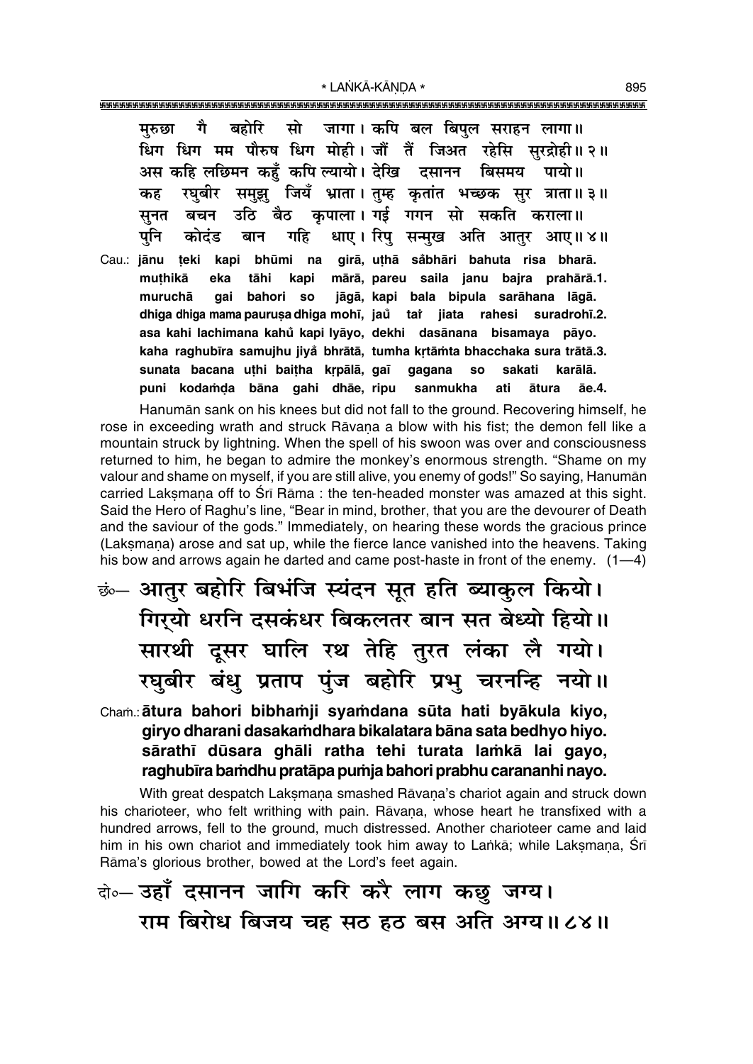मुरुछा गै बहोरि सो जागा। कपि बल बिपुल सराहन लागा॥
धिग धिग मम पौरुष धिग मोही। जौं तैं जिअत रहेसि सुरद्रोही॥ २॥
अस कहि लछिमन कहुँ कपि ल्यायो। देखि दसानन बिसमय पायो॥
कह रघुबीर समुझु जियँ भ्राता। तुम्ह कृतांत भच्छक सुर त्राता॥ ३॥
सुनत बचन उठि बैठ कृपाला। गई गगन सो सकति कराला॥
पुनि कोदंड बान गहि धाए। रिपु सन्मुख अति आतुर आए॥ ४॥

Cau.: jānu ṭeki kapi bhūmi na girā, uṭhā sam̐bhāri bahuta risa bharā.
muṭhikā eka tāhi kapi mārā, pareu saila janu bajra prahārā.1.
muruchā gai bahori so jāgā, kapi bala bipula sarāhana lāgā.
dhiga dhiga mama pauruṣa dhiga mohī, jau tai jiata rahesi suradrohī.2.
asa kahi lachimana kahum̐ kapi lyāyo, dekhi dasānana bisamaya pāyo.
kaha raghubīra samujhu jiyam̐ bhrātā, tumha kṛtāṁta bhacchaka sura trātā.3.
sunata bacana uṭhi baiṭha kṛpālā, gaī gagana so sakati karālā.
puni kodaṁḍa bāna gahi dhāe, ripu sanmukha ati ātura āe.4.

Hanumān sank on his knees but did not fall to the ground. Recovering himself, he rose in exceeding wrath and struck Rāvaṇa a blow with his fist; the demon fell like a mountain struck by lightning. When the spell of his swoon was over and consciousness returned to him, he began to admire the monkey's enormous strength. "Shame on my valour and shame on myself, if you are still alive, you enemy of gods!" So saying, Hanumān carried Lakṣmaṇa off to Śrī Rāma : the ten-headed monster was amazed at this sight. Said the Hero of Raghu's line, "Bear in mind, brother, that you are the devourer of Death and the saviour of the gods." Immediately, on hearing these words the gracious prince (Lakṣmaṇa) arose and sat up, while the fierce lance vanished into the heavens. Taking his bow and arrows again he darted and came post-haste in front of the enemy. (1—4)

छं०— आतुर बहोरि बिभंजि स्यंदन सूत हति ब्याकुल कियो।
गिर्‌यो धरनि दसकंधर बिकलतर बान सत बेध्यो हियो॥
सारथी दूसर घालि रथ तेहि तुरत लंका लै गयो।
रघुबीर बंधु प्रताप पुंज बहोरि प्रभु चरनन्हि नयो॥

Chaṁ.: ātura bahori bibhaṁji syaṁdana sūta hati byākula kiyo,
giryo dharani dasakaṁdhara bikalatara bāna sata bedhyo hiyo.
sārathī dūsara ghāli ratha tehi turata laṁkā lai gayo,
raghubīra baṁdhu pratāpa puṁja bahori prabhu carananhi nayo.

With great despatch Lakṣmaṇa smashed Rāvaṇa's chariot again and struck down his charioteer, who felt writhing with pain. Rāvaṇa, whose heart he transfixed with a hundred arrows, fell to the ground, much distressed. Another charioteer came and laid him in his own chariot and immediately took him away to Laṅkā; while Lakṣmaṇa, Śrī Rāma's glorious brother, bowed at the Lord's feet again.

दो०— उहाँ दसानन जागि करि करै लाग कछु जग्य।
राम बिरोध बिजय चह सठ हठ बस अति अग्य॥ ८४॥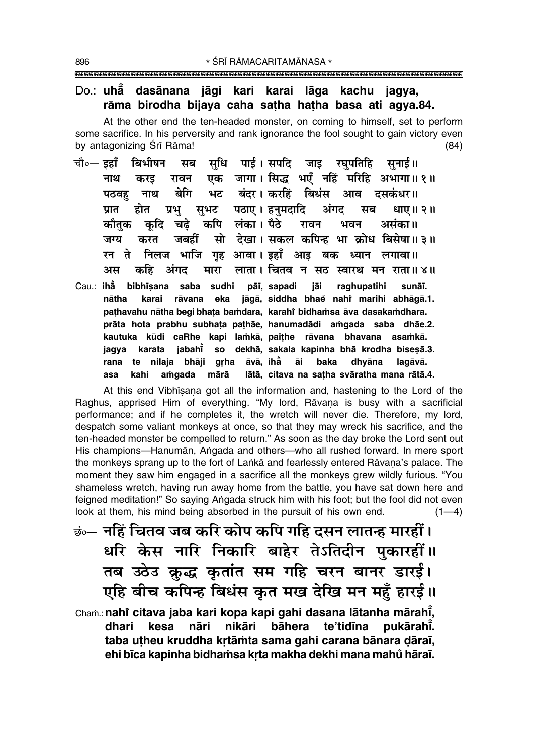Do.: **uhā̃ dasānana jāgi kari karai lāga kachu jagya,**
**rāma birodha bijaya caha saṭha haṭha basa ati agya.84.**

At the other end the ten-headed monster, on coming to himself, set to perform some sacrifice. In his perversity and rank ignorance the fool sought to gain victory even by antagonizing Śrī Rāma! (84)

चौ०— इहाँ बिभीषन सब सुधि पाई। सपदि जाइ रघुपतिहि सुनाई॥
नाथ करइ रावन एक जागा। सिद्ध भएँ नहिं मरिहि अभागा॥ १॥
पठवहु नाथ बेगि भट बंदर। करहिं बिधंस आव दसकंधर॥
प्रात होत प्रभु सुभट पठाए। हनुमदादि अंगद सब धाए॥ २॥
कौतुक कूदि चढ़े कपि लंका। पैठे रावन भवन असंका॥
जग्य करत जबहीं सो देखा। सकल कपिन्ह भा क्रोध बिसेषा॥ ३॥
रन ते निलज भाजि गृह आवा। इहाँ आइ बक ध्यान लगावा॥
अस कहि अंगद मारा लाता। चितव न सठ स्वारथ मन राता॥ ४॥

Cau.: **ihā̃ bibhīṣana saba sudhi pāī, sapadi jāi raghupatihi sunāī.**
**nātha karai rāvana eka jāgā, siddha bhaẽ nahĩ marihi abhāgā.1.**
**paṭhavahu nātha begi bhaṭa baṁdara, karahĩ bidhaṁsa āva dasakaṁdhara.**
**prāta hota prabhu subhaṭa paṭhāe, hanumadādi aṁgada saba dhāe.2.**
**kautuka kūdi caRhe kapi laṁkā, paiṭhe rāvana bhavana asaṁkā.**
**jagya karata jabahī̃ so dekhā, sakala kapinha bhā krodha biseṣā.3.**
**rana te nilaja bhāji gṛha āvā, ihā̃ āi baka dhyāna lagāvā.**
**asa kahi aṁgada mārā lātā, citava na saṭha svāratha mana rātā.4.**

At this end Vibhīṣaṇa got all the information and, hastening to the Lord of the Raghus, apprised Him of everything. "My lord, Rāvaṇa is busy with a sacrificial performance; and if he completes it, the wretch will never die. Therefore, my lord, despatch some valiant monkeys at once, so that they may wreck his sacrifice, and the ten-headed monster be compelled to return." As soon as the day broke the Lord sent out His champions—Hanumān, Aṅgada and others—who all rushed forward. In mere sport the monkeys sprang up to the fort of Laṅkā and fearlessly entered Rāvaṇa's palace. The moment they saw him engaged in a sacrifice all the monkeys grew wildly furious. "You shameless wretch, having run away home from the battle, you have sat down here and feigned meditation!" So saying Aṅgada struck him with his foot; but the fool did not even look at them, his mind being absorbed in the pursuit of his own end. (1—4)

छं०— **नहिं चितव जब करि कोप कपि गहि दसन लातन्ह मारहीं।**
**धरि केस नारि निकारि बाहेर तेऽतिदीन पुकारहीं॥**
**तब उठेउ क्रुद्ध कृतांत सम गहि चरन बानर डारई।**
**एहि बीच कपिन्ह बिधंस कृत मख देखि मन महुँ हारई॥**

Chaṁ.: **nahĩ citava jaba kari kopa kapi gahi dasana lātanha mārahī̃,**
**dhari kesa nāri nikāri bāhera te'tidīna pukārahī̃.**
**taba uṭheu kruddha kṛtāṁta sama gahi carana bānara ḍāraī,**
**ehi bīca kapinha bidhaṁsa kṛta makha dekhi mana mahũ hāraī.**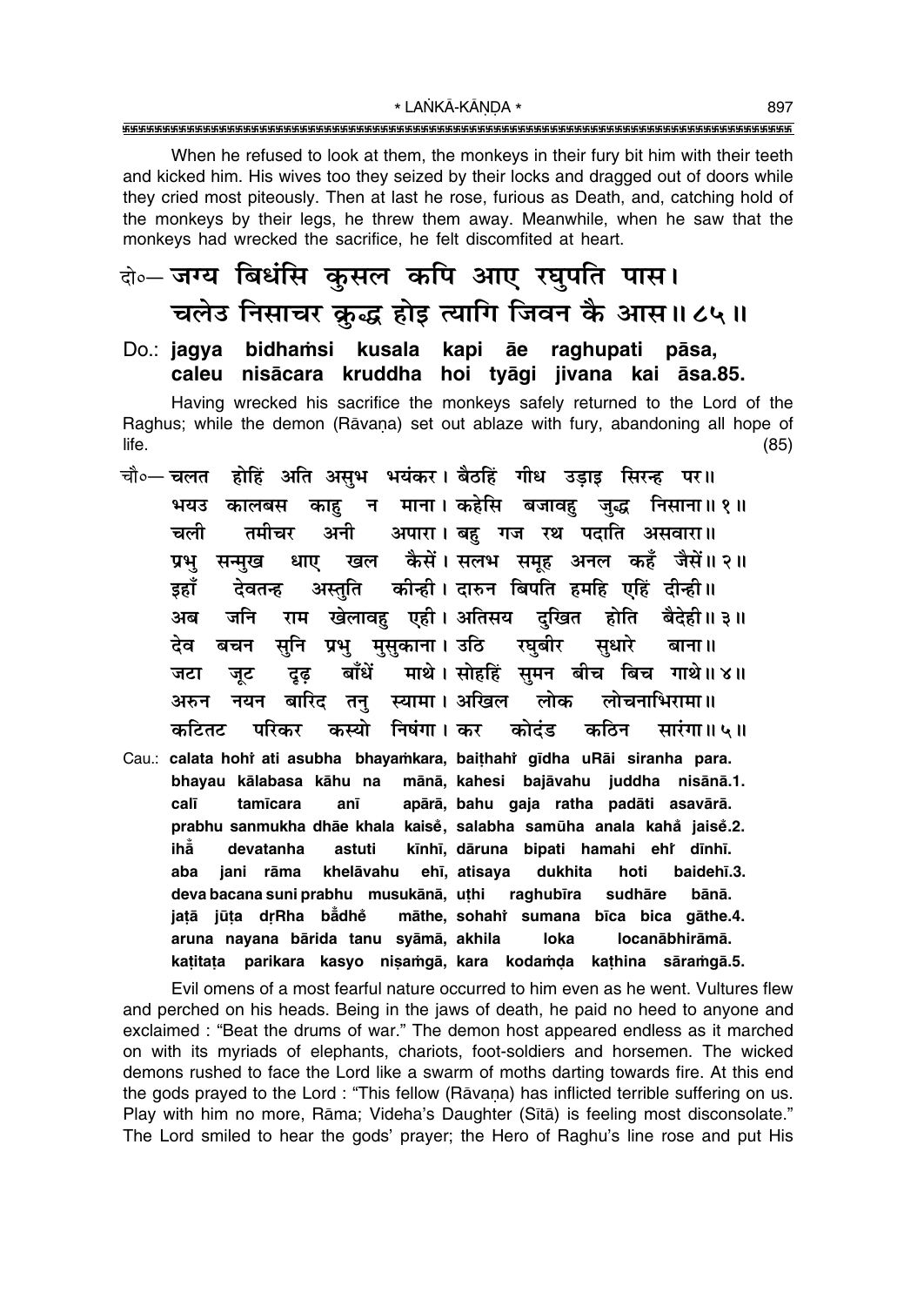When he refused to look at them, the monkeys in their fury bit him with their teeth and kicked him. His wives too they seized by their locks and dragged out of doors while they cried most piteously. Then at last he rose, furious as Death, and, catching hold of the monkeys by their legs, he threw them away. Meanwhile, when he saw that the monkeys had wrecked the sacrifice, he felt discomfited at heart.

दो०— जग्य बिधंसि कुसल कपि आए रघुपति पास।
चलेउ निसाचर क्रुद्ध होइ त्यागि जिवन कै आस॥ ८५॥

Do.: **jagya bidhaṁsi kusala kapi āe raghupati pāsa,**
**caleu nisācara kruddha hoi tyāgi jivana kai āsa.85.**

Having wrecked his sacrifice the monkeys safely returned to the Lord of the Raghus; while the demon (Rāvaṇa) set out ablaze with fury, abandoning all hope of life. (85)

चौ०— चलत होहिं अति असुभ भयंकर। बैठहिं गीध उड़ाइ सिरन्ह पर॥
भयउ कालबस काहु न माना। कहेसि बजावहु जुद्ध निसाना॥ १॥
चली तमीचर अनी अपारा। बहु गज रथ पदाति असवारा॥
प्रभु सन्मुख धाए खल कैसें। सलभ समूह अनल कहँ जैसें॥ २॥
इहाँ देवतन्ह अस्तुति कीन्ही। दारुन बिपति हमहि एहिं दीन्ही॥
अब जनि राम खेलावहु एही। अतिसय दुखित होति बैदेही॥ ३॥
देव बचन सुनि प्रभु मुसुकाना। उठि रघुबीर सुधारे बाना॥
जटा जूट दृढ़ बाँधें माथे। सोहहिं सुमन बीच बिच गाथे॥ ४॥
अरुन नयन बारिद तनु स्यामा। अखिल लोक लोचनाभिरामा॥
कटितट परिकर कस्यो निषंगा। कर कोदंड कठिन सारंगा॥ ५॥

Cau.: **calata hohiṁ ati asubha bhayaṁkara, baiṭhahiṁ gīdha uRāi siranha para.**
**bhayau kālabasa kāhu na mānā, kahesi bajāvahu juddha nisānā.1.**
**calī tamīcara anī apārā, bahu gaja ratha padāti asavārā.**
**prabhu sanmukha dhāe khala kaiseṁ, salabha samūha anala kahaṁ jaiseṁ.2.**
**ihāँ devatanha astuti kīnhī, dāruna bipati hamahi ehiṁ dīnhī.**
**aba jani rāma khelāvahu ehī, atisaya dukhita hoti baidehī.3.**
**deva bacana suni prabhu musukānā, uṭhi raghubīra sudhāre bānā.**
**jaṭā jūṭa dṛRha bāँdheṁ māthe, sohahiṁ sumana bīca bica gāthe.4.**
**aruna nayana bārida tanu syāmā, akhila loka locanābhirāmā.**
**kaṭitaṭa parikara kasyo niṣaṁgā, kara kodaṁḍa kaṭhina sāraṁgā.5.**

Evil omens of a most fearful nature occurred to him even as he went. Vultures flew and perched on his heads. Being in the jaws of death, he paid no heed to anyone and exclaimed : "Beat the drums of war." The demon host appeared endless as it marched on with its myriads of elephants, chariots, foot-soldiers and horsemen. The wicked demons rushed to face the Lord like a swarm of moths darting towards fire. At this end the gods prayed to the Lord : "This fellow (Rāvaṇa) has inflicted terrible suffering on us. Play with him no more, Rāma; Videha's Daughter (Sītā) is feeling most disconsolate." The Lord smiled to hear the gods' prayer; the Hero of Raghu's line rose and put His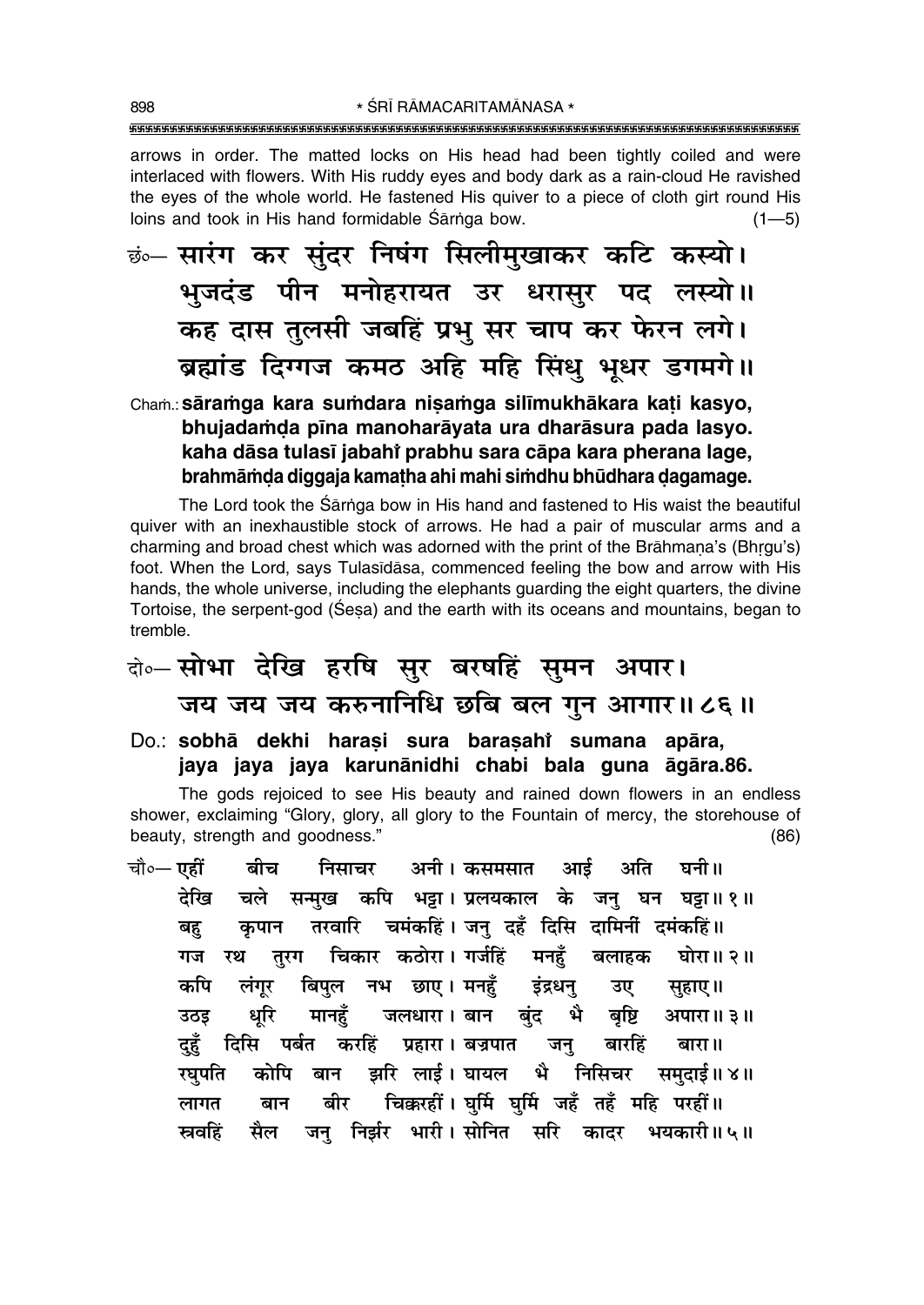arrows in order. The matted locks on His head had been tightly coiled and were interlaced with flowers. With His ruddy eyes and body dark as a rain-cloud He ravished the eyes of the whole world. He fastened His quiver to a piece of cloth girt round His loins and took in His hand formidable Śārṅga bow. (1—5)

छं०— सारंग कर सुंदर निषंग सिलीमुखाकर कटि कस्यो।
भुजदंड पीन मनोहरायत उर धरासुर पद लस्यो॥
कह दास तुलसी जबहिं प्रभु सर चाप कर फेरन लगे।
ब्रह्मांड दिग्गज कमठ अहि महि सिंधु भूधर डगमगे॥

Chaṁ.: **sāraṁga kara suṁdara niṣaṁga silīmukhākara kaṭi kasyo, bhujadaṁḍa pīna manoharāyata ura dharāsura pada lasyo. kaha dāsa tulasī jabahiṁ prabhu sara cāpa kara pherana lage, brahmāṁḍa diggaja kamaṭha ahi mahi siṁdhu bhūdhara ḍagamage.**

The Lord took the Śārṅga bow in His hand and fastened to His waist the beautiful quiver with an inexhaustible stock of arrows. He had a pair of muscular arms and a charming and broad chest which was adorned with the print of the Brāhmaṇa's (Bhṛgu's) foot. When the Lord, says Tulasīdāsa, commenced feeling the bow and arrow with His hands, the whole universe, including the elephants guarding the eight quarters, the divine Tortoise, the serpent-god (Śeṣa) and the earth with its oceans and mountains, began to tremble.

दो०— सोभा देखि हरषि सुर बरषहिं सुमन अपार।
जय जय जय करुनानिधि छबि बल गुन आगार॥ ८६॥

Do.: **sobhā dekhi haraṣi sura baraṣahiṁ sumana apāra, jaya jaya jaya karunānidhi chabi bala guna āgāra.86.**

The gods rejoiced to see His beauty and rained down flowers in an endless shower, exclaiming "Glory, glory, all glory to the Fountain of mercy, the storehouse of beauty, strength and goodness." (86)

चौ०— एहीं बीच निसाचर अनी। कसमसात आई अति घनी॥
देखि चले सन्मुख कपि भट्टा। प्रलयकाल के जनु घन घट्टा॥ १॥
बहु कृपान तरवारि चमंकहिं। जनु दहँ दिसि दामिनीं दमंकहिं॥
गज रथ तुरग चिकार कठोरा। गर्जहिं मनहुँ बलाहक घोरा॥ २॥
कपि लंगूर बिपुल नभ छाए। मनहुँ इंद्रधनु उए सुहाए॥
उठइ धूरि मानहुँ जलधारा। बान बुंद भै बृष्टि अपारा॥ ३॥
दुहुँ दिसि पर्बत करहिं प्रहारा। बज्रपात जनु बारहिं बारा॥
रघुपति कोपि बान झरि लाई। घायल भै निसिचर समुदाई॥ ४॥
लागत बान बीर चिक्करहीं। घुर्मि घुर्मि जहँ तहँ महि परहीं॥
स्रवहिं सैल जनु निर्झर भारी। सोनित सरि कादर भयकारी॥ ५॥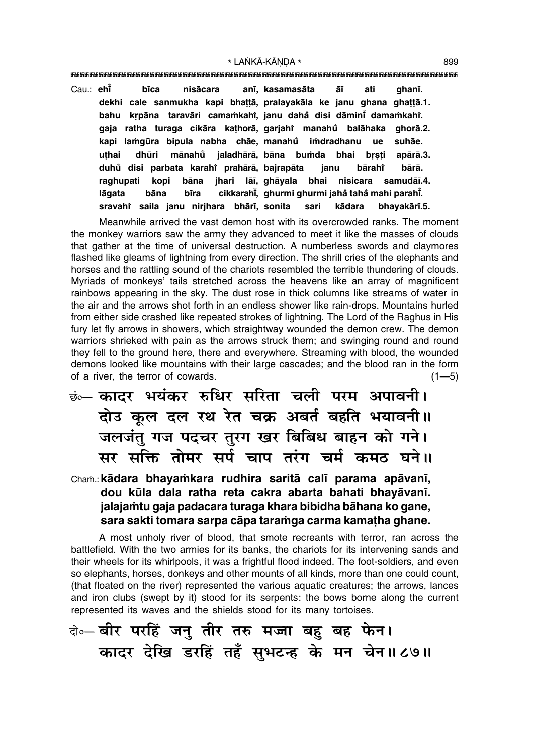Cau.: **ehi̐ bīca nisācara anī, kasamasāta āī ati ghanī.**
**dekhi cale sanmukha kapi bhaṭṭā, pralayakāla ke janu ghana ghaṭṭā.1.**
**bahu kṛpāna taravāri camaṁkahi̐, janu daha̐ disi dāminī̐ damaṁkahi̐.**
**gaja ratha turaga cikāra kaṭhorā, garjahi̐ manahu̐ balāhaka ghorā.2.**
**kapi laṁgūra bipula nabha chāe, manahu̐ iṁdradhanu ue suhāe.**
**uṭhai dhūri mānahu̐ jaladhārā, bāna buṁda bhai bṛṣṭi apārā.3.**
**duhu̐ disi parbata karahi̐ prahārā, bajrapāta janu bārahi̐ bārā.**
**raghupati kopi bāna jhari lāī, ghāyala bhai nisicara samudāī.4.**
**lāgata bāna bīra cikkarahī̐, ghurmi ghurmi jaha̐ taha̐ mahi parahī̐.**
**sravahi̐ saila janu nirjhara bhārī, sonita sari kādara bhayakārī.5.**

Meanwhile arrived the vast demon host with its overcrowded ranks. The moment the monkey warriors saw the army they advanced to meet it like the masses of clouds that gather at the time of universal destruction. A numberless swords and claymores flashed like gleams of lightning from every direction. The shrill cries of the elephants and horses and the rattling sound of the chariots resembled the terrible thundering of clouds. Myriads of monkeys' tails stretched across the heavens like an array of magnificent rainbows appearing in the sky. The dust rose in thick columns like streams of water in the air and the arrows shot forth in an endless shower like rain-drops. Mountains hurled from either side crashed like repeated strokes of lightning. The Lord of the Raghus in His fury let fly arrows in showers, which straightway wounded the demon crew. The demon warriors shrieked with pain as the arrows struck them; and swinging round and round they fell to the ground here, there and everywhere. Streaming with blood, the wounded demons looked like mountains with their large cascades; and the blood ran in the form of a river, the terror of cowards. (1—5)

छं०— **कादर भयंकर रुधिर सरिता चली परम अपावनी।**
**दोउ कूल दल रथ रेत चक्र अबर्त बहति भयावनी॥**
**जलजंतु गज पदचर तुरग खर बिबिध बाहन को गने।**
**सर सक्ति तोमर सर्प चाप तरंग चर्म कमठ घने॥**

Chaṁ.: **kādara bhayaṁkara rudhira saritā calī parama apāvanī,**
**dou kūla dala ratha reta cakra abarta bahati bhayāvanī.**
**jalajaṁtu gaja padacara turaga khara bibidha bāhana ko gane,**
**sara sakti tomara sarpa cāpa taraṁga carma kamaṭha ghane.**

A most unholy river of blood, that smote recreants with terror, ran across the battlefield. With the two armies for its banks, the chariots for its intervening sands and their wheels for its whirlpools, it was a frightful flood indeed. The foot-soldiers, and even so elephants, horses, donkeys and other mounts of all kinds, more than one could count, (that floated on the river) represented the various aquatic creatures; the arrows, lances and iron clubs (swept by it) stood for its serpents: the bows borne along the current represented its waves and the shields stood for its many tortoises.

दो०— **बीर परहिं जनु तीर तरु मज्जा बहु बह फेन।**
**कादर देखि डरहिं तहँ सुभटन्ह के मन चेन॥८७॥**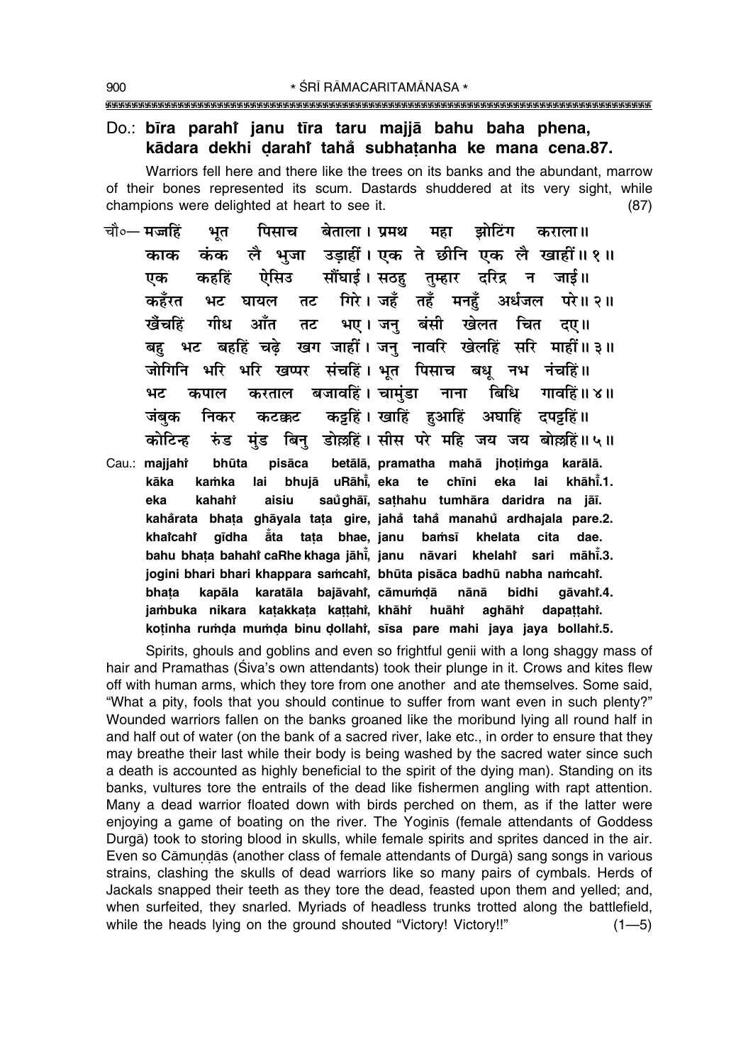**Do.: bīra parahi̐ janu tīra taru majjā bahu baha phena,**
**kādara dekhi ḍarahi̐ taha̐ subhaṭanha ke mana cena.87.**

Warriors fell here and there like the trees on its banks and the abundant, marrow of their bones represented its scum. Dastards shuddered at its very sight, while champions were delighted at heart to see it. (87)

चौ०— मज्जहिं भूत पिसाच बेताला। प्रमथ महा झोटिंग कराला॥
काक कंक लै भुजा उड़ाहीं। एक ते छीनि एक लै खाहीं॥ १॥
एक कहहिं ऐसिउ सौंघाई। सठहु तुम्हार दरिद्र न जाई॥
कहँरत भट घायल तट गिरे। जहँ तहँ मनहुँ अर्धजल परे॥ २॥
खैंचहिं गीध आँत तट भए। जनु बंसी खेलत चित दए॥
बहु भट बहहिं चढ़े खग जाहीं। जनु नावरि खेलहिं सरि माहीं॥ ३॥
जोगिनि भरि भरि खप्पर संचहिं। भूत पिसाच बधू नभ नंचहिं॥
भट कपाल करताल बजावहिं। चामुंडा नाना बिधि गावहिं॥ ४॥
जंबुक निकर कटक्कट कट्टहिं। खाहिं हुआहिं अघाहिं दपट्टहिं॥
कोटिन्ह रुंड मुंड बिनु डोल्लहिं। सीस परे महि जय जय बोल्लहिं॥ ५॥

Cau.: **majjahi̐ bhūta pisāca betālā, pramatha mahā jhoṭiṁga karālā.**
**kāka kaṁka lai bhujā uRāhī̐, eka te chīni eka lai khāhī̐.1.**
**eka kahahi̐ aisiu sau̐ghāī, saṭhahu tumhāra daridra na jāī.**
**kaha̐rata bhaṭa ghāyala taṭa gire, jaha̐ taha̐ manahu̐ ardhajala pare.2.**
**khai̐cahi̐ gīdha ā̐ta taṭa bhae, janu baṁsī khelata cita dae.**
**bahu bhaṭa bahahi̐ caRhe khaga jāhī̐, janu nāvari khelahi̐ sari māhī̐.3.**
**jogini bhari bhari khappara saṁcahi̐, bhūta pisāca badhū nabha naṁcahi̐.**
**bhaṭa kapāla karatāla bajāvahi̐, cāmuṁḍā nānā bidhi gāvahi̐.4.**
**jaṁbuka nikara kaṭakkaṭa kaṭṭahi̐, khāhi̐ huāhi̐ aghāhi̐ dapaṭṭahi̐.**
**koṭinha ruṁḍa muṁḍa binu ḍollahi̐, sīsa pare mahi jaya jaya bollahi̐.5.**

Spirits, ghouls and goblins and even so frightful genii with a long shaggy mass of hair and Pramathas (Śiva's own attendants) took their plunge in it. Crows and kites flew off with human arms, which they tore from one another and ate themselves. Some said, "What a pity, fools that you should continue to suffer from want even in such plenty?" Wounded warriors fallen on the banks groaned like the moribund lying all round half in and half out of water (on the bank of a sacred river, lake etc., in order to ensure that they may breathe their last while their body is being washed by the sacred water since such a death is accounted as highly beneficial to the spirit of the dying man). Standing on its banks, vultures tore the entrails of the dead like fishermen angling with rapt attention. Many a dead warrior floated down with birds perched on them, as if the latter were enjoying a game of boating on the river. The Yoginīs (female attendants of Goddess Durgā) took to storing blood in skulls, while female spirits and sprites danced in the air. Even so Cāmuṇḍās (another class of female attendants of Durgā) sang songs in various strains, clashing the skulls of dead warriors like so many pairs of cymbals. Herds of Jackals snapped their teeth as they tore the dead, feasted upon them and yelled; and, when surfeited, they snarled. Myriads of headless trunks trotted along the battlefield, while the heads lying on the ground shouted "Victory! Victory!!" (1—5)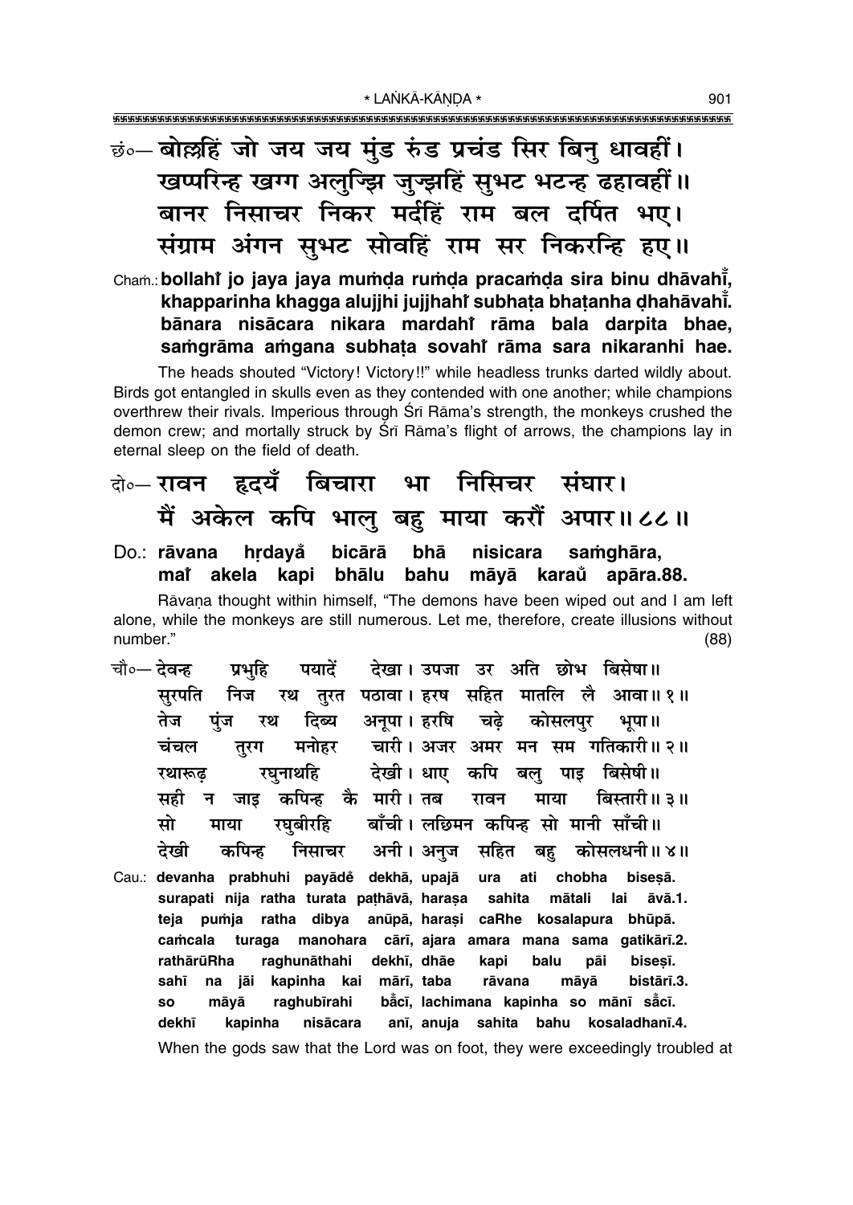छं०— बोल्लहिं जो जय जय मुंड रुंड प्रचंड सिर बिनु धावहीं।
खप्परिन्ह खग्ग अलुज्झि जुज्झहिं सुभट भटन्ह ढहावहीं॥
बानर निसाचर निकर मर्दहिं राम बल दर्पित भए।
संग्राम अंगन सुभट सोवहिं राम सर निकरन्हि हए॥

Cham.: **bollahi̐ jo jaya jaya mum̐ḍa rum̐ḍa pracam̐ḍa sira binu dhāvahī̐, khapparinha khagga alujjhi jujjhahi̐ subhaṭa bhaṭanha ḍhahāvahī̐. bānara nisācara nikara mardahi̐ rāma bala darpita bhae, sam̐grāma am̐gana subhaṭa sovahi̐ rāma sara nikaranhi hae.**

The heads shouted "Victory! Victory!!" while headless trunks darted wildly about. Birds got entangled in skulls even as they contended with one another; while champions overthrew their rivals. Imperious through Śrī Rāma's strength, the monkeys crushed the demon crew; and mortally struck by Śrī Rāma's flight of arrows, the champions lay in eternal sleep on the field of death.

दो०— रावन हृदयँ बिचारा भा निसिचर संघार।
मैं अकेल कपि भालु बहु माया करौं अपार॥ ८८॥

Do.: **rāvana hṛdayå̐ bicārā bhā nisicara sam̐ghāra, mai̐ akela kapi bhālu bahu māyā karau̐ apāra.88.**

Rāvaṇa thought within himself, "The demons have been wiped out and I am left alone, while the monkeys are still numerous. Let me, therefore, create illusions without number." (88)

चौ०— देवन्ह प्रभुहि पयादें देखा। उपजा उर अति छोभ बिसेषा॥
सुरपति निज रथ तुरत पठावा। हरष सहित मातलि लै आवा॥ १॥
तेज पुंज रथ दिब्य अनूपा। हरषि चढ़े कोसलपुर भूपा॥
चंचल तुरग मनोहर चारी। अजर अमर मन सम गतिकारी॥ २॥
रथारूढ़ रघुनाथहि देखी। धाए कपि बलु पाइ बिसेषी॥
सही न जाइ कपिन्ह कै मारी। तब रावन माया बिस्तारी॥ ३॥
सो माया रघुबीरहि बाँची। लछिमन कपिन्ह सो मानी साँची॥
देखी कपिन्ह निसाचर अनी। अनुज सहित बहु कोसलधनी॥ ४॥

Cau.: **devanha prabhuhi payādė̐ dekhā, upajā ura ati chobha biseṣā. surapati nija ratha turata paṭhāvā, haraṣa sahita mātali lai āvā.1. teja pum̐ja ratha dibya anūpā, haraṣi caRhe kosalapura bhūpā. cam̐cala turaga manohara cārī, ajara amara mana sama gatikārī.2. rathārūRha raghunāthahi dekhī, dhāe kapi balu pāi biseṣī. sahī na jāi kapinha kai mārī, taba rāvana māyā bistārī.3. so māyā raghubīrahi bå̐cī, lachimana kapinha so mānī så̐cī. dekhī kapinha nisācara anī, anuja sahita bahu kosaladhanī.4.**

When the gods saw that the Lord was on foot, they were exceedingly troubled at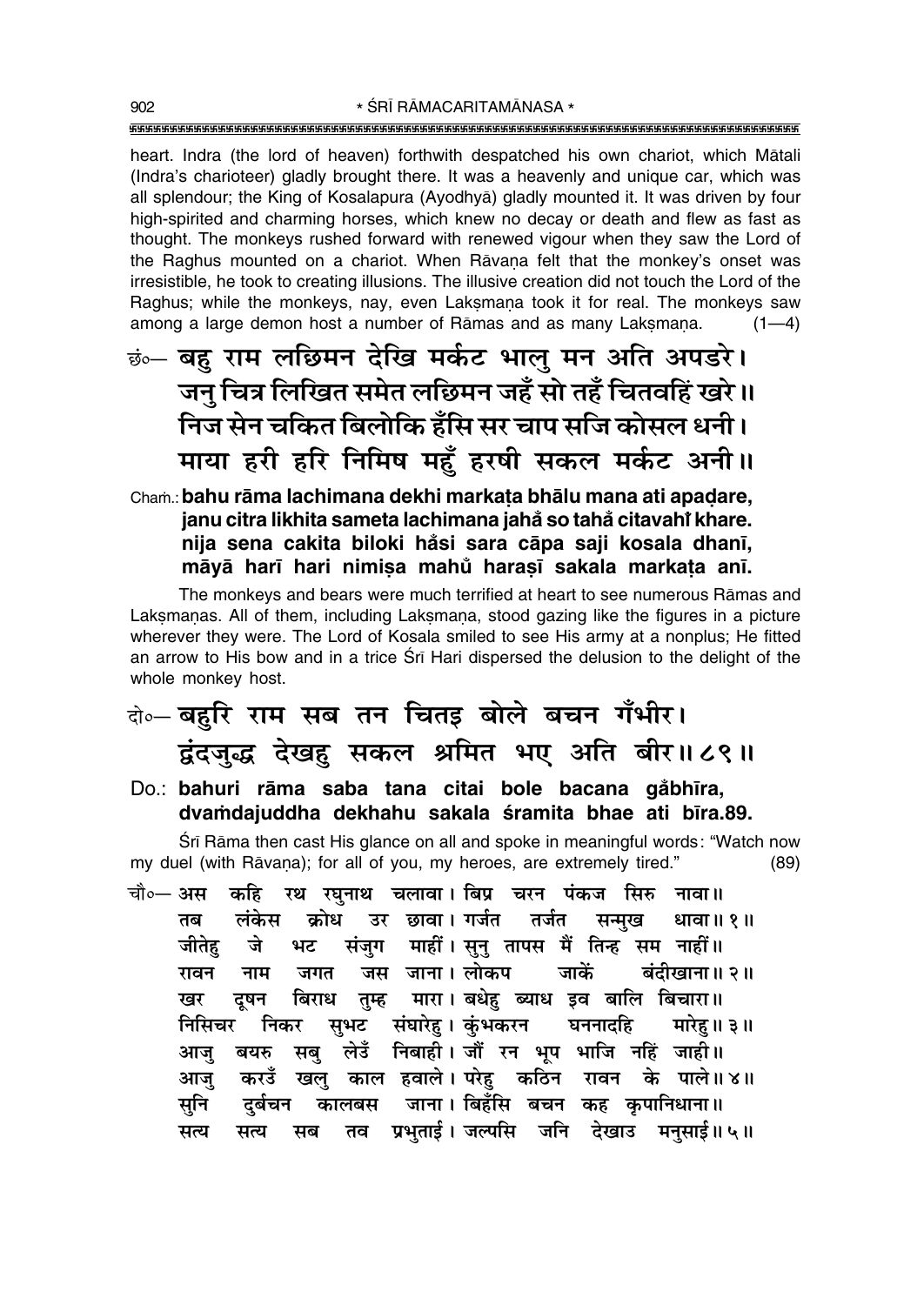heart. Indra (the lord of heaven) forthwith despatched his own chariot, which Mātali (Indra's charioteer) gladly brought there. It was a heavenly and unique car, which was all splendour; the King of Kosalapura (Ayodhyā) gladly mounted it. It was driven by four high-spirited and charming horses, which knew no decay or death and flew as fast as thought. The monkeys rushed forward with renewed vigour when they saw the Lord of the Raghus mounted on a chariot. When Rāvaṇa felt that the monkey's onset was irresistible, he took to creating illusions. The illusive creation did not touch the Lord of the Raghus; while the monkeys, nay, even Lakṣmaṇa took it for real. The monkeys saw among a large demon host a number of Rāmas and as many Lakṣmaṇa. (1—4)

छं०— बहु राम लछिमन देखि मर्कट भालु मन अति अपडरे।
जनु चित्र लिखित समेत लछिमन जहँ सो तहँ चितवहिं खरे॥
निज सेन चकित बिलोकि हँसि सर चाप सजि कोसल धनी।
माया हरी हरि निमिष महुँ हरषी सकल मर्कट अनी॥

Chaṁ.: **bahu rāma lachimana dekhi markaṭa bhālu mana ati apaḍare,**
**janu citra likhita sameta lachimana jahaँ so tahaँ citavahiँ khare.**
**nija sena cakita biloki haँsi sara cāpa saji kosala dhanī,**
**māyā harī hari nimiṣa mahuँ haraṣī sakala markaṭa anī.**

The monkeys and bears were much terrified at heart to see numerous Rāmas and Lakṣmaṇas. All of them, including Lakṣmaṇa, stood gazing like the figures in a picture wherever they were. The Lord of Kosala smiled to see His army at a nonplus; He fitted an arrow to His bow and in a trice Śrī Hari dispersed the delusion to the delight of the whole monkey host.

दो०— बहुरि राम सब तन चितइ बोले बचन गँभीर।
द्वंदजुद्ध देखहु सकल श्रमित भए अति बीर॥८९॥

Do.: **bahuri rāma saba tana citai bole bacana gaँbhīra,**
**dvaṁdajuddha dekhahu sakala śramita bhae ati bīra.89.**

Śrī Rāma then cast His glance on all and spoke in meaningful words: "Watch now my duel (with Rāvaṇa); for all of you, my heroes, are extremely tired." (89)

चौ०— अस कहि रथ रघुनाथ चलावा। बिप्र चरन पंकज सिरु नावा॥
तब लंकेस क्रोध उर छावा। गर्जत तर्जत सन्मुख धावा॥१॥
जीतेहु जे भट संजुग माहीं। सुनु तापस मैं तिन्ह सम नाहीं॥
रावन नाम जगत जस जाना। लोकप जाकें बंदीखाना॥२॥
खर दूषन बिराध तुम्ह मारा। बधेहु ब्याध इव बालि बिचारा॥
निसिचर निकर सुभट संघारेहु। कुंभकरन घननादहि मारेहु॥३॥
आजु बयरु सबु लेउँ निबाही। जौं रन भूप भाजि नहिं जाही॥
आजु करउँ खलु काल हवाले। परेहु कठिन रावन के पाले॥४॥
सुनि दुर्बचन कालबस जाना। बिहँसि बचन कह कृपानिधाना॥
सत्य सत्य सब तव प्रभुताई। जल्पसि जनि देखाउ मनुसाई॥५॥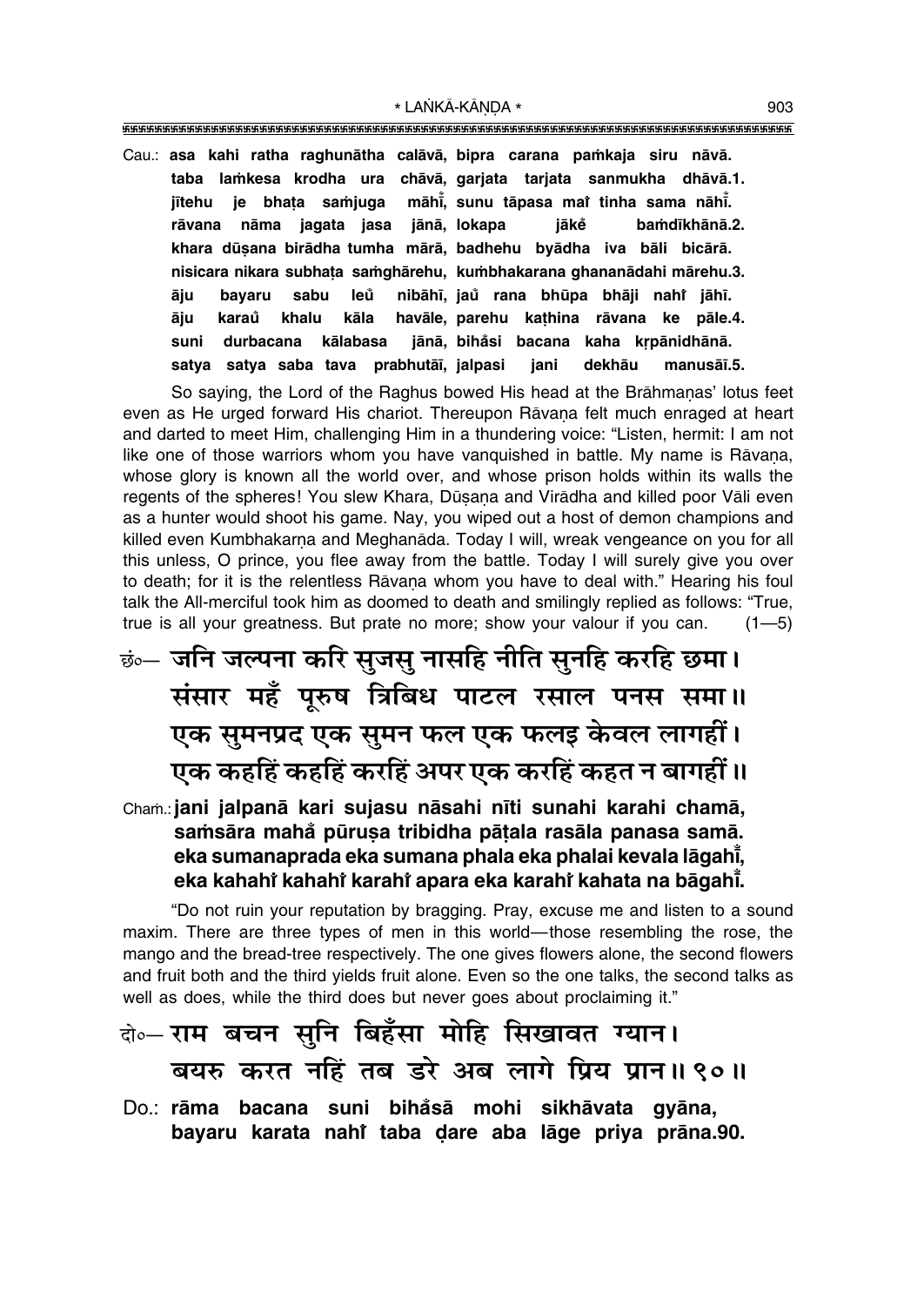Cau.: **asa kahi ratha raghunātha calāvā, bipra carana paṁkaja siru nāvā.**
**taba laṁkesa krodha ura chāvā, garjata tarjata sanmukha dhāvā.1.**
**jītehu je bhaṭa saṁjuga māhī̃, sunu tāpasa maĩ tinha sama nāhī̃.**
**rāvana nāma jagata jasa jānā, lokapa jāke̐ baṁdīkhānā.2.**
**khara dūṣana birādha tumha mārā, badhehu byādha iva bāli bicārā.**
**nisicara nikara subhaṭa saṁghārehu, kuṁbhakarana ghananādahi mārehu.3.**
**āju bayaru sabu leu̐ nibāhī, jau̐ rana bhūpa bhāji nahĩ jāhī.**
**āju karau̐ khalu kāla havāle, parehu kaṭhina rāvana ke pāle.4.**
**suni durbacana kālabasa jānā, bihå̐si bacana kaha kṛpānidhānā.**
**satya satya saba tava prabhutāī, jalpasi jani dekhāu manusāī.5.**

So saying, the Lord of the Raghus bowed His head at the Brāhmaṇas' lotus feet even as He urged forward His chariot. Thereupon Rāvaṇa felt much enraged at heart and darted to meet Him, challenging Him in a thundering voice: "Listen, hermit: I am not like one of those warriors whom you have vanquished in battle. My name is Rāvaṇa, whose glory is known all the world over, and whose prison holds within its walls the regents of the spheres! You slew Khara, Dūṣaṇa and Virādha and killed poor Vāli even as a hunter would shoot his game. Nay, you wiped out a host of demon champions and killed even Kumbhakarṇa and Meghanāda. Today I will, wreak vengeance on you for all this unless, O prince, you flee away from the battle. Today I will surely give you over to death; for it is the relentless Rāvaṇa whom you have to deal with." Hearing his foul talk the All-merciful took him as doomed to death and smilingly replied as follows: "True, true is all your greatness. But prate no more; show your valour if you can. (1—5)

छं०— जनि जल्पना करि सुजसु नासहि नीति सुनहि करहि छमा।
संसार महँ पूरुष त्रिबिध पाटल रसाल पनस समा॥
एक सुमनप्रद एक सुमन फल एक फलइ केवल लागहीं।
एक कहहिं कहहिं करहिं अपर एक करहिं कहत न बागहीं॥

Chaṁ.: **jani jalpanā kari sujasu nāsahi nīti sunahi karahi chamā,**
**saṁsāra mahå̐ pūruṣa tribidha pāṭala rasāla panasa samā.**
**eka sumanaprada eka sumana phala eka phalai kevala lāgahī̃,**
**eka kahahĩ kahahĩ karahĩ apara eka karahĩ kahata na bāgahī̃.**

"Do not ruin your reputation by bragging. Pray, excuse me and listen to a sound maxim. There are three types of men in this world—those resembling the rose, the mango and the bread-tree respectively. The one gives flowers alone, the second flowers and fruit both and the third yields fruit alone. Even so the one talks, the second talks as well as does, while the third does but never goes about proclaiming it."

दो०— राम बचन सुनि बिहँसा मोहि सिखावत ग्यान।
बयरु करत नहिं तब डरे अब लागे प्रिय प्रान॥ ९०॥

Do.: **rāma bacana suni bihå̐sā mohi sikhāvata gyāna,**
**bayaru karata nahĩ taba ḍare aba lāge priya prāna.90.**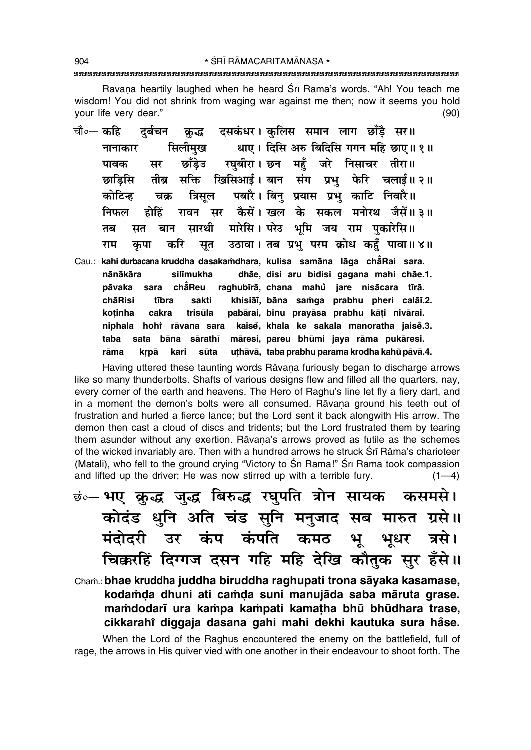Rāvaṇa heartily laughed when he heard Śrī Rāma's words. "Ah! You teach me wisdom! You did not shrink from waging war against me then; now it seems you hold your life very dear." (90)

चौ०— कहि दुर्बचन क्रुद्ध दसकंधर। कुलिस समान लाग छाँड़ै सर॥
नानाकार सिलीमुख धाए। दिसि अरु बिदिसि गगन महि छाए॥ १॥
पावक सर छाँड़ेउ रघुबीरा। छन महुँ जरे निसाचर तीरा॥
छाड़िसि तीब्र सक्ति खिसिआई। बान संग प्रभु फेरि चलाई॥ २॥
कोटिन्ह चक्र त्रिसूल पबारै। बिनु प्रयास प्रभु काटि निवारै॥
निफल होहिं रावन सर कैसें। खल के सकल मनोरथ जैसें॥ ३॥
तब सत बान सारथी मारेसि। परेउ भूमि जय राम पुकारेसि॥
राम कृपा करि सूत उठावा। तब प्रभु परम क्रोध कहुँ पावा॥ ४॥

Cau.: kahi durbacana kruddha dasakaṁdhara, kulisa samāna lāga chā̐Rai sara.
nānākāra silīmukha dhāe, disi aru bidisi gagana mahi chāe.1.
pāvaka sara chā̐Reu raghubīrā, chana mahũ jare nisācara tīrā.
chāRisi tībra sakti khisiāī, bāna saṁga prabhu pheri calāī.2.
koṭinha cakra trisūla pabārai, binu prayāsa prabhu kāṭi nivārai.
niphala hohĩ rāvana sara kaisẽ, khala ke sakala manoratha jaisẽ.3.
taba sata bāna sārathī māresi, pareu bhūmi jaya rāma pukāresi.
rāma kṛpā kari sūta uṭhāvā, taba prabhu parama krodha kahũ pāvā.4.

Having uttered these taunting words Rāvaṇa furiously began to discharge arrows like so many thunderbolts. Shafts of various designs flew and filled all the quarters, nay, every corner of the earth and heavens. The Hero of Raghu's line let fly a fiery dart, and in a moment the demon's bolts were all consumed. Rāvaṇa ground his teeth out of frustration and hurled a fierce lance; but the Lord sent it back alongwith His arrow. The demon then cast a cloud of discs and tridents; but the Lord frustrated them by tearing them asunder without any exertion. Rāvaṇa's arrows proved as futile as the schemes of the wicked invariably are. Then with a hundred arrows he struck Śrī Rāma's charioteer (Mātali), who fell to the ground crying "Victory to Śrī Rāma!" Śrī Rāma took compassion and lifted up the driver; He was now stirred up with a terrible fury. (1—4)

छं०— भए क्रुद्ध जुद्ध बिरुद्ध रघुपति त्रोन सायक कसमसे।
कोदंड धुनि अति चंड सुनि मनुजाद सब मारुत ग्रसे॥
मंदोदरी उर कंप कंपति कमठ भू भूधर त्रसे।
चिक्करहिं दिग्गज दसन गहि महि देखि कौतुक सुर हँसे॥

Chaṁ.: **bhae kruddha juddha biruddha raghupati trona sāyaka kasamase,**
**kodaṁḍa dhuni ati caṁḍa suni manujāda saba māruta grase.**
**maṁdodarī ura kaṁpa kaṁpati kamaṭha bhū bhūdhara trase,**
**cikkarahĩ diggaja dasana gahi mahi dekhi kautuka sura ha̐se.**

When the Lord of the Raghus encountered the enemy on the battlefield, full of rage, the arrows in His quiver vied with one another in their endeavour to shoot forth. The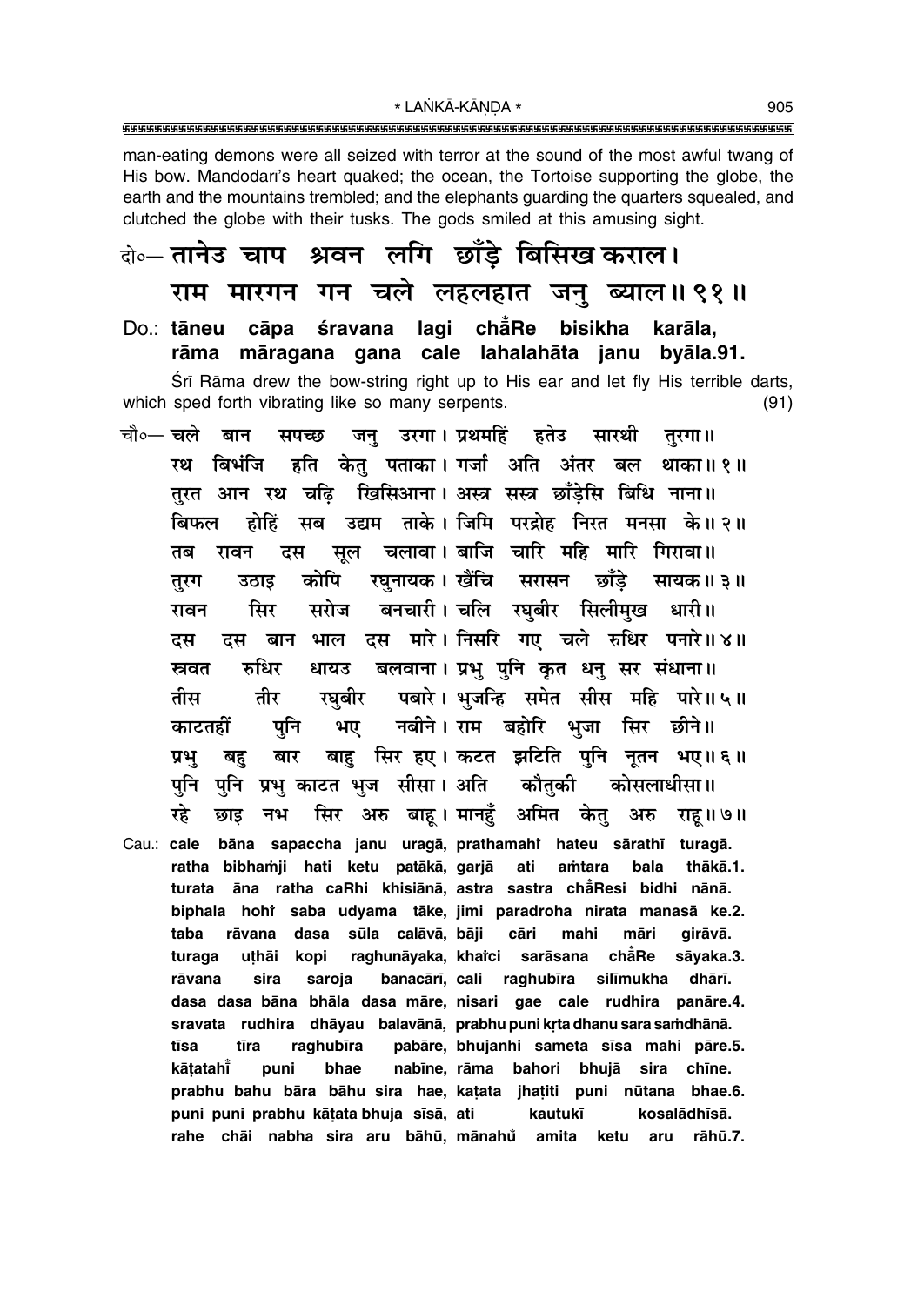man-eating demons were all seized with terror at the sound of the most awful twang of His bow. Mandodarī's heart quaked; the ocean, the Tortoise supporting the globe, the earth and the mountains trembled; and the elephants guarding the quarters squealed, and clutched the globe with their tusks. The gods smiled at this amusing sight.

**दो०— तानेउ चाप श्रवन लगि छाँड़े बिसिख कराल।**
**राम मारगन गन चले लहलहात जनु ब्याल॥ ९१॥**

**Do.: tāneu cāpa śravana lagi chām̐Re bisikha karāla,**
**rāma māragana gana cale lahalahāta janu byāla.91.**

Śrī Rāma drew the bow-string right up to His ear and let fly His terrible darts, which sped forth vibrating like so many serpents. (91)

**चौ०— चले बान सपच्छ जनु उरगा। प्रथमहिं हतेउ सारथी तुरगा॥**
**रथ बिभंजि हति केतु पताका। गर्जा अति अंतर बल थाका॥ १॥**
**तुरत आन रथ चढ़ि खिसिआना। अस्त्र सस्त्र छाँड़ेसि बिधि नाना॥**
**बिफल होहिं सब उद्यम ताके। जिमि परद्रोह निरत मनसा के॥ २॥**
**तब रावन दस सूल चलावा। बाजि चारि महि मारि गिरावा॥**
**तुरग उठाइ कोपि रघुनायक। खैंचि सरासन छाँड़े सायक॥ ३॥**
**रावन सिर सरोज बनचारी। चलि रघुबीर सिलीमुख धारी॥**
**दस दस बान भाल दस मारे। निसरि गए चले रुधिर पनारे॥ ४॥**
**स्रवत रुधिर धायउ बलवाना। प्रभु पुनि कृत धनु सर संधाना॥**
**तीस तीर रघुबीर पबारे। भुजन्हि समेत सीस महि पारे॥ ५॥**
**काटतहीं पुनि भए नबीने। राम बहोरि भुजा सिर छीने॥**
**प्रभु बहु बार बाहु सिर हए। कटत झटिति पुनि नूतन भए॥ ६॥**
**पुनि पुनि प्रभु काटत भुज सीसा। अति कौतुकी कोसलाधीसा॥**
**रहे छाइ नभ सिर अरु बाहू। मानहुँ अमित केतु अरु राहू॥ ७॥**

**Cau.: cale bāna sapaccha janu uragā, prathamahiṁ hateu sārathī turagā.**
**ratha bibhaṁji hati ketu patākā, garjā ati aṁtara bala thākā.1.**
**turata āna ratha caRhi khisiānā, astra sastra chām̐Resi bidhi nānā.**
**biphala hohiṁ saba udyama tāke, jimi paradroha nirata manasā ke.2.**
**taba rāvana dasa sūla calāvā, bāji cāri mahi māri girāvā.**
**turaga uṭhāi kopi raghunāyaka, khaiṁci sarāsana chām̐Re sāyaka.3.**
**rāvana sira saroja banacārī, cali raghubīra silīmukha dhārī.**
**dasa dasa bāna bhāla dasa māre, nisari gae cale rudhira panāre.4.**
**sravata rudhira dhāyau balavānā, prabhu puni kṛta dhanu sara saṁdhānā.**
**tīsa tīra raghubīra pabāre, bhujanhi sameta sīsa mahi pāre.5.**
**kāṭatahīṁ puni bhae nabīne, rāma bahori bhujā sira chīne.**
**prabhu bahu bāra bāhu sira hae, kaṭata jhaṭiti puni nūtana bhae.6.**
**puni puni prabhu kāṭata bhuja sīsā, ati kautukī kosalādhīsā.**
**rahe chāi nabha sira aru bāhū, mānahum̐ amita ketu aru rāhū.7.**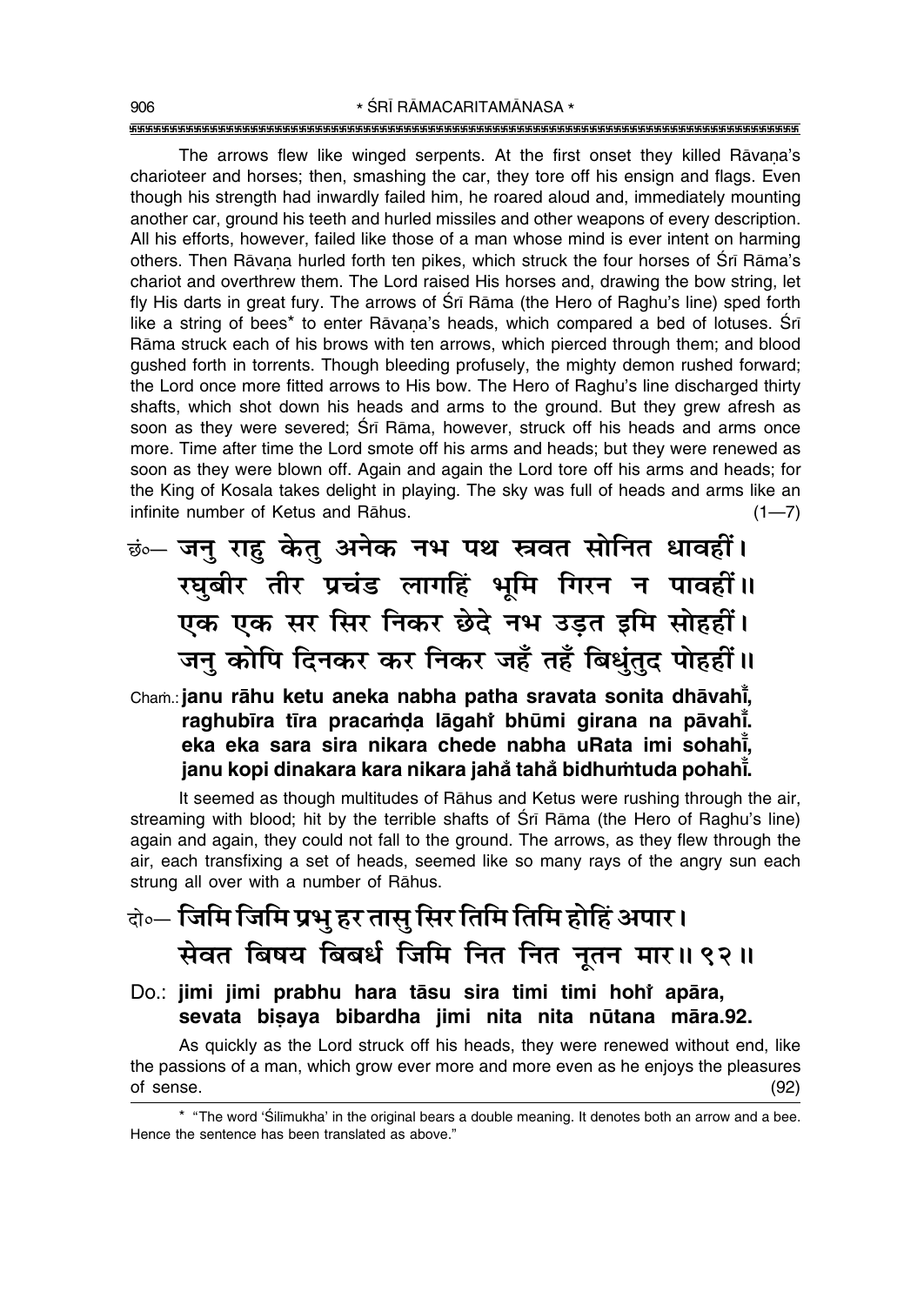The arrows flew like winged serpents. At the first onset they killed Rāvaṇa's charioteer and horses; then, smashing the car, they tore off his ensign and flags. Even though his strength had inwardly failed him, he roared aloud and, immediately mounting another car, ground his teeth and hurled missiles and other weapons of every description. All his efforts, however, failed like those of a man whose mind is ever intent on harming others. Then Rāvaṇa hurled forth ten pikes, which struck the four horses of Śrī Rāma's chariot and overthrew them. The Lord raised His horses and, drawing the bow string, let fly His darts in great fury. The arrows of Śrī Rāma (the Hero of Raghu's line) sped forth like a string of bees* to enter Rāvaṇa's heads, which compared a bed of lotuses. Śrī Rāma struck each of his brows with ten arrows, which pierced through them; and blood gushed forth in torrents. Though bleeding profusely, the mighty demon rushed forward; the Lord once more fitted arrows to His bow. The Hero of Raghu's line discharged thirty shafts, which shot down his heads and arms to the ground. But they grew afresh as soon as they were severed; Śrī Rāma, however, struck off his heads and arms once more. Time after time the Lord smote off his arms and heads; but they were renewed as soon as they were blown off. Again and again the Lord tore off his arms and heads; for the King of Kosala takes delight in playing. The sky was full of heads and arms like an infinite number of Ketus and Rāhus. (1—7)

छं०— जनु राहु केतु अनेक नभ पथ स्त्रवत सोनित धावहीं।
रघुबीर तीर प्रचंड लागहिं भूमि गिरन न पावहीं॥
एक एक सर सिर निकर छेदे नभ उड़त इमि सोहहीं।
जनु कोपि दिनकर कर निकर जहँ तहँ बिधुंतुद पोहहीं॥

Chaṁ.: **janu rāhu ketu aneka nabha patha sravata sonita dhāvahī̃, raghubīra tīra pracaṁḍa lāgahiṁ bhūmi girana na pāvahī̃. eka eka sara sira nikara chede nabha uRata imi sohahī̃, janu kopi dinakara kara nikara jahā̃ tahā̃ bidhuṁtuda pohahī̃.**

It seemed as though multitudes of Rāhus and Ketus were rushing through the air, streaming with blood; hit by the terrible shafts of Śrī Rāma (the Hero of Raghu's line) again and again, they could not fall to the ground. The arrows, as they flew through the air, each transfixing a set of heads, seemed like so many rays of the angry sun each strung all over with a number of Rāhus.

दो०— जिमि जिमि प्रभु हर तासु सिर तिमि तिमि होहिं अपार।
सेवत बिषय बिबर्ध जिमि नित नित नूतन मार॥ ९२॥

Do.: **jimi jimi prabhu hara tāsu sira timi timi hohiṁ apāra, sevata biṣaya bibardha jimi nita nita nūtana māra.92.**

As quickly as the Lord struck off his heads, they were renewed without end, like the passions of a man, which grow ever more and more even as he enjoys the pleasures of sense. (92)

* "The word 'Śilīmukha' in the original bears a double meaning. It denotes both an arrow and a bee. Hence the sentence has been translated as above."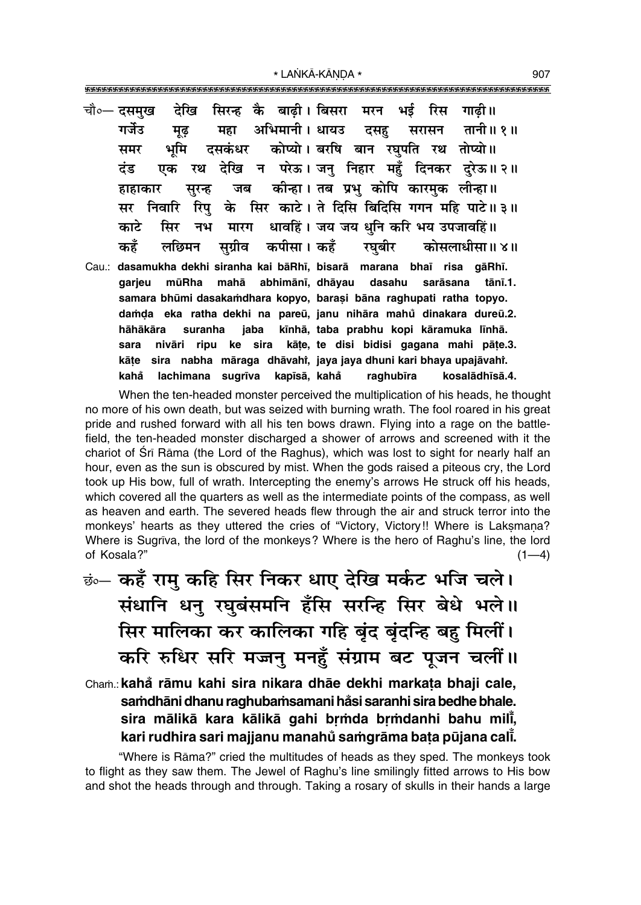चौ०— दसमुख देखि सिरन्ह कै बाढ़ी। बिसरा मरन भई रिस गाढ़ी॥
गर्जेउ मूढ़ महा अभिमानी। धायउ दसहु सरासन तानी॥ १॥
समर भूमि दसकंधर कोप्यो। बरषि बान रघुपति रथ तोप्यो॥
दंड एक रथ देखि न परेऊ। जनु निहार महुँ दिनकर दुरेऊ॥ २॥
हाहाकार सुरन्ह जब कीन्हा। तब प्रभु कोपि कारमुक लीन्हा॥
सर निवारि रिपु के सिर काटे। ते दिसि बिदिसि गगन महि पाटे॥ ३॥
काटे सिर नभ मारग धावहिं। जय जय धुनि करि भय उपजावहिं॥
कहँ लछिमन सुग्रीव कपीसा। कहँ रघुबीर कोसलाधीसा॥ ४॥

Cau.: **dasamukha dekhi siranha kai bāRhī, bisarā marana bhaī risa gāRhī.
garjeu mūRha mahā abhimānī, dhāyau dasahu sarāsana tānī.1.
samara bhūmi dasakaṁdhara kopyo, baraṣi bāna raghupati ratha topyo.
daṁḍa eka ratha dekhi na pareū, janu nihāra mahu̇ dinakara dureū.2.
hāhākāra suranha jaba kīnhā, taba prabhu kopi kāramuka līnhā.
sara nivāri ripu ke sira kāṭe, te disi bidisi gagana mahi pāṭe.3.
kāṭe sira nabha māraga dhāvahiṁ, jaya jaya dhuni kari bhaya upajāvahiṁ.
kahaṁ lachimana sugrīva kapīsā, kahaṁ raghubīra kosalādhīsā.4.**

When the ten-headed monster perceived the multiplication of his heads, he thought no more of his own death, but was seized with burning wrath. The fool roared in his great pride and rushed forward with all his ten bows drawn. Flying into a rage on the battle-field, the ten-headed monster discharged a shower of arrows and screened with it the chariot of Śrī Rāma (the Lord of the Raghus), which was lost to sight for nearly half an hour, even as the sun is obscured by mist. When the gods raised a piteous cry, the Lord took up His bow, full of wrath. Intercepting the enemy's arrows He struck off his heads, which covered all the quarters as well as the intermediate points of the compass, as well as heaven and earth. The severed heads flew through the air and struck terror into the monkeys' hearts as they uttered the cries of "Victory, Victory!! Where is Lakṣmaṇa? Where is Sugrīva, the lord of the monkeys? Where is the hero of Raghu's line, the lord of Kosala?" (1—4)

छं०— कहँ रामु कहि सिर निकर धाए देखि मर्कट भजि चले।
संधानि धनु रघुबंसमनि हँसि सरन्हि सिर बेधे भले॥
सिर मालिका कर कालिका गहि बृंद बृंदन्हि बहु मिलीं।
करि रुधिर सरि मज्जनु मनहुँ संग्राम बट पूजन चलीं॥

Chaṁ.: **kahaṁ rāmu kahi sira nikara dhāe dekhi markaṭa bhaji cale,
saṁdhāni dhanu raghubaṁsamani haṁsi saranhi sira bedhe bhale.
sira mālikā kara kālikā gahi bṛṁda bṛṁdanhi bahu milīṁ,
kari rudhira sari majjanu manahu̇ saṁgrāma baṭa pūjana calīṁ.**

"Where is Rāma?" cried the multitudes of heads as they sped. The monkeys took to flight as they saw them. The Jewel of Raghu's line smilingly fitted arrows to His bow and shot the heads through and through. Taking a rosary of skulls in their hands a large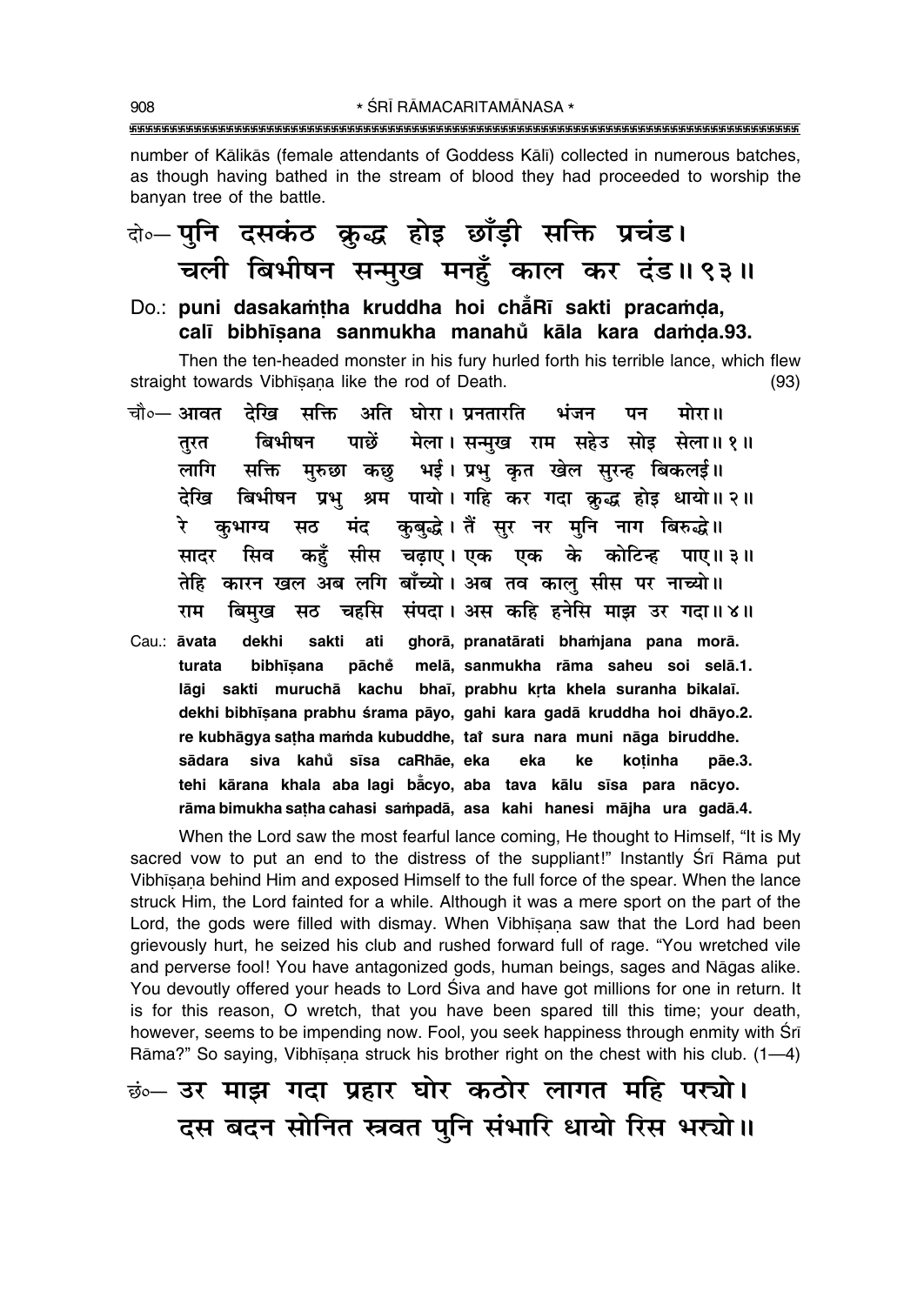number of Kālikās (female attendants of Goddess Kālī) collected in numerous batches, as though having bathed in the stream of blood they had proceeded to worship the banyan tree of the battle.

दो०— पुनि दसकंठ क्रुद्ध होइ छाँड़ी सक्ति प्रचंड।
चली बिभीषन सन्मुख मनहुँ काल कर दंड॥ ९३॥

Do.: **puni dasakaṁṭha kruddha hoi chā̐Rī sakti pracaṁḍa,**
**calī bibhīṣana sanmukha manahu̐ kāla kara daṁḍa.93.**

Then the ten-headed monster in his fury hurled forth his terrible lance, which flew straight towards Vibhīṣaṇa like the rod of Death. (93)

चौ०— आवत देखि सक्ति अति घोरा। प्रनतारति भंजन पन मोरा॥
तुरत बिभीषन पाछें मेला। सन्मुख राम सहेउ सोइ सेला॥ १॥
लागि सक्ति मुरुछा कछु भई। प्रभु कृत खेल सुरन्ह बिकलई॥
देखि बिभीषन प्रभु श्रम पायो। गहि कर गदा क्रुद्ध होइ धायो॥ २॥
रे कुभाग्य सठ मंद कुबुद्धे। तैं सुर नर मुनि नाग बिरुद्धे॥
सादर सिव कहुँ सीस चढ़ाए। एक एक के कोटिन्ह पाए॥ ३॥
तेहि कारन खल अब लगि बाँच्यो। अब तव कालु सीस पर नाच्यो॥
राम बिमुख सठ चहसि संपदा। अस कहि हनेसि माझ उर गदा॥ ४॥

Cau.: **āvata dekhi sakti ati ghorā, pranatārati bhaṁjana pana morā.**
**turata bibhīṣana pāche̐ melā, sanmukha rāma saheu soi selā.1.**
**lāgi sakti muruchā kachu bhaī, prabhu kṛta khela suranha bikalaī.**
**dekhi bibhīṣana prabhu śrama pāyo, gahi kara gadā kruddha hoi dhāyo.2.**
**re kubhāgya saṭha maṁda kubuddhe, taiṁ sura nara muni nāga biruddhe.**
**sādara siva kahu̐ sīsa caRhāe, eka eka ke koṭinha pāe.3.**
**tehi kārana khala aba lagi bā̐cyo, aba tava kālu sīsa para nācyo.**
**rāma bimukha saṭha cahasi saṁpadā, asa kahi hanesi mājha ura gadā.4.**

When the Lord saw the most fearful lance coming, He thought to Himself, "It is My sacred vow to put an end to the distress of the suppliant!" Instantly Śrī Rāma put Vibhīṣaṇa behind Him and exposed Himself to the full force of the spear. When the lance struck Him, the Lord fainted for a while. Although it was a mere sport on the part of the Lord, the gods were filled with dismay. When Vibhīṣaṇa saw that the Lord had been grievously hurt, he seized his club and rushed forward full of rage. "You wretched vile and perverse fool! You have antagonized gods, human beings, sages and Nāgas alike. You devoutly offered your heads to Lord Śiva and have got millions for one in return. It is for this reason, O wretch, that you have been spared till this time; your death, however, seems to be impending now. Fool, you seek happiness through enmity with Śrī Rāma?" So saying, Vibhīṣaṇa struck his brother right on the chest with his club. (1—4)

छं०— उर माझ गदा प्रहार घोर कठोर लागत महि पर्‌यो।
दस बदन सोनित स्रवत पुनि संभारि धायो रिस भर्‌यो॥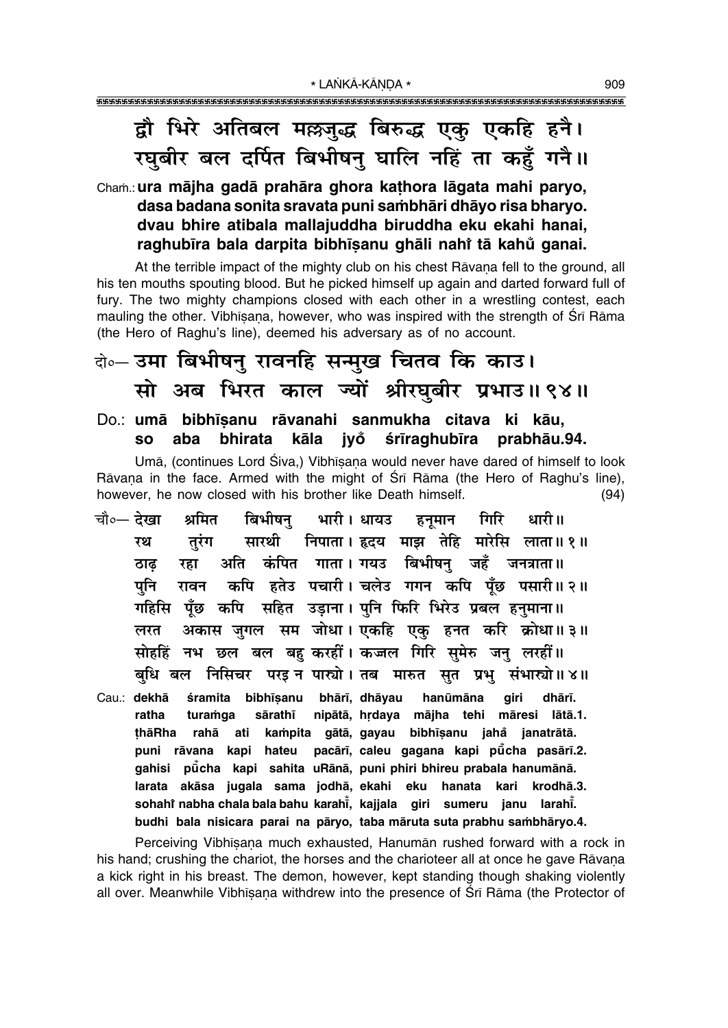द्वौ भिरे अतिबल मल्लजुद्ध बिरुद्ध एकु एकहि हनै।
रघुबीर बल दर्पित बिभीषनु घालि नहिं ता कहुँ गनै॥

Cham.: **ura mājha gadā prahāra ghora kaṭhora lāgata mahi paryo,
dasa badana sonita sravata puni saṁbhāri dhāyo risa bharyo.
dvau bhire atibala mallajuddha biruddha eku ekahi hanai,
raghubīra bala darpita bibhīṣanu ghāli nahiṁ tā kahum̐ ganai.**

At the terrible impact of the mighty club on his chest Rāvaṇa fell to the ground, all his ten mouths spouting blood. But he picked himself up again and darted forward full of fury. The two mighty champions closed with each other in a wrestling contest, each mauling the other. Vibhīṣaṇa, however, who was inspired with the strength of Śrī Rāma (the Hero of Raghu's line), deemed his adversary as of no account.

दो०— उमा बिभीषनु रावनहि सन्मुख चितव कि काउ।
सो अब भिरत काल ज्यों श्रीरघुबीर प्रभाउ॥ ९४॥

Do.: **umā bibhīṣanu rāvanahi sanmukha citava ki kāu,
so aba bhirata kāla jyoṁ śrīraghubīra prabhāu.94.**

Umā, (continues Lord Śiva,) Vibhīṣaṇa would never have dared of himself to look Rāvaṇa in the face. Armed with the might of Śrī Rāma (the Hero of Raghu's line), however, he now closed with his brother like Death himself. (94)

चौ०— देखा श्रमित बिभीषनु भारी। धायउ हनूमान गिरि धारी॥
रथ तुरंग सारथी निपाता। हृदय माझ तेहि मारेसि लाता॥ १॥
ठाढ़ रहा अति कंपित गाता। गयउ बिभीषनु जहँ जनत्राता॥
पुनि रावन कपि हतेउ पचारी। चलेउ गगन कपि पूँछ पसारी॥ २॥
गहिसि पूँछ कपि सहित उड़ाना। पुनि फिरि भिरेउ प्रबल हनुमाना॥
लरत अकास जुगल सम जोधा। एकहि एकु हनत करि क्रोधा॥ ३॥
सोहहिं नभ छल बल बहु करहीं। कज्जल गिरि सुमेरु जनु लरहीं॥
बुधि बल निसिचर परइ न पार्‍यो। तब मारुत सुत प्रभु संभार्‍यो॥ ४॥

Cau.: **dekhā śramita bibhīṣanu bhārī, dhāyau hanūmāna giri dhārī.
ratha turaṁga sārathī nipātā, hṛdaya mājha tehi māresi lātā.1.
ṭhāRha rahā ati kaṁpita gātā, gayau bibhīṣanu jaham̐ janatrātā.
puni rāvana kapi hateu pacārī, caleu gagana kapi pum̐cha pasārī.2.
gahisi pum̐cha kapi sahita uRānā, puni phiri bhireu prabala hanumānā.
larata akāsa jugala sama jodhā, ekahi eku hanata kari krodhā.3.
sohahiṁ nabha chala bala bahu karahīṁ, kajjala giri sumeru janu larahīṁ.
budhi bala nisicara parai na pāryo, taba māruta suta prabhu saṁbhāryo.4.**

Perceiving Vibhīṣaṇa much exhausted, Hanumān rushed forward with a rock in his hand; crushing the chariot, the horses and the charioteer all at once he gave Rāvaṇa a kick right in his breast. The demon, however, kept standing though shaking violently all over. Meanwhile Vibhīṣaṇa withdrew into the presence of Śrī Rāma (the Protector of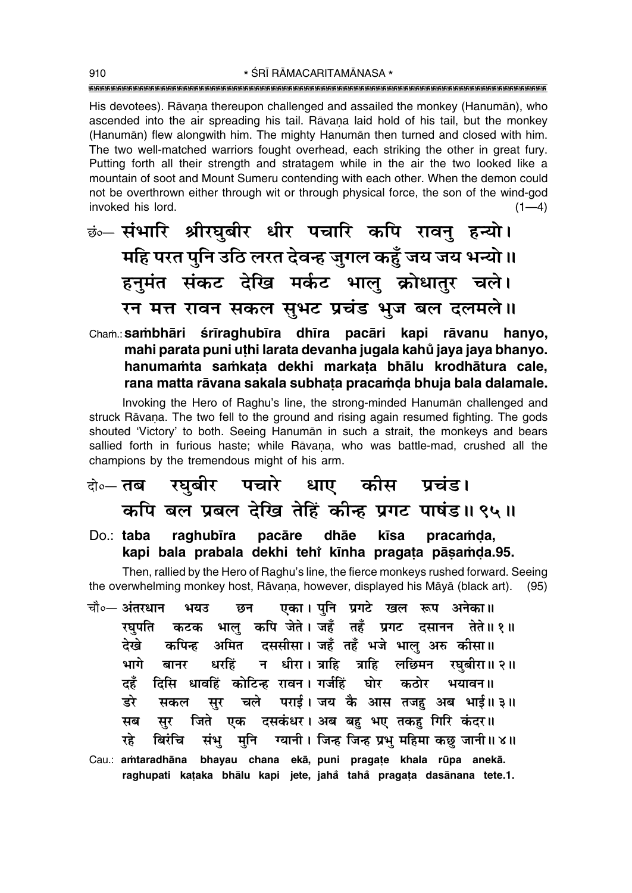His devotees). Rāvaṇa thereupon challenged and assailed the monkey (Hanumān), who ascended into the air spreading his tail. Rāvaṇa laid hold of his tail, but the monkey (Hanumān) flew alongwith him. The mighty Hanumān then turned and closed with him. The two well-matched warriors fought overhead, each striking the other in great fury. Putting forth all their strength and stratagem while in the air the two looked like a mountain of soot and Mount Sumeru contending with each other. When the demon could not be overthrown either through wit or through physical force, the son of the wind-god invoked his lord. (1—4)

छं०— संभारि श्रीरघुबीर धीर पचारि कपि रावनु हन्यो।
महि परत पुनि उठि लरत देवन्ह जुगल कहुँ जय जय भन्यो॥
हनुमंत संकट देखि मर्कट भालु क्रोधातुर चले।
रन मत्त रावन सकल सुभट प्रचंड भुज बल दलमले॥

Chaṁ.: **saṁbhāri śrīraghubīra dhīra pacāri kapi rāvanu hanyo,**
**mahi parata puni uṭhi larata devanha jugala kahũ jaya jaya bhanyo.**
**hanumaṁta saṁkaṭa dekhi markaṭa bhālu krodhātura cale,**
**rana matta rāvana sakala subhaṭa pracaṁḍa bhuja bala dalamale.**

Invoking the Hero of Raghu's line, the strong-minded Hanumān challenged and struck Rāvaṇa. The two fell to the ground and rising again resumed fighting. The gods shouted 'Victory' to both. Seeing Hanumān in such a strait, the monkeys and bears sallied forth in furious haste; while Rāvaṇa, who was battle-mad, crushed all the champions by the tremendous might of his arm.

दो०— तब रघुबीर पचारे धाए कीस प्रचंड।
कपि बल प्रबल देखि तेहिं कीन्ह प्रगट पाषंड॥ ९५॥

Do.: **taba raghubīra pacāre dhāe kīsa pracaṁḍa,**
**kapi bala prabala dekhi tehĩ kīnha pragaṭa pāṣaṁḍa.95.**

Then, rallied by the Hero of Raghu's line, the fierce monkeys rushed forward. Seeing the overwhelming monkey host, Rāvaṇa, however, displayed his Māyā (black art). (95)

चौ०— अंतरधान भयउ छन एका। पुनि प्रगटे खल रूप अनेका॥
रघुपति कटक भालु कपि जेते। जहँ तहँ प्रगट दसानन तेते॥ १॥
देखे कपिन्ह अमित दससीसा। जहँ तहँ भजे भालु अरु कीसा॥
भागे बानर धरहिं न धीरा। त्राहि त्राहि लछिमन रघुबीरा॥ २॥
दहँ दिसि धावहिं कोटिन्ह रावन। गर्जहिं घोर कठोर भयावन॥
डरे सकल सुर चले पराई। जय कै आस तजहु अब भाई॥ ३॥
सब सुर जिते एक दसकंधर। अब बहु भए तकहु गिरि कंदर॥
रहे बिरंचि संभु मुनि ग्यानी। जिन्ह जिन्ह प्रभु महिमा कछु जानी॥ ४॥

Cau.: **aṁtaradhāna bhayau chana ekā, puni pragaṭe khala rūpa anekā.**
**raghupati kaṭaka bhālu kapi jete, jahå tahå pragaṭa dasānana tete.1.**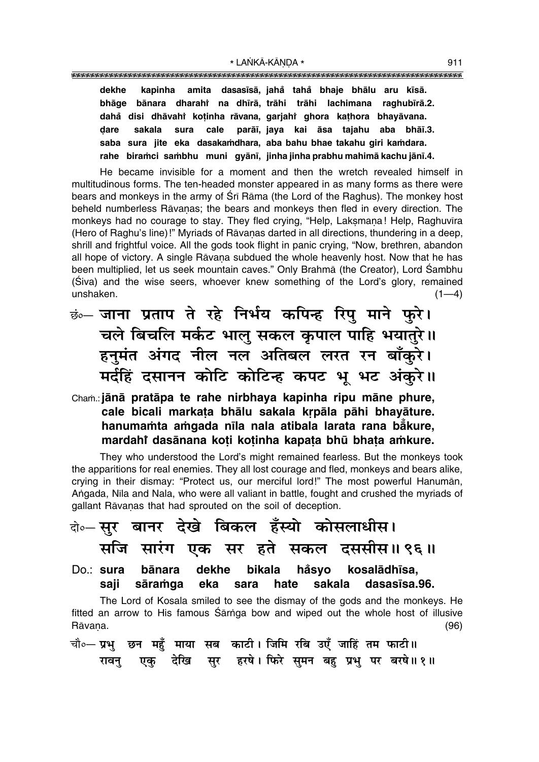**dekhe kapinha amita dasasīsā, jahå tahå bhaje bhālu aru kīsā.**
**bhāge bānara dharahiÚ na dhīrā, trāhi trāhi lachimana raghubīrā.2.**
**dahå disi dhāvahiÚ koṭinha rāvana, garjahiÚ ghora kaṭhora bhayāvana.**
**ḍare sakala sura cale parāī, jaya kai āsa tajahu aba bhāī.3.**
**saba sura jite eka dasakaṁdhara, aba bahu bhae takahu giri kaṁdara.**
**rahe biraṁci saṁbhu muni gyānī, jinha jinha prabhu mahimā kachu jānī.4.**

He became invisible for a moment and then the wretch revealed himself in multitudinous forms. The ten-headed monster appeared in as many forms as there were bears and monkeys in the army of Śrī Rāma (the Lord of the Raghus). The monkey host beheld numberless Rāvaṇas; the bears and monkeys then fled in every direction. The monkeys had no courage to stay. They fled crying, "Help, Lakṣmaṇa! Help, Raghuvīra (Hero of Raghu's line)!" Myriads of Rāvaṇas darted in all directions, thundering in a deep, shrill and frightful voice. All the gods took flight in panic crying, "Now, brethren, abandon all hope of victory. A single Rāvaṇa subdued the whole heavenly host. Now that he has been multiplied, let us seek mountain caves." Only Brahmā (the Creator), Lord Śambhu (Śiva) and the wise seers, whoever knew something of the Lord's glory, remained unshaken. (1—4)

छं०— जाना प्रताप ते रहे निर्भय कपिन्ह रिपु माने फुरे।
चले बिचलि मर्कट भालु सकल कृपाल पाहि भयातुरे॥
हनुमंत अंगद नील नल अतिबल लरत रन बाँकुरे।
मर्दहिं दसानन कोटि कोटिन्ह कपट भू भट अंकुरे॥

Chaṁ.: **jānā pratāpa te rahe nirbhaya kapinha ripu māne phure,**
**cale bicali markaṭa bhālu sakala kṛpāla pāhi bhayāture.**
**hanumaṁta aṁgada nīla nala atibala larata rana bå̐kure,**
**mardahiÚ dasānana koṭi koṭinha kapaṭa bhū bhaṭa aṁkure.**

They who understood the Lord's might remained fearless. But the monkeys took the apparitions for real enemies. They all lost courage and fled, monkeys and bears alike, crying in their dismay: "Protect us, our merciful lord!" The most powerful Hanumān, Aṅgada, Nīla and Nala, who were all valiant in battle, fought and crushed the myriads of gallant Rāvaṇas that had sprouted on the soil of deception.

दो०— सुर बानर देखे बिकल हँस्यो कोसलाधीस।
सजि सारंग एक सर हते सकल दससीस॥ ९६॥

Do.: **sura bānara dekhe bikala hå̐syo kosalādhīsa,**
**saji sāraṁga eka sara hate sakala dasasīsa.96.**

The Lord of Kosala smiled to see the dismay of the gods and the monkeys. He fitted an arrow to His famous Śārṅga bow and wiped out the whole host of illusive Rāvaṇa. (96)

चौ०— प्रभु छन महुँ माया सब काटी। जिमि रबि उएँ जाहिं तम फाटी॥
रावनु एकु देखि सुर हरषे। फिरे सुमन बहु प्रभु पर बरषे॥ १॥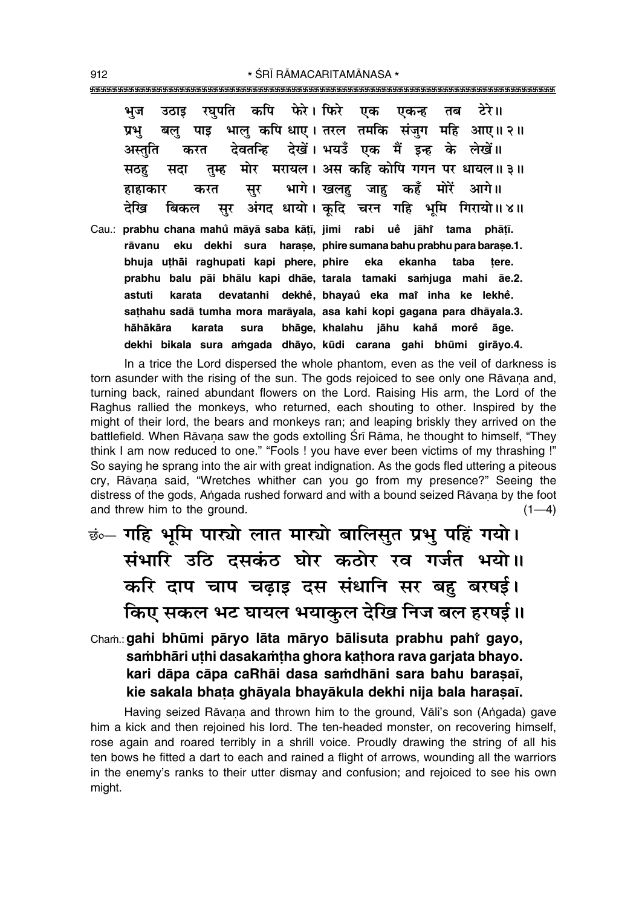भुज उठाइ रघुपति कपि फेरे। फिरे एक एकन्ह तब टेरे॥
प्रभु बलु पाइ भालु कपि धाए। तरल तमकि संजुग महि आए॥ २॥
अस्तुति करत देवतन्हि देखें। भयउँ एक मैं इन्ह के लेखें॥
सठहु सदा तुम्ह मोर मरायल। अस कहि कोपि गगन पर धायल॥ ३॥
हाहाकार करत सुर भागे। खलहु जाहु कहँ मोरें आगे॥
देखि बिकल सुर अंगद धायो। कूदि चरन गहि भूमि गिरायो॥ ४॥

Cau.: **prabhu chana mahu̐ māyā saba kāṭī, jimi rabi ue̐ jāhi̐ tama phāṭī.**
**rāvanu eku dekhi sura haraṣe, phire sumana bahu prabhu para baraṣe.1.**
**bhuja uṭhāi raghupati kapi phere, phire eka ekanha taba ṭere.**
**prabhu balu pāi bhālu kapi dhāe, tarala tamaki saṁjuga mahi āe.2.**
**astuti karata devatanhi dekhe̐, bhayau̐ eka mai̐ inha ke lekhe̐.**
**saṭhahu sadā tumha mora marāyala, asa kahi kopi gagana para dhāyala.3.**
**hāhākāra karata sura bhāge, khalahu jāhu kaha̐ more̐ āge.**
**dekhi bikala sura aṁgada dhāyo, kūdi carana gahi bhūmi girāyo.4.**

In a trice the Lord dispersed the whole phantom, even as the veil of darkness is torn asunder with the rising of the sun. The gods rejoiced to see only one Rāvaṇa and, turning back, rained abundant flowers on the Lord. Raising His arm, the Lord of the Raghus rallied the monkeys, who returned, each shouting to other. Inspired by the might of their lord, the bears and monkeys ran; and leaping briskly they arrived on the battlefield. When Rāvaṇa saw the gods extolling Śrī Rāma, he thought to himself, "They think I am now reduced to one." "Fools ! you have ever been victims of my thrashing !" So saying he sprang into the air with great indignation. As the gods fled uttering a piteous cry, Rāvaṇa said, "Wretches whither can you go from my presence?" Seeing the distress of the gods, Aṅgada rushed forward and with a bound seized Rāvaṇa by the foot and threw him to the ground. (1—4)

छं०— **गहि भूमि पार्‍यो लात मार्‍यो बालिसुत प्रभु पहिं गयो।**
**संभारि उठि दसकंठ घोर कठोर रव गर्जत भयो॥**
**करि दाप चाप चढ़ाइ दस संधानि सर बहु बरषई।**
**किए सकल भट घायल भयाकुल देखि निज बल हरषई॥**

Chaṁ.: **gahi bhūmi pāryo lāta māryo bālisuta prabhu pahi̐ gayo,**
**saṁbhāri uṭhi dasakaṁṭha ghora kaṭhora rava garjata bhayo.**
**kari dāpa cāpa caRhāi dasa saṁdhāni sara bahu baraṣaī,**
**kie sakala bhaṭa ghāyala bhayākula dekhi nija bala haraṣaī.**

Having seized Rāvaṇa and thrown him to the ground, Vāli's son (Aṅgada) gave him a kick and then rejoined his lord. The ten-headed monster, on recovering himself, rose again and roared terribly in a shrill voice. Proudly drawing the string of all his ten bows he fitted a dart to each and rained a flight of arrows, wounding all the warriors in the enemy's ranks to their utter dismay and confusion; and rejoiced to see his own might.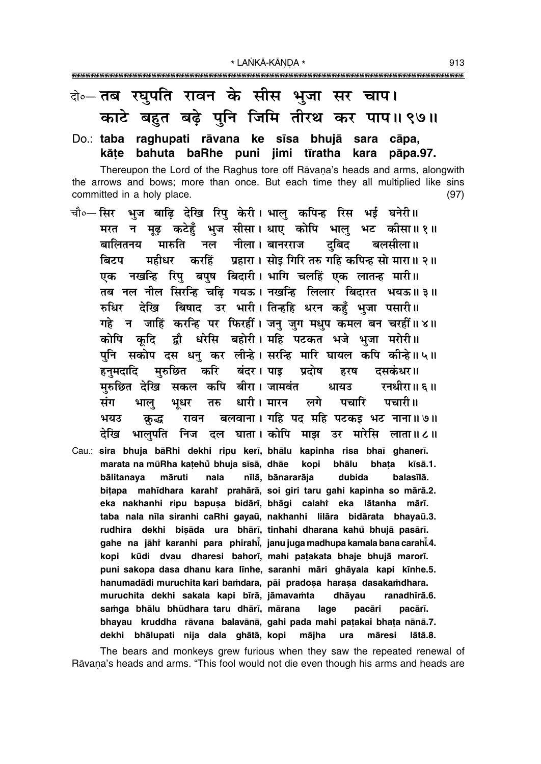दो०– तब रघुपति रावन के सीस भुजा सर चाप।
काटे बहुत बढ़े पुनि जिमि तीरथ कर पाप॥ ९७॥

Do.: **taba raghupati rāvana ke sīsa bhujā sara cāpa,**
**kāṭe bahuta baRhe puni jimi tīratha kara pāpa.97.**

Thereupon the Lord of the Raghus tore off Rāvaṇa's heads and arms, alongwith the arrows and bows; more than once. But each time they all multiplied like sins committed in a holy place. (97)

चौ०– सिर भुज बाढ़ि देखि रिपु केरी। भालु कपिन्ह रिस भई घनेरी॥
मरत न मूढ़ कटेहुँ भुज सीसा। धाए कोपि भालु भट कीसा॥ १॥
बालितनय मारुति नल नीला। बानरराज दुबिद बलसीला॥
बिटप महीधर करहिं प्रहारा। सोइ गिरि तरु गहि कपिन्ह सो मारा॥ २॥
एक नखन्हि रिपु बपुष बिदारी। भागि चलहिं एक लातन्ह मारी॥
तब नल नील सिरन्हि चढ़ि गयऊ। नखन्हि लिलार बिदारत भयऊ॥ ३॥
रुधिर देखि बिषाद उर भारी। तिन्हहि धरन कहुँ भुजा पसारी॥
गहे न जाहिं करन्हि पर फिरहीं। जनु जुग मधुप कमल बन चरहीं॥ ४॥
कोपि कूदि द्वौ धरेसि बहोरी। महि पटकत भजे भुजा मरोरी॥
पुनि सकोप दस धनु कर लीन्हे। सरन्हि मारि घायल कपि कीन्हे॥ ५॥
हनुमदादि मुरुछित करि बंदर। पाइ प्रदोष हरष दसकंधर॥
मुरुछित देखि सकल कपि बीरा। जामवंत धायउ रनधीरा॥ ६॥
संग भालु भूधर तरु धारी। मारन लगे पचारि पचारी॥
भयउ क्रुद्ध रावन बलवाना। गहि पद महि पटकइ भट नाना॥ ७॥
देखि भालुपति निज दल घाता। कोपि माझ उर मारेसि लाता॥ ८॥

Cau.: **sira bhuja bāRhi dekhi ripu kerī, bhālu kapinha risa bhaī ghanerī.**
**marata na mūRha kaṭehů bhuja sīsā, dhāe kopi bhālu bhaṭa kīsā.1.**
**bālitanaya māruti nala nīlā, bānararāja dubida balasīlā.**
**biṭapa mahīdhara karahiṁ prahārā, soi giri taru gahi kapinha so mārā.2.**
**eka nakhanhi ripu bapuṣa bidārī, bhāgi calahiṁ eka lātanha mārī.**
**taba nala nīla siranhi caRhi gayaū, nakhanhi lilāra bidārata bhayaū.3.**
**rudhira dekhi biṣāda ura bhārī, tinhahi dharana kahů bhujā pasārī.**
**gahe na jāhiṁ karanhi para phirahīṁ, janu juga madhupa kamala bana carahīṁ.4.**
**kopi kūdi dvau dharesi bahorī, mahi paṭakata bhaje bhujā marorī.**
**puni sakopa dasa dhanu kara līnhe, saranhi māri ghāyala kapi kīnhe.5.**
**hanumadādi muruchita kari baṁdara, pāi pradoṣa haraṣa dasakaṁdhara.**
**muruchita dekhi sakala kapi bīrā, jāmavaṁta dhāyau ranadhīrā.6.**
**saṁga bhālu bhūdhara taru dhārī, mārana lage pacāri pacārī.**
**bhayau kruddha rāvana balavānā, gahi pada mahi paṭakai bhaṭa nānā.7.**
**dekhi bhālupati nija dala ghātā, kopi mājha ura māresi lātā.8.**

The bears and monkeys grew furious when they saw the repeated renewal of Rāvaṇa's heads and arms. "This fool would not die even though his arms and heads are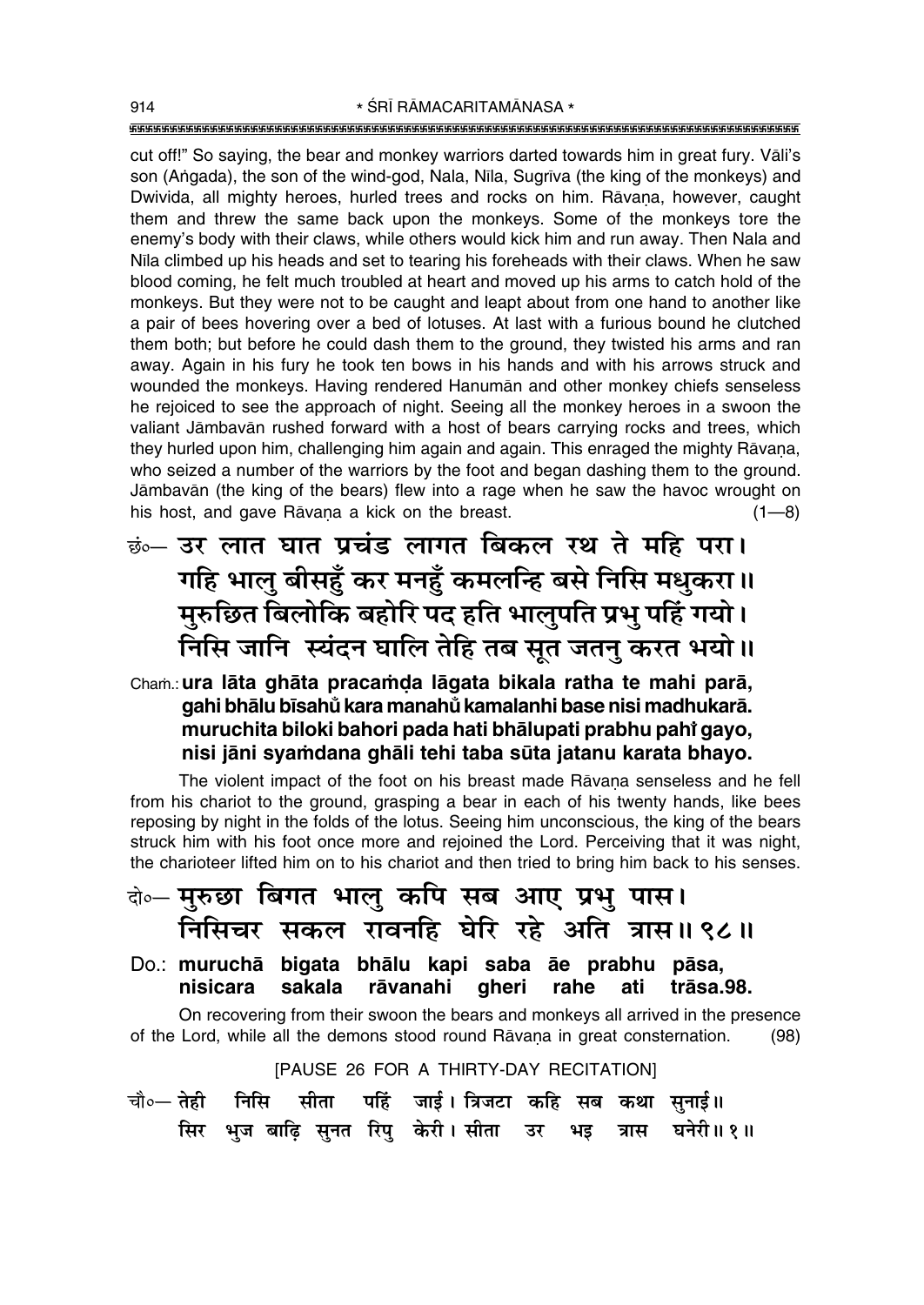cut off!" So saying, the bear and monkey warriors darted towards him in great fury. Vāli's son (Aṅgada), the son of the wind-god, Nala, Nīla, Sugrīva (the king of the monkeys) and Dwivida, all mighty heroes, hurled trees and rocks on him. Rāvaṇa, however, caught them and threw the same back upon the monkeys. Some of the monkeys tore the enemy's body with their claws, while others would kick him and run away. Then Nala and Nīla climbed up his heads and set to tearing his foreheads with their claws. When he saw blood coming, he felt much troubled at heart and moved up his arms to catch hold of the monkeys. But they were not to be caught and leapt about from one hand to another like a pair of bees hovering over a bed of lotuses. At last with a furious bound he clutched them both; but before he could dash them to the ground, they twisted his arms and ran away. Again in his fury he took ten bows in his hands and with his arrows struck and wounded the monkeys. Having rendered Hanumān and other monkey chiefs senseless he rejoiced to see the approach of night. Seeing all the monkey heroes in a swoon the valiant Jāmbavān rushed forward with a host of bears carrying rocks and trees, which they hurled upon him, challenging him again and again. This enraged the mighty Rāvaṇa, who seized a number of the warriors by the foot and began dashing them to the ground. Jāmbavān (the king of the bears) flew into a rage when he saw the havoc wrought on his host, and gave Rāvaṇa a kick on the breast. (1—8)

**छं०— उर लात घात प्रचंड लागत बिकल रथ ते महि परा।**
**गहि भालु बीसहुँ कर मनहुँ कमलन्हि बसे निसि मधुकरा॥**
**मुरुछित बिलोकि बहोरि पद हति भालुपति प्रभु पहिं गयो।**
**निसि जानि स्यंदन घालि तेहि तब सूत जतनु करत भयो॥**

**Chaṁ.: ura lāta ghāta pracaṁḍa lāgata bikala ratha te mahi parā,**
**gahi bhālu bīsahũ kara manahũ kamalanhi base nisi madhukarā.**
**muruchita biloki bahori pada hati bhālupati prabhu pahĩ gayo,**
**nisi jāni syaṁdana ghāli tehi taba sūta jatanu karata bhayo.**

The violent impact of the foot on his breast made Rāvaṇa senseless and he fell from his chariot to the ground, grasping a bear in each of his twenty hands, like bees reposing by night in the folds of the lotus. Seeing him unconscious, the king of the bears struck him with his foot once more and rejoined the Lord. Perceiving that it was night, the charioteer lifted him on to his chariot and then tried to bring him back to his senses.

**दो०— मुरुछा बिगत भालु कपि सब आए प्रभु पास।**
**निसिचर सकल रावनहि घेरि रहे अति त्रास॥ ९८॥**

**Do.: muruchā bigata bhālu kapi saba āe prabhu pāsa,**
**nisicara sakala rāvanahi gheri rahe ati trāsa.98.**

On recovering from their swoon the bears and monkeys all arrived in the presence of the Lord, while all the demons stood round Rāvaṇa in great consternation. (98)

[PAUSE 26 FOR A THIRTY-DAY RECITATION]

**चौ०— तेही निसि सीता पहिं जाई। त्रिजटा कहि सब कथा सुनाई॥**
**सिर भुज बाढ़ि सुनत रिपु केरी। सीता उर भइ त्रास घनेरी॥ १॥**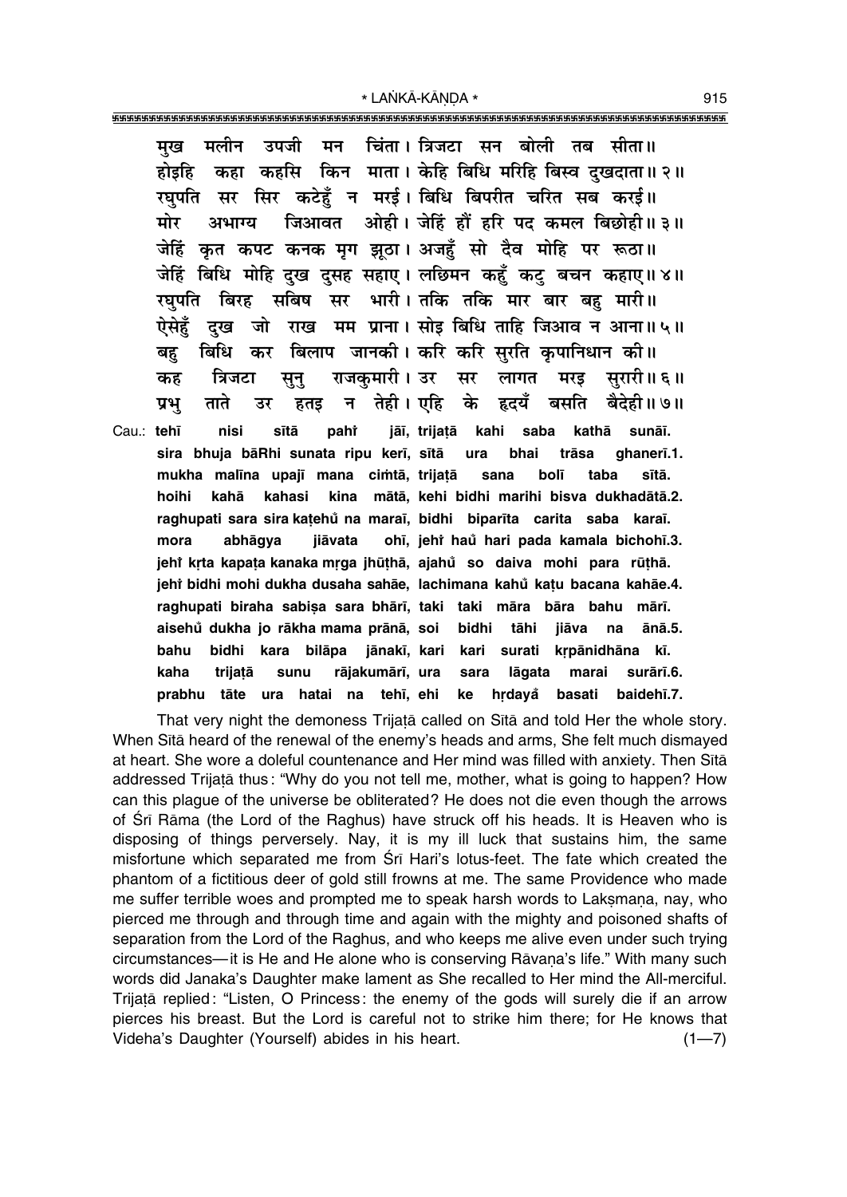मुख मलीन उपजी मन चिंता। त्रिजटा सन बोली तब सीता॥
होइहि कहा कहसि किन माता। केहि बिधि मरिहि बिस्व दुखदाता॥ २॥
रघुपति सर सिर कटेहुँ न मरई। बिधि बिपरीत चरित सब करई॥
मोर अभाग्य जिआवत ओही। जेहिं हौं हरि पद कमल बिछोही॥ ३॥
जेहिं कृत कपट कनक मृग झूठा। अजहुँ सो दैव मोहि पर रूठा॥
जेहिं बिधि मोहि दुख दुसह सहाए। लछिमन कहुँ कटु बचन कहाए॥ ४॥
रघुपति बिरह सबिष सर भारी। तकि तकि मार बार बहु मारी॥
ऐसेहुँ दुख जो राख मम प्राना। सोइ बिधि ताहि जिआव न आना॥ ५॥
बहु बिधि कर बिलाप जानकी। करि करि सुरति कृपानिधान की॥
कह त्रिजटा सुनु राजकुमारी। उर सर लागत मरइ सुरारी॥ ६॥
प्रभु ताते उर हतइ न तेही। एहि के हृदयँ बसति बैदेही॥ ७॥

Cau.: **tehī nisi sītā pahi̐ jāī, trijaṭā kahi saba kathā sunāī.**
**sira bhuja bāRhi sunata ripu kerī, sītā ura bhai trāsa ghanerī.1.**
**mukha malīna upajī mana ciṁtā, trijaṭā sana bolī taba sītā.**
**hoihi kahā kahasi kina mātā, kehi bidhi marihi bisva dukhadātā.2.**
**raghupati sara sira kaṭehu̐ na maraī, bidhi biparīta carita saba karaī.**
**mora abhāgya jiāvata ohī, jehi̐ hau̐ hari pada kamala bichohī.3.**
**jehi̐ kṛta kapaṭa kanaka mṛga jhūṭhā, ajahu̐ so daiva mohi para rūṭhā.**
**jehi̐ bidhi mohi dukha dusaha sahāe, lachimana kahu̐ kaṭu bacana kahāe.4.**
**raghupati biraha sabiṣa sara bhārī, taki taki māra bāra bahu mārī.**
**aisehu̐ dukha jo rākha mama prānā, soi bidhi tāhi jiāva na ānā.5.**
**bahu bidhi kara bilāpa jānakī, kari kari surati kṛpānidhāna kī.**
**kaha trijaṭā sunu rājakumārī, ura sara lāgata marai surārī.6.**
**prabhu tāte ura hatai na tehī, ehi ke hṛdaya̐ basati baidehī.7.**

That very night the demoness Trijaṭā called on Sītā and told Her the whole story. When Sītā heard of the renewal of the enemy's heads and arms, She felt much dismayed at heart. She wore a doleful countenance and Her mind was filled with anxiety. Then Sītā addressed Trijaṭā thus: "Why do you not tell me, mother, what is going to happen? How can this plague of the universe be obliterated? He does not die even though the arrows of Śrī Rāma (the Lord of the Raghus) have struck off his heads. It is Heaven who is disposing of things perversely. Nay, it is my ill luck that sustains him, the same misfortune which separated me from Śrī Hari's lotus-feet. The fate which created the phantom of a fictitious deer of gold still frowns at me. The same Providence who made me suffer terrible woes and prompted me to speak harsh words to Lakṣmaṇa, nay, who pierced me through and through time and again with the mighty and poisoned shafts of separation from the Lord of the Raghus, and who keeps me alive even under such trying circumstances—it is He and He alone who is conserving Rāvaṇa's life." With many such words did Janaka's Daughter make lament as She recalled to Her mind the All-merciful. Trijaṭā replied: "Listen, O Princess: the enemy of the gods will surely die if an arrow pierces his breast. But the Lord is careful not to strike him there; for He knows that Videha's Daughter (Yourself) abides in his heart. (1—7)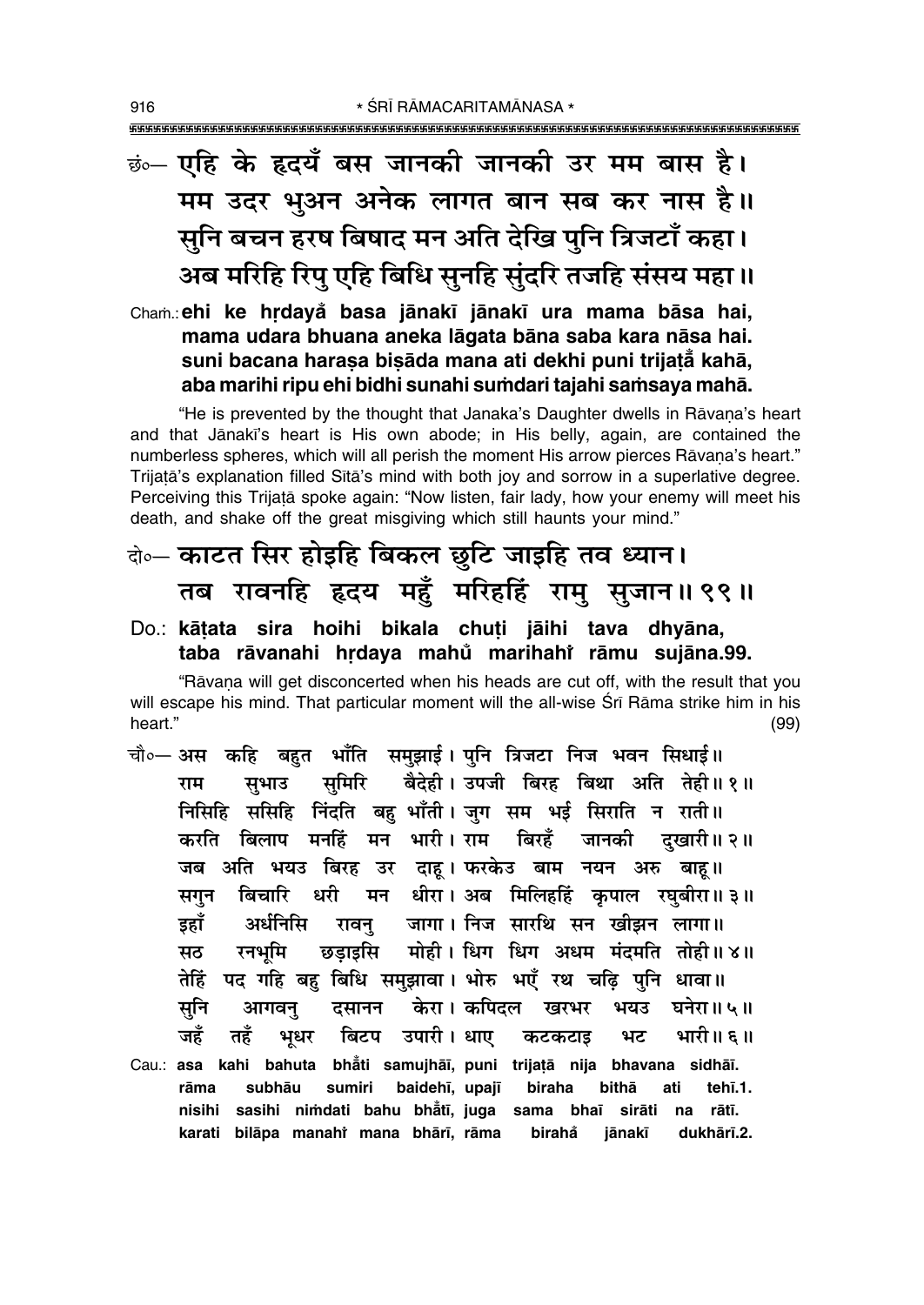छं०— एहि के हृदयँ बस जानकी जानकी उर मम बास है।
मम उदर भुअन अनेक लागत बान सब कर नास है॥
सुनि बचन हरष बिषाद मन अति देखि पुनि त्रिजटाँ कहा।
अब मरिहि रिपु एहि बिधि सुनहि सुंदरि तजहि संसय महा॥

Chaṁ.: **ehi ke hṛdayå basa jānakī jānakī ura mama bāsa hai,**
**mama udara bhuana aneka lāgata bāna saba kara nāsa hai.**
**suni bacana haraṣa biṣāda mana ati dekhi puni trijaṭå kahā,**
**aba marihi ripu ehi bidhi sunahi suṁdari tajahi saṁsaya mahā.**

"He is prevented by the thought that Janaka's Daughter dwells in Rāvaṇa's heart and that Jānakī's heart is His own abode; in His belly, again, are contained the numberless spheres, which will all perish the moment His arrow pierces Rāvaṇa's heart." Trijaṭā's explanation filled Sītā's mind with both joy and sorrow in a superlative degree. Perceiving this Trijaṭā spoke again: "Now listen, fair lady, how your enemy will meet his death, and shake off the great misgiving which still haunts your mind."

दो०— काटत सिर होइहि बिकल छुटि जाइहि तव ध्यान।
तब रावनहि हृदय महुँ मरिहहिं रामु सुजान॥९९॥

Do.: **kāṭata sira hoihi bikala chuṭi jāihi tava dhyāna,**
**taba rāvanahi hṛdaya mahů marihahiṁ rāmu sujāna.99.**

"Rāvaṇa will get disconcerted when his heads are cut off, with the result that you will escape his mind. That particular moment will the all-wise Śrī Rāma strike him in his heart." (99)

चौ०— अस कहि बहुत भाँति समुझाई। पुनि त्रिजटा निज भवन सिधाई॥
राम सुभाउ सुमिरि बैदेही। उपजी बिरह बिथा अति तेही॥१॥
निसिहि ससिहि निंदति बहु भाँती। जुग सम भई सिराति न राती॥
करति बिलाप मनहिं मन भारी। राम बिरहँ जानकी दुखारी॥२॥
जब अति भयउ बिरह उर दाहू। फरकेउ बाम नयन अरु बाहू॥
सगुन बिचारि धरी मन धीरा। अब मिलिहहिं कृपाल रघुबीरा॥३॥
इहाँ अर्धनिसि रावनु जागा। निज सारथि सन खीझन लागा॥
सठ रनभूमि छड़ाइसि मोही। धिग धिग अधम मंदमति तोही॥४॥
तेहिं पद गहि बहु बिधि समुझावा। भोरु भएँ रथ चढ़ि पुनि धावा॥
सुनि आगवनु दसानन केरा। कपिदल खरभर भयउ घनेरा॥५॥
जहँ तहँ भूधर बिटप उपारी। धाए कटकटाइ भट भारी॥६॥

Cau.: **asa kahi bahuta bhåti samujhāī, puni trijaṭā nija bhavana sidhāī.**
**rāma subhāu sumiri baidehī, upajī biraha bithā ati tehī.1.**
**nisihi sasihi niṁdati bahu bhåtī, juga sama bhaī sirāti na rātī.**
**karati bilāpa manahiṁ mana bhārī, rāma birahå jānakī dukhārī.2.**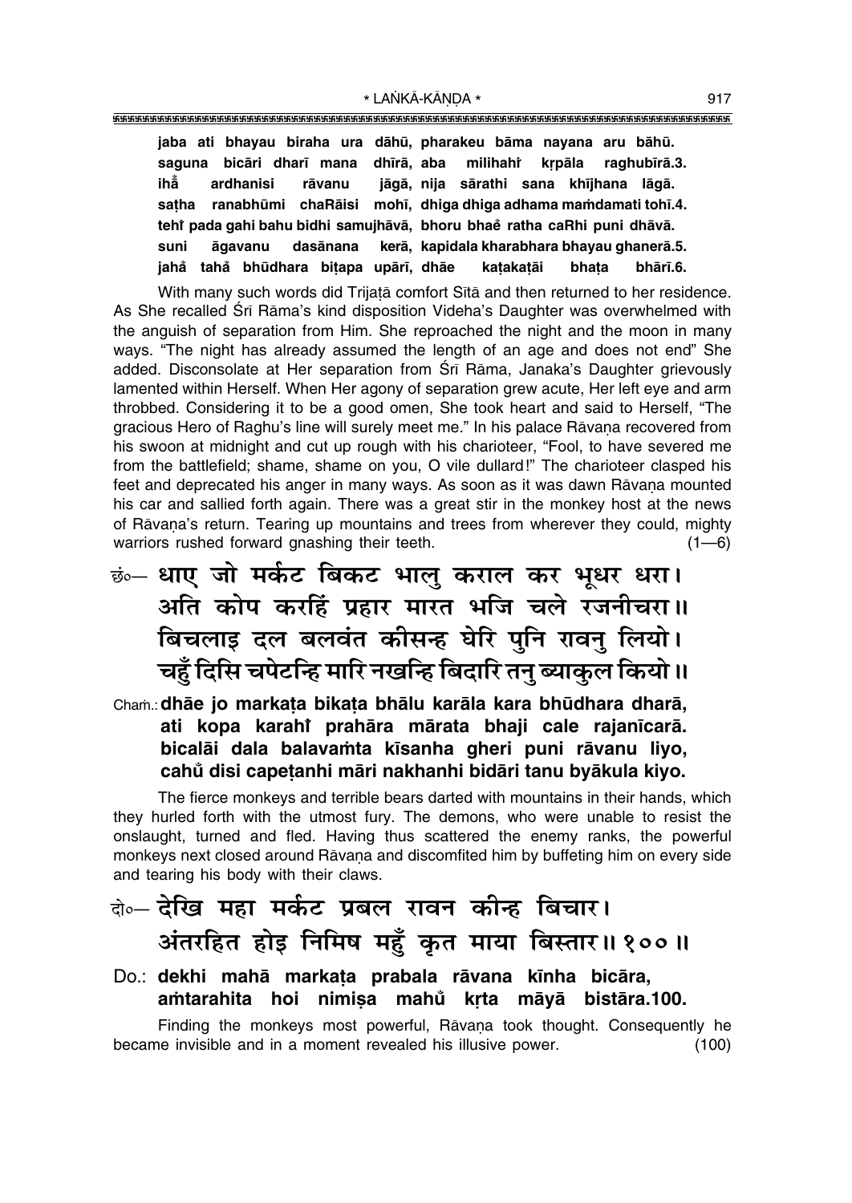**jaba ati bhayau biraha ura dāhū, pharakeu bāma nayana aru bāhū.**
**saguna bicāri dharī mana dhīrā, aba milihahi̐ kṛpāla raghubīrā.3.**
**ihā̐ ardhanisi rāvanu jāgā, nija sārathi sana khījhana lāgā.**
**saṭha ranabhūmi chaRāisi mohī, dhiga dhiga adhama maṁdamati tohī.4.**
**tehi̐ pada gahi bahu bidhi samujhāvā, bhoru bhae̐ ratha caRhi puni dhāvā.**
**suni āgavanu dasānana kerā, kapidala kharabhara bhayau ghanerā.5.**
**jahā̐ tahā̐ bhūdhara biṭapa upārī, dhāe kaṭakaṭāi bhaṭa bhārī.6.**

With many such words did Trijaṭā comfort Sītā and then returned to her residence. As She recalled Śrī Rāma's kind disposition Videha's Daughter was overwhelmed with the anguish of separation from Him. She reproached the night and the moon in many ways. "The night has already assumed the length of an age and does not end" She added. Disconsolate at Her separation from Śrī Rāma, Janaka's Daughter grievously lamented within Herself. When Her agony of separation grew acute, Her left eye and arm throbbed. Considering it to be a good omen, She took heart and said to Herself, "The gracious Hero of Raghu's line will surely meet me." In his palace Rāvaṇa recovered from his swoon at midnight and cut up rough with his charioteer, "Fool, to have severed me from the battlefield; shame, shame on you, O vile dullard!" The charioteer clasped his feet and deprecated his anger in many ways. As soon as it was dawn Rāvaṇa mounted his car and sallied forth again. There was a great stir in the monkey host at the news of Rāvaṇa's return. Tearing up mountains and trees from wherever they could, mighty warriors rushed forward gnashing their teeth. (1—6)

छं०— धाए जो मर्कट बिकट भालु कराल कर भूधर धरा।
अति कोप करहिं प्रहार मारत भजि चले रजनीचरा॥
बिचलाइ दल बलवंत कीसन्ह घेरि पुनि रावनु लियो।
चहुँ दिसि चपेटन्हि मारि नखन्हि बिदारि तनु ब्याकुल कियो॥

Chaṁ.: **dhāe jo markaṭa bikaṭa bhālu karāla kara bhūdhara dharā,**
**ati kopa karahi̐ prahāra mārata bhaji cale rajanīcarā.**
**bicalāi dala balavaṁta kīsanha gheri puni rāvanu liyo,**
**cahu̐ disi capeṭanhi māri nakhanhi bidāri tanu byākula kiyo.**

The fierce monkeys and terrible bears darted with mountains in their hands, which they hurled forth with the utmost fury. The demons, who were unable to resist the onslaught, turned and fled. Having thus scattered the enemy ranks, the powerful monkeys next closed around Rāvaṇa and discomfited him by buffeting him on every side and tearing his body with their claws.

दो०— देखि महा मर्कट प्रबल रावन कीन्ह बिचार।
अंतरहित होइ निमिष महुँ कृत माया बिस्तार॥ १००॥

Do.: **dekhi mahā markaṭa prabala rāvana kīnha bicāra,**
**aṁtarahita hoi nimiṣa mahu̐ kṛta māyā bistāra.100.**

Finding the monkeys most powerful, Rāvaṇa took thought. Consequently he became invisible and in a moment revealed his illusive power. (100)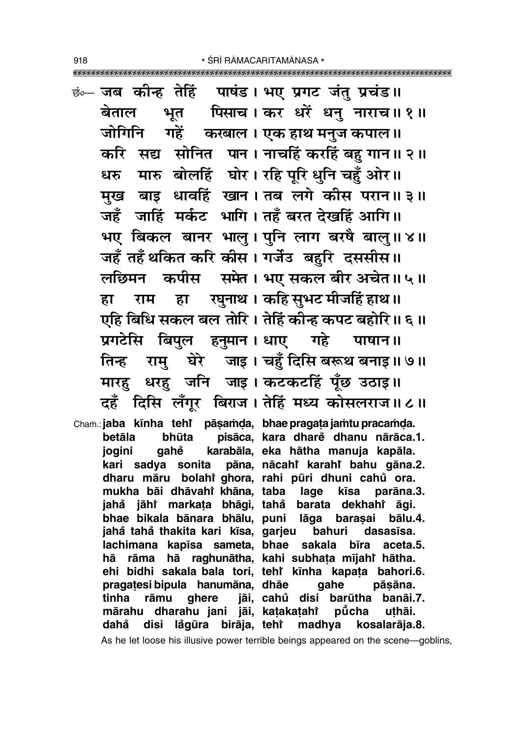छं०— जब कीन्ह तेहिं पाषंड। भए प्रगट जंतु प्रचंड॥
बेताल भूत पिसाच। कर धरें धनु नाराच॥ १॥
जोगिनि गहें करबाल। एक हाथ मनुज कपाल॥
करि सद्य सोनित पान। नाचहिं करहिं बहु गान॥ २॥
धरु मारु बोलहिं घोर। रहि पूरि धुनि चहुँ ओर॥
मुख बाइ धावहिं खान। तब लगे कीस परान॥ ३॥
जहँ जाहिं मर्कट भागि। तहँ बरत देखहिं आगि॥
भए बिकल बानर भालु। पुनि लाग बरषै बालु॥ ४॥
जहँ तहँ थकित करि कीस। गर्जेउ बहुरि दससीस॥
लछिमन कपीस समेत। भए सकल बीर अचेत॥ ५॥
हा राम हा रघुनाथ। कहि सुभट मीजहिं हाथ॥
एहि बिधि सकल बल तोरि। तेहिं कीन्ह कपट बहोरि॥ ६॥
प्रगटेसि बिपुल हनुमान। धाए गहे पाषान॥
तिन्ह रामु घेरे जाइ। चहुँ दिसि बरूथ बनाइ॥ ७॥
मारहु धरहु जनि जाइ। कटकटहिं पूँछ उठाइ॥
दहँ दिसि लँगूर बिराज। तेहिं मध्य कोसलराज॥ ८॥

Chaṁ.: **jaba kīnha tehi̐ pāṣaṁḍa, bhae pragaṭa jaṁtu pracaṁḍa.**
**betāla bhūta pisāca, kara dhare̐ dhanu nārāca.1.**
**jogini gahe̐ karabāla, eka hātha manuja kapāla.**
**kari sadya sonita pāna, nācahi̐ karahi̐ bahu gāna.2.**
**dharu māru bolahi̐ ghora, rahi pūri dhuni cahu̐ ora.**
**mukha bāi dhāvahi̐ khāna, taba lage kīsa parāna.3.**
**jaha̐ jāhi̐ markaṭa bhāgi, taha̐ barata dekhahi̐ āgi.**
**bhae bikala bānara bhālu, puni lāga baraṣai bālu.4.**
**jaha̐ taha̐ thakita kari kīsa, garjeu bahuri dasasīsa.**
**lachimana kapīsa sameta, bhae sakala bīra aceta.5.**
**hā rāma hā raghunātha, kahi subhaṭa mījahi̐ hātha.**
**ehi bidhi sakala bala tori, tehi̐ kīnha kapaṭa bahori.6.**
**pragaṭesi bipula hanumāna, dhāe gahe pāṣāna.**
**tinha rāmu ghere jāi, cahu̐ disi barūtha banāi.7.**
**mārahu dharahu jani jāi, kaṭakaṭahi̐ pū̐cha uṭhāi.**
**daha̐ disi la̐gūra birāja, tehi̐ madhya kosalarāja.8.**

As he let loose his illusive power terrible beings appeared on the scene—goblins,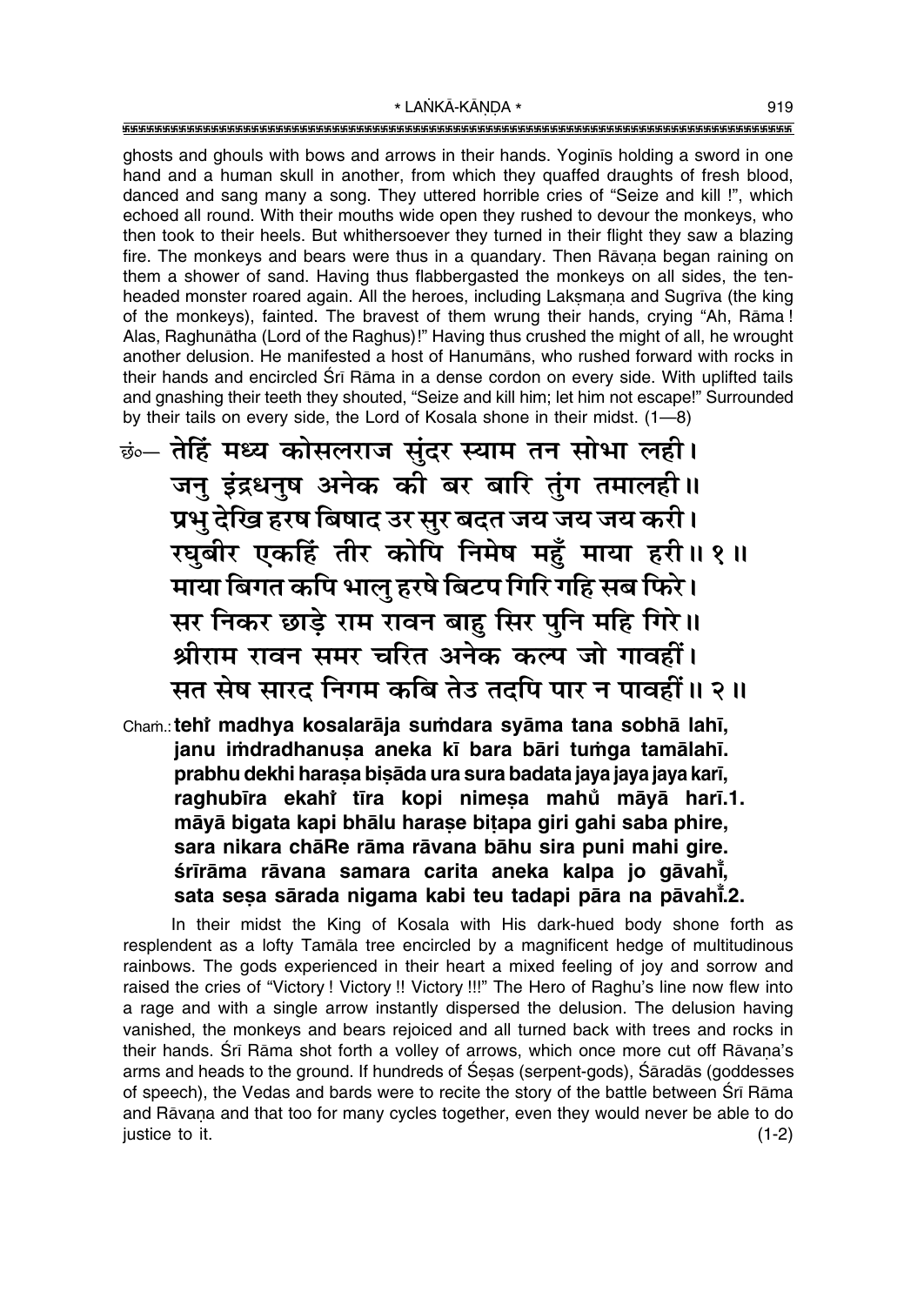ghosts and ghouls with bows and arrows in their hands. Yoginīs holding a sword in one hand and a human skull in another, from which they quaffed draughts of fresh blood, danced and sang many a song. They uttered horrible cries of "Seize and kill !", which echoed all round. With their mouths wide open they rushed to devour the monkeys, who then took to their heels. But whithersoever they turned in their flight they saw a blazing fire. The monkeys and bears were thus in a quandary. Then Rāvaṇa began raining on them a shower of sand. Having thus flabbergasted the monkeys on all sides, the ten-headed monster roared again. All the heroes, including Lakṣmaṇa and Sugrīva (the king of the monkeys), fainted. The bravest of them wrung their hands, crying "Ah, Rāma ! Alas, Raghunātha (Lord of the Raghus)!" Having thus crushed the might of all, he wrought another delusion. He manifested a host of Hanumāns, who rushed forward with rocks in their hands and encircled Śrī Rāma in a dense cordon on every side. With uplifted tails and gnashing their teeth they shouted, "Seize and kill him; let him not escape!" Surrounded by their tails on every side, the Lord of Kosala shone in their midst. (1—8)

छं०— तेहिं मध्य कोसलराज सुंदर स्याम तन सोभा लही।
जनु इंद्रधनुष अनेक की बर बारि तुंग तमालही॥
प्रभु देखि हरष बिषाद उर सुर बदत जय जय जय करी।
रघुबीर एकहिं तीर कोपि निमेष महुँ माया हरी॥ १॥
माया बिगत कपि भालु हरषे बिटप गिरि गहि सब फिरे।
सर निकर छाड़े राम रावन बाहु सिर पुनि महि गिरे॥
श्रीराम रावन समर चरित अनेक कल्प जो गावहीं।
सत सेष सारद निगम कबि तेउ तदपि पार न पावहीं॥ २॥

Chaṁ.: **tehi̐ madhya kosalarāja suṁdara syāma tana sobhā lahī, janu iṁdradhanuṣa aneka kī bara bāri tuṁga tamālahī. prabhu dekhi haraṣa biṣāda ura sura badata jaya jaya jaya karī, raghubīra ekahi̐ tīra kopi nimeṣa mahu̐ māyā harī.1. māyā bigata kapi bhālu haraṣe biṭapa giri gahi saba phire, sara nikara chāRe rāma rāvana bāhu sira puni mahi gire. śrīrāma rāvana samara carita aneka kalpa jo gāvahī̐, sata seṣa sārada nigama kabi teu tadapi pāra na pāvahī̐.2.**

In their midst the King of Kosala with His dark-hued body shone forth as resplendent as a lofty Tamāla tree encircled by a magnificent hedge of multitudinous rainbows. The gods experienced in their heart a mixed feeling of joy and sorrow and raised the cries of "Victory ! Victory !! Victory !!!" The Hero of Raghu's line now flew into a rage and with a single arrow instantly dispersed the delusion. The delusion having vanished, the monkeys and bears rejoiced and all turned back with trees and rocks in their hands. Śrī Rāma shot forth a volley of arrows, which once more cut off Rāvaṇa's arms and heads to the ground. If hundreds of Śeṣas (serpent-gods), Śāradās (goddesses of speech), the Vedas and bards were to recite the story of the battle between Śrī Rāma and Rāvaṇa and that too for many cycles together, even they would never be able to do justice to it. (1-2)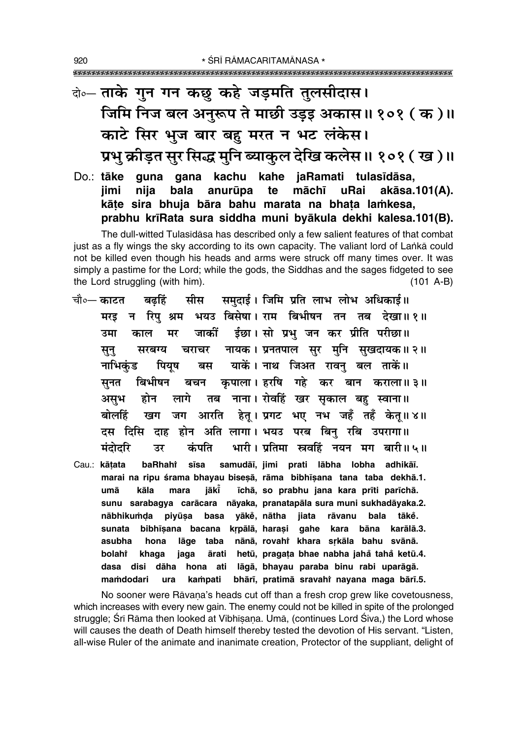दो०— ताके गुन गन कछु कहे जड़मति तुलसीदास।
जिमि निज बल अनुरूप ते माछी उड़इ अकास॥ १०१ (क)॥
काटे सिर भुज बार बहु मरत न भट लंकेस।
प्रभु क्रीड़त सुर सिद्ध मुनि ब्याकुल देखि कलेस॥ १०१ (ख)॥

Do.: **tāke guna gana kachu kahe jaRamati tulasīdāsa,**
**jimi nija bala anurūpa te māchī uRai akāsa.101(A).**
**kāṭe sira bhuja bāra bahu marata na bhaṭa laṁkesa,**
**prabhu krīRata sura siddha muni byākula dekhi kalesa.101(B).**

The dull-witted Tulasīdāsa has described only a few salient features of that combat just as a fly wings the sky according to its own capacity. The valiant lord of Laṅkā could not be killed even though his heads and arms were struck off many times over. It was simply a pastime for the Lord; while the gods, the Siddhas and the sages fidgeted to see the Lord struggling (with him). (101 A-B)

चौ०— काटत बढ़हिं सीस समुदाई। जिमि प्रति लाभ लोभ अधिकाई॥
मरइ न रिपु श्रम भयउ बिसेषा। राम बिभीषन तन तब देखा॥ १॥
उमा काल मर जाकीं ईछा। सो प्रभु जन कर प्रीति परीछा॥
सुनु सरबग्य चराचर नायक। प्रनतपाल सुर मुनि सुखदायक॥ २॥
नाभिकुंड पियूष बस याकें। नाथ जिअत रावनु बल ताकें॥
सुनत बिभीषन बचन कृपाला। हरषि गहे कर बान कराला॥ ३॥
असुभ होन लागे तब नाना। रोवहिं खर सृकाल बहु स्वाना॥
बोलहिं खग जग आरति हेतू। प्रगट भए नभ जहँ तहँ केतू॥ ४॥
दस दिसि दाह होन अति लागा। भयउ परब बिनु रबि उपरागा॥
मंदोदरि उर कंपति भारी। प्रतिमा स्रवहिं नयन मग बारी॥ ५॥

Cau.: **kāṭata baRhahiṁ sīsa samudāī, jimi prati lābha lobha adhikāī.**
**marai na ripu śrama bhayau biseṣā, rāma bibhīṣana tana taba dekhā.1.**
**umā kāla mara jākī̐ īchā, so prabhu jana kara prīti parīchā.**
**sunu sarabagya carācara nāyaka, pranatapāla sura muni sukhadāyaka.2.**
**nābhikuṁḍa piyūṣa basa yākẽ, nātha jiata rāvanu bala tākẽ.**
**sunata bibhīṣana bacana kṛpālā, haraṣi gahe kara bāna karālā.3.**
**asubha hona lāge taba nānā, rovahiṁ khara sṛkāla bahu svānā.**
**bolahiṁ khaga jaga ārati hetū, pragaṭa bhae nabha jahā̐ tahā̐ ketū.4.**
**dasa disi dāha hona ati lāgā, bhayau paraba binu rabi uparāgā.**
**maṁdodari ura kaṁpati bhārī, pratimā sravahiṁ nayana maga bārī.5.**

No sooner were Rāvaṇa's heads cut off than a fresh crop grew like covetousness, which increases with every new gain. The enemy could not be killed in spite of the prolonged struggle; Śrī Rāma then looked at Vibhīṣaṇa. Umā, (continues Lord Śiva,) the Lord whose will causes the death of Death himself thereby tested the devotion of His servant. "Listen, all-wise Ruler of the animate and inanimate creation, Protector of the suppliant, delight of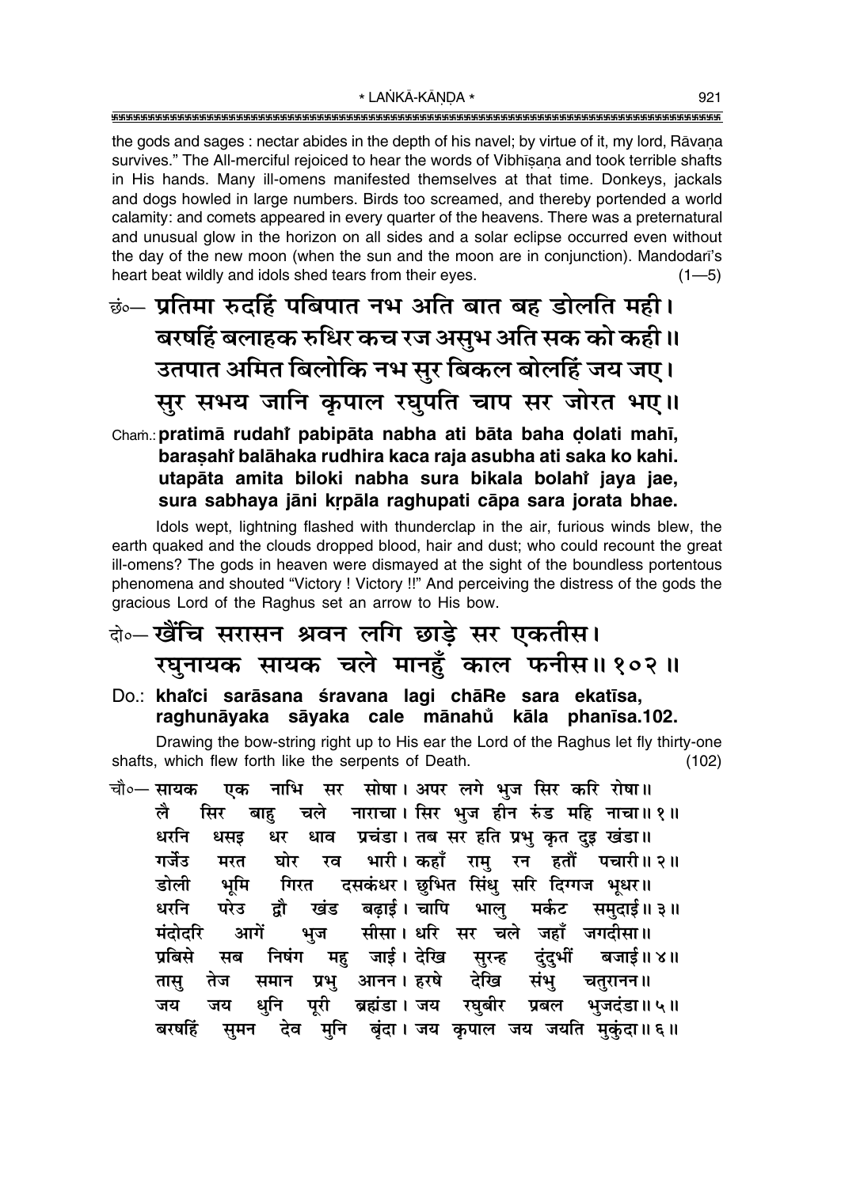the gods and sages : nectar abides in the depth of his navel; by virtue of it, my lord, Rāvaṇa survives." The All-merciful rejoiced to hear the words of Vibhīṣaṇa and took terrible shafts in His hands. Many ill-omens manifested themselves at that time. Donkeys, jackals and dogs howled in large numbers. Birds too screamed, and thereby portended a world calamity: and comets appeared in every quarter of the heavens. There was a preternatural and unusual glow in the horizon on all sides and a solar eclipse occurred even without the day of the new moon (when the sun and the moon are in conjunction). Mandodarī's heart beat wildly and idols shed tears from their eyes. (1—5)

छं०— प्रतिमा रुदहिं पबिपात नभ अति बात बह डोलति मही।
बरषहिं बलाहक रुधिर कच रज असुभ अति सक को कही॥
उतपात अमित बिलोकि नभ सुर बिकल बोलहिं जय जए।
सुर सभय जानि कृपाल रघुपति चाप सर जोरत भए॥

Chaṁ.: **pratimā rudahi̐ pabipāta nabha ati bāta baha ḍolati mahī,**
**baraṣahi̐ balāhaka rudhira kaca raja asubha ati saka ko kahī.**
**utapāta amita biloki nabha sura bikala bolahi̐ jaya jae,**
**sura sabhaya jāni kṛpāla raghupati cāpa sara jorata bhae.**

Idols wept, lightning flashed with thunderclap in the air, furious winds blew, the earth quaked and the clouds dropped blood, hair and dust; who could recount the great ill-omens? The gods in heaven were dismayed at the sight of the boundless portentous phenomena and shouted "Victory ! Victory !!" And perceiving the distress of the gods the gracious Lord of the Raghus set an arrow to His bow.

दो०— खैंचि सरासन श्रवन लगि छाड़े सर एकतीस।
रघुनायक सायक चले मानहुँ काल फनीस॥ १०२॥

Do.: **khai̐ci sarāsana śravana lagi chāRe sara ekatīsa,**
**raghunāyaka sāyaka cale mānahu̐ kāla phanīsa.102.**

Drawing the bow-string right up to His ear the Lord of the Raghus let fly thirty-one shafts, which flew forth like the serpents of Death. (102)

चौ०— सायक एक नाभि सर सोषा। अपर लगे भुज सिर करि रोषा॥
लै सिर बाहु चले नाराचा। सिर भुज हीन रुंड महि नाचा॥ १॥
धरनि धसइ धर धाव प्रचंडा। तब सर हति प्रभु कृत दुइ खंडा॥
गर्जेउ मरत घोर रव भारी। कहाँ रामु रन हतौं पचारी॥ २॥
डोली भूमि गिरत दसकंधर। छुभित सिंधु सरि दिग्गज भूधर॥
धरनि परेउ द्वौ खंड बढ़ाई। चापि भालु मर्कट समुदाई॥ ३॥
मंदोदरि आगें भुज सीसा। धरि सर चले जहाँ जगदीसा॥
प्रबिसे सब निषंग महु जाई। देखि सुरन्ह दुंदुभीं बजाई॥ ४॥
तासु तेज समान प्रभु आनन। हरषे देखि संभु चतुरानन॥
जय जय धुनि पूरी ब्रह्मंडा। जय रघुबीर प्रबल भुजदंडा॥ ५॥
बरषहिं सुमन देव मुनि बृंदा। जय कृपाल जय जयति मुकुंदा॥ ६॥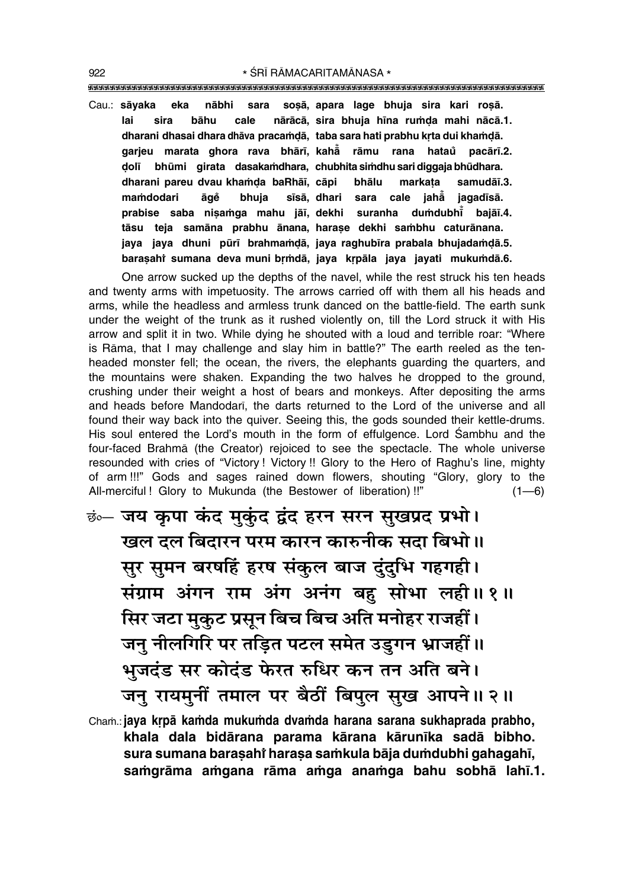Cau.: **sāyaka eka nābhi sara soṣā, apara lage bhuja sira kari roṣā.**
**lai sira bāhu cale nārācā, sira bhuja hīna ruṁḍa mahi nācā.1.**
**dharani dhasai dhara dhāva pracaṁḍā, taba sara hati prabhu kṛta dui khaṁḍā.**
**garjeu marata ghora rava bhārī, kahā̐ rāmu rana hatau̐ pacārī.2.**
**ḍolī bhūmi girata dasakaṁdhara, chubhita siṁdhu sari diggaja bhūdhara.**
**dharani pareu dvau khaṁḍa baRhāī, cāpi bhālu markaṭa samudāī.3.**
**maṁdodari āge̐ bhuja sīsā, dhari sara cale jahā̐ jagadīsā.**
**prabise saba niṣaṁga mahu jāī, dekhi suranha duṁdubhī̐ bajāī.4.**
**tāsu teja samāna prabhu ānana, harase dekhi saṁbhu caturānana.**
**jaya jaya dhuni pūrī brahmaṁḍā, jaya raghubīra prabala bhujadaṁḍā.5.**
**baraṣahiṁ sumana deva muni bṛṁdā, jaya kṛpāla jaya jayati mukuṁdā.6.**

One arrow sucked up the depths of the navel, while the rest struck his ten heads and twenty arms with impetuosity. The arrows carried off with them all his heads and arms, while the headless and armless trunk danced on the battle-field. The earth sunk under the weight of the trunk as it rushed violently on, till the Lord struck it with His arrow and split it in two. While dying he shouted with a loud and terrible roar: "Where is Rāma, that I may challenge and slay him in battle?" The earth reeled as the ten-headed monster fell; the ocean, the rivers, the elephants guarding the quarters, and the mountains were shaken. Expanding the two halves he dropped to the ground, crushing under their weight a host of bears and monkeys. After depositing the arms and heads before Mandodarī, the darts returned to the Lord of the universe and all found their way back into the quiver. Seeing this, the gods sounded their kettle-drums. His soul entered the Lord's mouth in the form of effulgence. Lord Śambhu and the four-faced Brahmā (the Creator) rejoiced to see the spectacle. The whole universe resounded with cries of "Victory! Victory!! Glory to the Hero of Raghu's line, mighty of arm!!!" Gods and sages rained down flowers, shouting "Glory, glory to the All-merciful! Glory to Mukunda (the Bestower of liberation)!!" (1—6)

छं०— जय कृपा कंद मुकुंद द्वंद हरन सरन सुखप्रद प्रभो।
खल दल बिदारन परम कारन कारुनीक सदा बिभो॥
सुर सुमन बरषहिं हरष संकुल बाज दुंदुभि गहगही।
संग्राम अंगन राम अंग अनंग बहु सोभा लही॥ १॥
सिर जटा मुकुट प्रसून बिच बिच अति मनोहर राजहीं।
जनु नीलगिरि पर तड़ित पटल समेत उडुगन भ्राजहीं॥
भुजदंड सर कोदंड फेरत रुधिर कन तन अति बने।
जनु रायमुनीं तमाल पर बैठीं बिपुल सुख आपने॥ २॥

Chaṁ.: **jaya kṛpā kaṁda mukuṁda dvaṁda harana sarana sukhaprada prabho,**
**khala dala bidārana parama kārana kārunīka sadā bibho.**
**sura sumana baraṣahiṁ haraṣa saṁkula bāja duṁdubhi gahagahī,**
**saṁgrāma aṁgana rāma aṁga anaṁga bahu sobhā lahī.1.**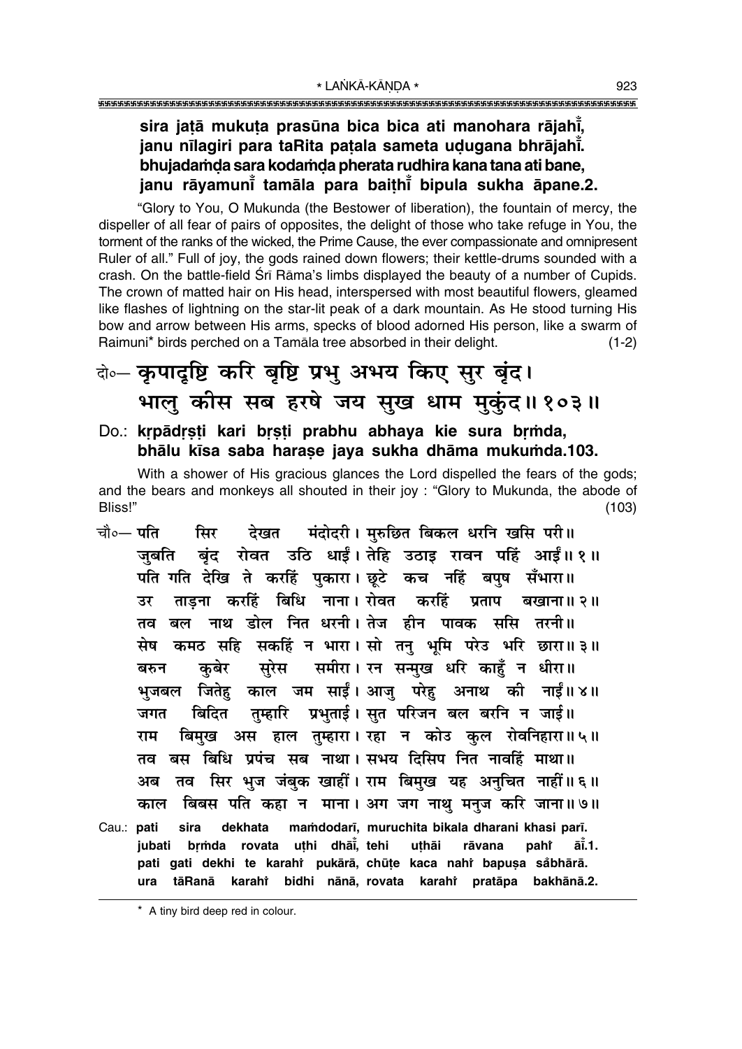**sira jaṭā mukuṭa prasūna bica bica ati manohara rājahi̐,**
**janu nīlagiri para taRita paṭala sameta uḍugana bhrājahi̐.**
**bhujadaṁḍa sara kodaṁḍa pherata rudhira kana tana ati bane,**
**janu rāyamuni̐ tamāla para baiṭhī̐ bipula sukha āpane.2.**

"Glory to You, O Mukunda (the Bestower of liberation), the fountain of mercy, the dispeller of all fear of pairs of opposites, the delight of those who take refuge in You, the torment of the ranks of the wicked, the Prime Cause, the ever compassionate and omnipresent Ruler of all." Full of joy, the gods rained down flowers; their kettle-drums sounded with a crash. On the battle-field Śrī Rāma's limbs displayed the beauty of a number of Cupids. The crown of matted hair on His head, interspersed with most beautiful flowers, gleamed like flashes of lightning on the star-lit peak of a dark mountain. As He stood turning His bow and arrow between His arms, specks of blood adorned His person, like a swarm of Raimuni* birds perched on a Tamāla tree absorbed in their delight. (1-2)

दो०— **कृपादृष्टि करि बृष्टि प्रभु अभय किए सुर बृंद।**
**भालु कीस सब हरषे जय सुख धाम मुकुंद॥१०३॥**

Do.: **kṛpādṛṣṭi kari bṛṣṭi prabhu abhaya kie sura bṛṁda,**
**bhālu kīsa saba haraṣe jaya sukha dhāma mukuṁda.103.**

With a shower of His gracious glances the Lord dispelled the fears of the gods; and the bears and monkeys all shouted in their joy : "Glory to Mukunda, the abode of Bliss!" (103)

चौ०— पति सिर देखत मंदोदरी। मुरुछित बिकल धरनि खसि परी॥
जुबति बृंद रोवत उठि धाईं। तेहि उठाइ रावन पहिं आईं॥१॥
पति गति देखि ते करहिं पुकारा। छूटे कच नहिं बपुष सँभारा॥
उर ताड़ना करहिं बिधि नाना। रोवत करहिं प्रताप बखाना॥२॥
तव बल नाथ डोल नित धरनी। तेज हीन पावक ससि तरनी॥
सेष कमठ सहि सकहिं न भारा। सो तनु भूमि परेउ भरि छारा॥३॥
बरुन कुबेर सुरेस समीरा। रन सन्मुख धरि काहुँ न धीरा॥
भुजबल जितेहु काल जम साईं। आजु परेहु अनाथ की नाईं॥४॥
जगत बिदित तुम्हारि प्रभुताई। सुत परिजन बल बरनि न जाई॥
राम बिमुख अस हाल तुम्हारा। रहा न कोउ कुल रोवनिहारा॥५॥
तव बस बिधि प्रपंच सब नाथा। सभय दिसिप नित नावहिं माथा॥
अब तव सिर भुज जंबुक खाहीं। राम बिमुख यह अनुचित नाहीं॥६॥
काल बिबस पति कहा न माना। अग जग नाथु मनुज करि जाना॥७॥

Cau.: **pati sira dekhata maṁdodarī, muruchita bikala dharani khasi parī.**
**jubati bṛṁda rovata uṭhi dhāī̐, tehi uṭhāi rāvana pahi̐ āī̐.1.**
**pati gati dekhi te karahi̐ pukārā, chūṭe kaca nahi̐ bapuṣa sa̐bhārā.**
**ura tāRanā karahi̐ bidhi nānā, rovata karahi̐ pratāpa bakhānā.2.**

* A tiny bird deep red in colour.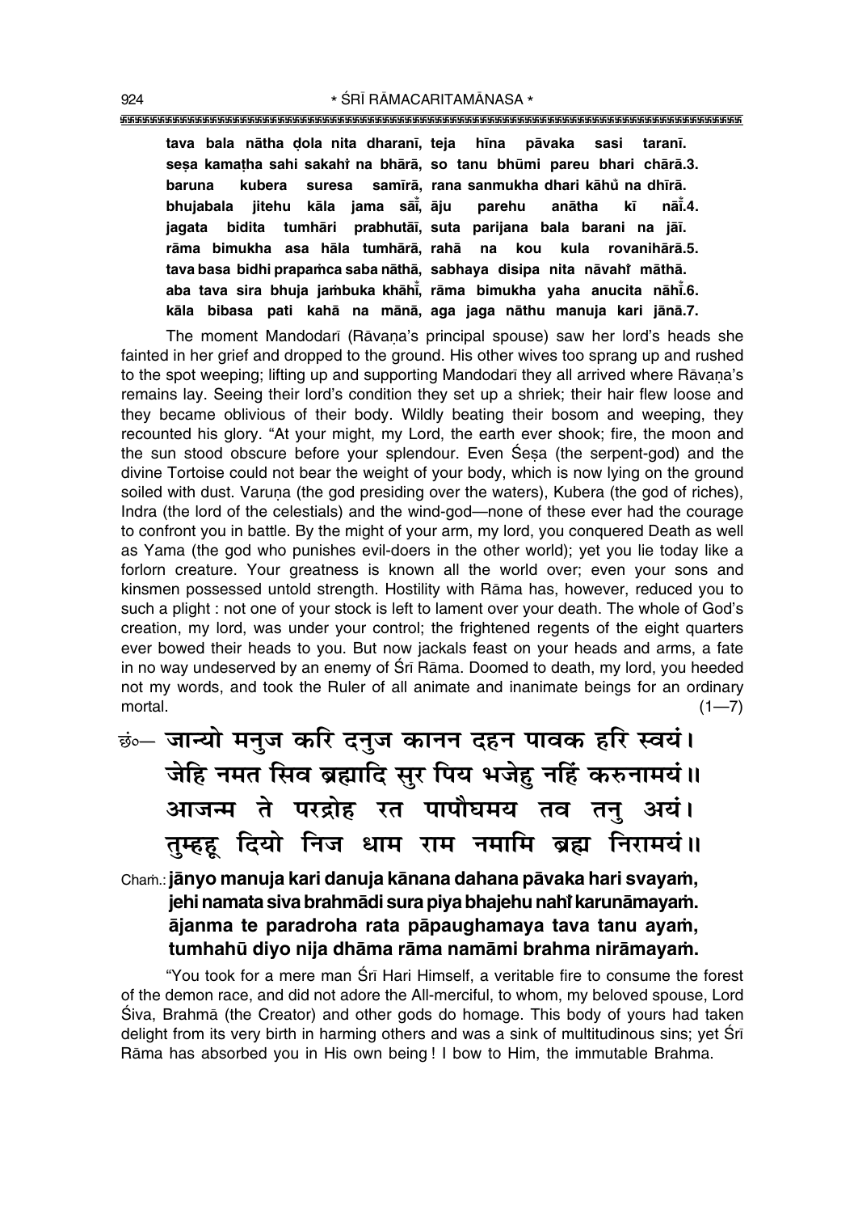**tava bala nātha ḍola nita dharanī, teja hīna pāvaka sasi taranī.**
**seṣa kamaṭha sahi sakahiṁ na bhārā, so tanu bhūmi pareu bhari chārā.3.**
**baruna kubera suresa samīrā, rana sanmukha dhari kāhu̐ na dhīrā.**
**bhujabala jitehu kāla jama sāīं, āju parehu anātha kī nāīं.4.**
**jagata bidita tumhāri prabhutāī, suta parijana bala barani na jāī.**
**rāma bimukha asa hāla tumhārā, rahā na kou kula rovanihārā.5.**
**tava basa bidhi prapaṁca saba nāthā, sabhaya disipa nita nāvahiṁ māthā.**
**aba tava sira bhuja jaṁbuka khāhīं, rāma bimukha yaha anucita nāhīं.6.**
**kāla bibasa pati kahā na mānā, aga jaga nāthu manuja kari jānā.7.**

The moment Mandodarī (Rāvaṇa's principal spouse) saw her lord's heads she fainted in her grief and dropped to the ground. His other wives too sprang up and rushed to the spot weeping; lifting up and supporting Mandodarī they all arrived where Rāvaṇa's remains lay. Seeing their lord's condition they set up a shriek; their hair flew loose and they became oblivious of their body. Wildly beating their bosom and weeping, they recounted his glory. "At your might, my Lord, the earth ever shook; fire, the moon and the sun stood obscure before your splendour. Even Śeṣa (the serpent-god) and the divine Tortoise could not bear the weight of your body, which is now lying on the ground soiled with dust. Varuṇa (the god presiding over the waters), Kubera (the god of riches), Indra (the lord of the celestials) and the wind-god—none of these ever had the courage to confront you in battle. By the might of your arm, my lord, you conquered Death as well as Yama (the god who punishes evil-doers in the other world); yet you lie today like a forlorn creature. Your greatness is known all the world over; even your sons and kinsmen possessed untold strength. Hostility with Rāma has, however, reduced you to such a plight : not one of your stock is left to lament over your death. The whole of God's creation, my lord, was under your control; the frightened regents of the eight quarters ever bowed their heads to you. But now jackals feast on your heads and arms, a fate in no way undeserved by an enemy of Śrī Rāma. Doomed to death, my lord, you heeded not my words, and took the Ruler of all animate and inanimate beings for an ordinary mortal. (1—7)

छं०— जान्यो मनुज करि दनुज कानन दहन पावक हरि स्वयं।
जेहि नमत सिव ब्रह्मादि सुर पिय भजेहु नहिं करुनामयं॥
आजन्म ते परद्रोह रत पापौघमय तव तनु अयं।
तुम्हहू दियो निज धाम राम नमामि ब्रह्म निरामयं॥

Chaṁ.: **jānyo manuja kari danuja kānana dahana pāvaka hari svayaṁ,**
**jehi namata siva brahmādi sura piya bhajehu nahiṁ karunāmayaṁ.**
**ājanma te paradroha rata pāpaughamaya tava tanu ayaṁ,**
**tumhahū diyo nija dhāma rāma namāmi brahma nirāmayaṁ.**

"You took for a mere man Śrī Hari Himself, a veritable fire to consume the forest of the demon race, and did not adore the All-merciful, to whom, my beloved spouse, Lord Śiva, Brahmā (the Creator) and other gods do homage. This body of yours had taken delight from its very birth in harming others and was a sink of multitudinous sins; yet Śrī Rāma has absorbed you in His own being ! I bow to Him, the immutable Brahma.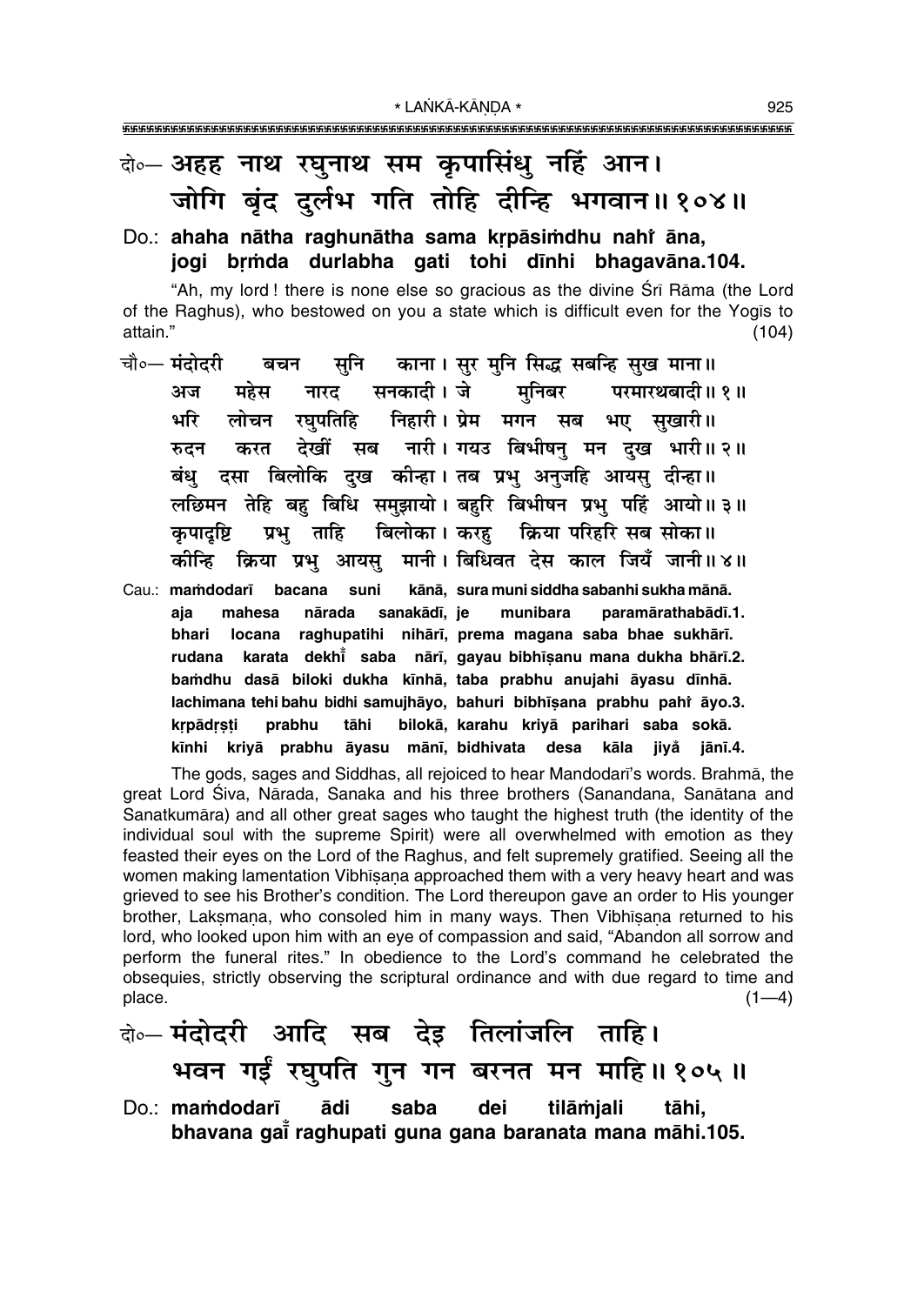दो०— अहह नाथ रघुनाथ सम कृपासिंधु नहिं आन।
जोगि बृंद दुर्लभ गति तोहि दीन्हि भगवान॥ १०४॥

Do.: **ahaha nātha raghunātha sama kṛpāsiṁdhu nahi̐ āna, jogi bṛṁda durlabha gati tohi dīnhi bhagavāna.104.**

"Ah, my lord! there is none else so gracious as the divine Śrī Rāma (the Lord of the Raghus), who bestowed on you a state which is difficult even for the Yogīs to attain." (104)

चौ०— मंदोदरी बचन सुनि काना। सुर मुनि सिद्ध सबन्हि सुख माना॥
अज महेस नारद सनकादी। जे मुनिबर परमारथबादी॥ १॥
भरि लोचन रघुपतिहि निहारी। प्रेम मगन सब भए सुखारी॥
रुदन करत देखीं सब नारी। गयउ बिभीषनु मन दुख भारी॥ २॥
बंधु दसा बिलोकि दुख कीन्हा। तब प्रभु अनुजहि आयसु दीन्हा॥
लछिमन तेहि बहु बिधि समुझायो। बहुरि बिभीषन प्रभु पहिं आयो॥ ३॥
कृपादृष्टि प्रभु ताहि बिलोका। करहु क्रिया परिहरि सब सोका॥
कीन्हि क्रिया प्रभु आयसु मानी। बिधिवत देस काल जियँ जानी॥ ४॥

Cau.: **maṁdodarī bacana suni kānā, sura muni siddha sabanhi sukha mānā.**
**aja mahesa nārada sanakādī, je munibara paramārathabādī.1.**
**bhari locana raghupatihi nihārī, prema magana saba bhae sukhārī.**
**rudana karata dekhī̐ saba nārī, gayau bibhīṣanu mana dukha bhārī.2.**
**baṁdhu dasā biloki dukha kīnhā, taba prabhu anujahi āyasu dīnhā.**
**lachimana tehi bahu bidhi samujhāyo, bahuri bibhīṣana prabhu pahi̐ āyo.3.**
**kṛpādṛṣṭi prabhu tāhi bilokā, karahu kriyā parihari saba sokā.**
**kīnhi kriyā prabhu āyasu mānī, bidhivata desa kāla jiya̐ jānī.4.**

The gods, sages and Siddhas, all rejoiced to hear Mandodarī's words. Brahmā, the great Lord Śiva, Nārada, Sanaka and his three brothers (Sanandana, Sanātana and Sanatkumāra) and all other great sages who taught the highest truth (the identity of the individual soul with the supreme Spirit) were all overwhelmed with emotion as they feasted their eyes on the Lord of the Raghus, and felt supremely gratified. Seeing all the women making lamentation Vibhīṣaṇa approached them with a very heavy heart and was grieved to see his Brother's condition. The Lord thereupon gave an order to His younger brother, Lakṣmaṇa, who consoled him in many ways. Then Vibhīṣaṇa returned to his lord, who looked upon him with an eye of compassion and said, "Abandon all sorrow and perform the funeral rites." In obedience to the Lord's command he celebrated the obsequies, strictly observing the scriptural ordinance and with due regard to time and place. (1—4)

दो०— मंदोदरी आदि सब देइ तिलांजलि ताहि।
भवन गईं रघुपति गुन गन बरनत मन माहि॥ १०५॥

Do.: **maṁdodarī ādi saba dei tilāṁjali tāhi, bhavana gaī̐ raghupati guna gana baranata mana māhi.105.**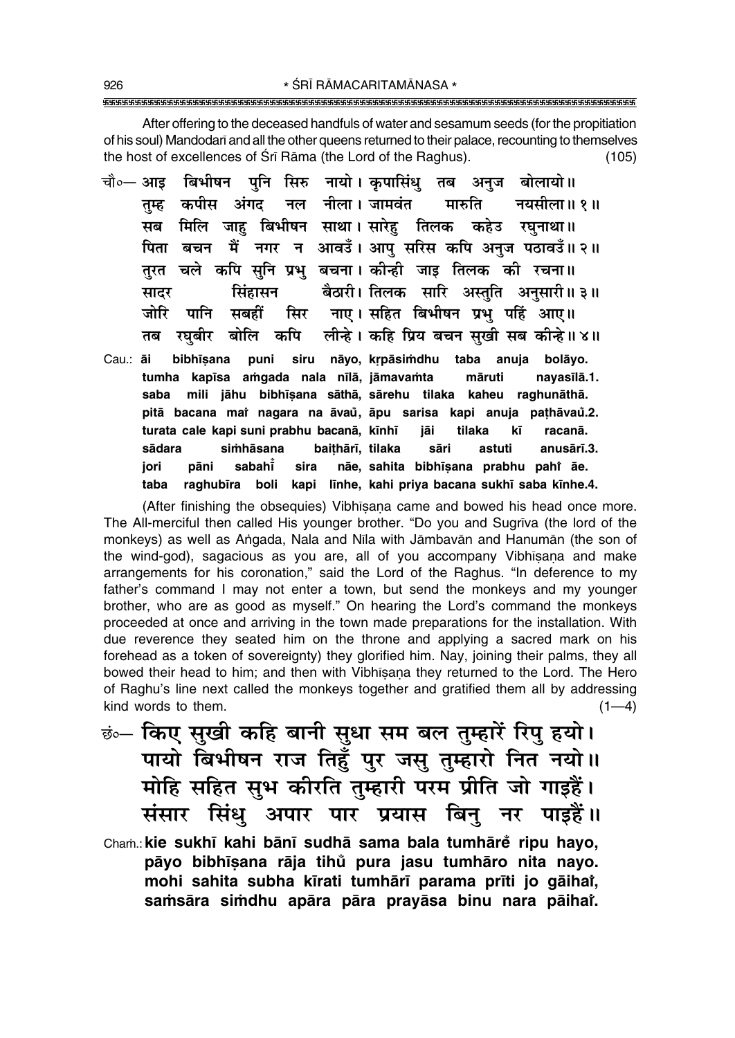After offering to the deceased handfuls of water and sesamum seeds (for the propitiation of his soul) Mandodarī and all the other queens returned to their palace, recounting to themselves the host of excellences of Śrī Rāma (the Lord of the Raghus). (105)

चौ०— आइ बिभीषन पुनि सिरु नायो। कृपासिंधु तब अनुज बोलायो॥
तुम्ह कपीस अंगद नल नीला। जामवंत मारुति नयसीला॥ १॥
सब मिलि जाहु बिभीषन साथा। सारेहु तिलक कहेउ रघुनाथा॥
पिता बचन मैं नगर न आवउँ। आपु सरिस कपि अनुज पठावउँ॥ २॥
तुरत चले कपि सुनि प्रभु बचना। कीन्ही जाइ तिलक की रचना॥
सादर सिंहासन बैठारी। तिलक सारि अस्तुति अनुसारी॥ ३॥
जोरि पानि सबहीं सिर नाए। सहित बिभीषन प्रभु पहिं आए॥
तब रघुबीर बोलि कपि लीन्हे। कहि प्रिय बचन सुखी सब कीन्हे॥ ४॥

Cau.: āi bibhīṣana puni siru nāyo, kṛpāsiṁdhu taba anuja bolāyo.
tumha kapīsa aṁgada nala nīlā, jāmavaṁta māruti nayasīlā.1.
saba mili jāhu bibhīṣana sāthā, sārehu tilaka kaheu raghunāthā.
pitā bacana maiṁ nagara na āvaũ, āpu sarisa kapi anuja paṭhāvaũ.2.
turata cale kapi suni prabhu bacanā, kīnhī jāi tilaka kī racanā.
sādara siṁhāsana baiṭhārī, tilaka sāri astuti anusārī.3.
jori pāni sabahī̃ sira nāe, sahita bibhīṣana prabhu pahiṁ āe.
taba raghubīra boli kapi līnhe, kahi priya bacana sukhī saba kīnhe.4.

(After finishing the obsequies) Vibhīṣaṇa came and bowed his head once more. The All-merciful then called His younger brother. "Do you and Sugrīva (the lord of the monkeys) as well as Aṅgada, Nala and Nīla with Jāmbavān and Hanumān (the son of the wind-god), sagacious as you are, all of you accompany Vibhīṣaṇa and make arrangements for his coronation," said the Lord of the Raghus. "In deference to my father's command I may not enter a town, but send the monkeys and my younger brother, who are as good as myself." On hearing the Lord's command the monkeys proceeded at once and arriving in the town made preparations for the installation. With due reverence they seated him on the throne and applying a sacred mark on his forehead as a token of sovereignty) they glorified him. Nay, joining their palms, they all bowed their head to him; and then with Vibhīṣaṇa they returned to the Lord. The Hero of Raghu's line next called the monkeys together and gratified them all by addressing kind words to them. (1—4)

छं०— किए सुखी कहि बानी सुधा सम बल तुम्हारें रिपु हयो।
पायो बिभीषन राज तिहुँ पुर जसु तुम्हारो नित नयो॥
मोहि सहित सुभ कीरति तुम्हारी परम प्रीति जो गाइहैं।
संसार सिंधु अपार पार प्रयास बिनु नर पाइहैं॥

Chaṁ.: **kie sukhī kahi bānī sudhā sama bala tumhārẽ ripu hayo,**
**pāyo bibhīṣana rāja tihũ pura jasu tumhāro nita nayo.**
**mohi sahita subha kīrati tumhārī parama prīti jo gāihaiṁ,**
**saṁsāra siṁdhu apāra pāra prayāsa binu nara pāihaiṁ.**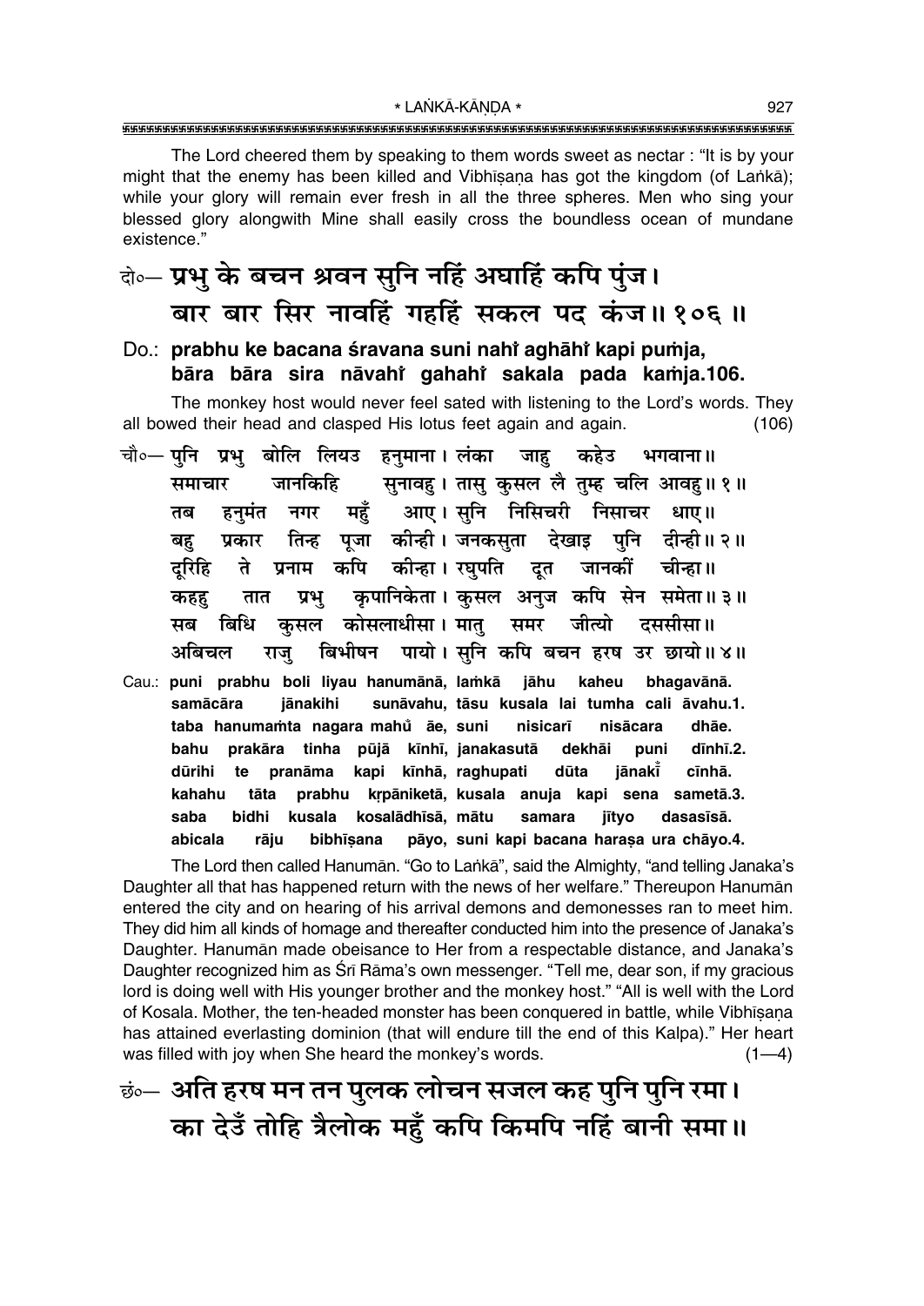The Lord cheered them by speaking to them words sweet as nectar : "It is by your might that the enemy has been killed and Vibhīṣaṇa has got the kingdom (of Laṅkā); while your glory will remain ever fresh in all the three spheres. Men who sing your blessed glory alongwith Mine shall easily cross the boundless ocean of mundane existence."

**दो०— प्रभु के बचन श्रवन सुनि नहिं अघाहिं कपि पुंज।**
**बार बार सिर नावहिं गहहिं सकल पद कंज॥ १०६॥**

**Do.: prabhu ke bacana śravana suni nahi aghāhi kapi puṁja,**
**bāra bāra sira nāvahi gahahi sakala pada kaṁja.106.**

The monkey host would never feel sated with listening to the Lord's words. They all bowed their head and clasped His lotus feet again and again. (106)

चौ०— पुनि प्रभु बोलि लियउ हनुमाना। लंका जाहु कहेउ भगवाना॥
समाचार जानकिहि सुनावहु। तासु कुसल लै तुम्ह चलि आवहु॥ १॥
तब हनुमंत नगर महुँ आए। सुनि निसिचरी निसाचर धाए॥
बहु प्रकार तिन्ह पूजा कीन्ही। जनकसुता देखाइ पुनि दीन्ही॥ २॥
दूरिहि ते प्रनाम कपि कीन्हा। रघुपति दूत जानकीं चीन्हा॥
कहहु तात प्रभु कृपानिकेता। कुसल अनुज कपि सेन समेता॥ ३॥
सब बिधि कुसल कोसलाधीसा। मातु समर जीत्यो दससीसा॥
अबिचल राजु बिभीषन पायो। सुनि कपि बचन हरष उर छायो॥ ४॥

Cau.: **puni prabhu boli liyau hanumānā, laṁkā jāhu kaheu bhagavānā.**
**samācāra jānakihi sunāvahu, tāsu kusala lai tumha cali āvahu.1.**
**taba hanumaṁta nagara mahů āe, suni nisicarī nisācara dhāe.**
**bahu prakāra tinha pūjā kīnhī, janakasutā dekhāi puni dīnhī.2.**
**dūrihi te pranāma kapi kīnhā, raghupati dūta jānakī cīnhā.**
**kahahu tāta prabhu kṛpāniketā, kusala anuja kapi sena sametā.3.**
**saba bidhi kusala kosalādhīsā, mātu samara jītyo dasasīsā.**
**abicala rāju bibhīṣana pāyo, suni kapi bacana haraṣa ura chāyo.4.**

The Lord then called Hanumān. "Go to Laṅkā", said the Almighty, "and telling Janaka's Daughter all that has happened return with the news of her welfare." Thereupon Hanumān entered the city and on hearing of his arrival demons and demonesses ran to meet him. They did him all kinds of homage and thereafter conducted him into the presence of Janaka's Daughter. Hanumān made obeisance to Her from a respectable distance, and Janaka's Daughter recognized him as Śrī Rāma's own messenger. "Tell me, dear son, if my gracious lord is doing well with His younger brother and the monkey host." "All is well with the Lord of Kosala. Mother, the ten-headed monster has been conquered in battle, while Vibhīṣaṇa has attained everlasting dominion (that will endure till the end of this Kalpa)." Her heart was filled with joy when She heard the monkey's words. (1—4)

**छं०— अति हरष मन तन पुलक लोचन सजल कह पुनि पुनि रमा।**
**का देउँ तोहि त्रैलोक महुँ कपि किमपि नहिं बानी समा॥**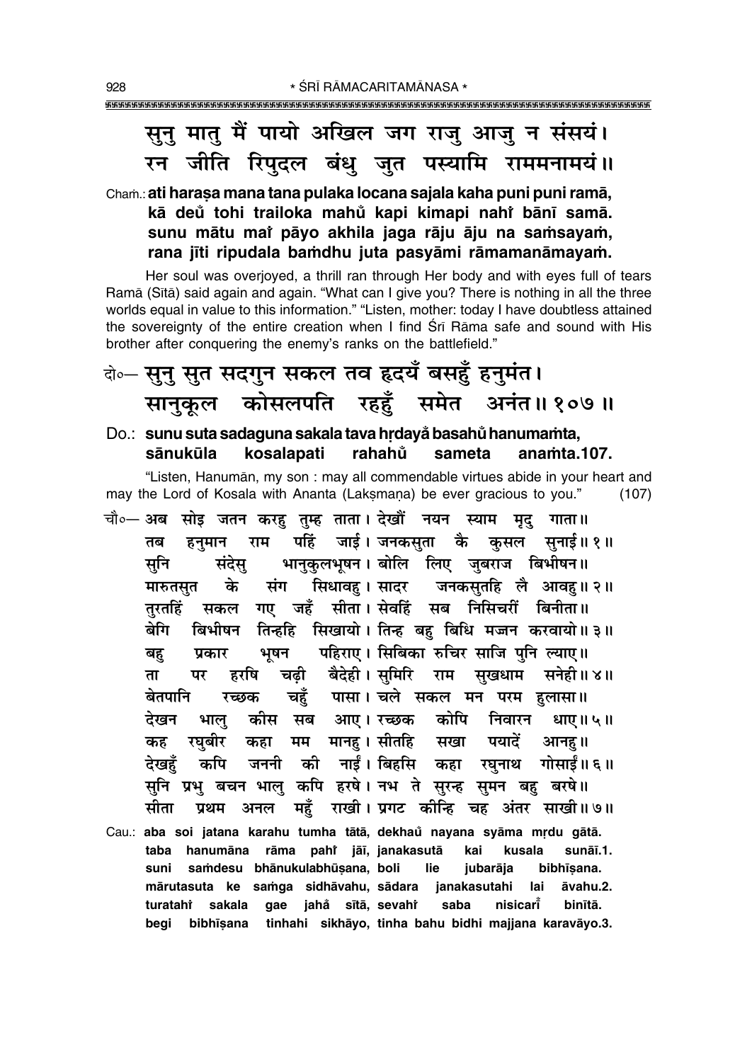सुनु मातु मैं पायो अखिल जग राजु आजु न संसयं।
रन जीति रिपुदल बंधु जुत पस्यामि राममनामयं॥

Chaṁ.: **ati haraṣa mana tana pulaka locana sajala kaha puni puni ramā,**
**kā deů tohi trailoka mahů kapi kimapi nahiṁ bānī samā.**
**sunu mātu maiṁ pāyo akhila jaga rāju āju na saṁsayaṁ,**
**rana jīti ripudala baṁdhu juta pasyāmi rāmamanāmayaṁ.**

Her soul was overjoyed, a thrill ran through Her body and with eyes full of tears Ramā (Sītā) said again and again. "What can I give you? There is nothing in all the three worlds equal in value to this information." "Listen, mother: today I have doubtless attained the sovereignty of the entire creation when I find Śrī Rāma safe and sound with His brother after conquering the enemy's ranks on the battlefield."

दो०— सुनु सुत सदगुन सकल तव हृदयँ बसहुँ हनुमंत।
सानुकूल कोसलपति रहहुँ समेत अनंत॥१०७॥

Do.: **sunu suta sadaguna sakala tava hṛdayå basahů hanumaṁta,**
**sānukūla kosalapati rahahů sameta anaṁta.107.**

"Listen, Hanumān, my son : may all commendable virtues abide in your heart and may the Lord of Kosala with Ananta (Lakṣmaṇa) be ever gracious to you." (107)

चौ०— अब सोइ जतन करहु तुम्ह ताता। देखौं नयन स्याम मृदु गाता॥
तब हनुमान राम पहिं जाई। जनकसुता कै कुसल सुनाई॥१॥
सुनि संदेसु भानुकुलभूषन। बोलि लिए जुबराज बिभीषन॥
मारुतसुत के संग सिधावहु। सादर जनकसुतहि लै आवहु॥२॥
तुरतहिं सकल गए जहँ सीता। सेवहिं सब निसिचरीं बिनीता॥
बेगि बिभीषन तिन्हहि सिखायो। तिन्ह बहु बिधि मज्जन करवायो॥३॥
बहु प्रकार भूषन पहिराए। सिबिका रुचिर साजि पुनि ल्याए॥
ता पर हरषि चढ़ी बैदेही। सुमिरि राम सुखधाम सनेही॥४॥
बेतपानि रच्छक चहुँ पासा। चले सकल मन परम हुलासा॥
देखन भालु कीस सब आए। रच्छक कोपि निवारन धाए॥५॥
कह रघुबीर कहा मम मानहु। सीतहि सखा पयादें आनहु॥
देखहुँ कपि जननी की नाईं। बिहसि कहा रघुनाथ गोसाईं॥६॥
सुनि प्रभु बचन भालु कपि हरषे। नभ ते सुरन्ह सुमन बहु बरषे॥
सीता प्रथम अनल महुँ राखी। प्रगट कीन्हि चह अंतर साखी॥७॥

Cau.: **aba soi jatana karahu tumha tātā, dekhau̐ nayana syāma mṛdu gātā.**
**taba hanumāna rāma pahiṁ jāī, janakasutā kai kusala sunāī.1.**
**suni saṁdesu bhānukulabhūṣana, boli lie jubarāja bibhīṣana.**
**mārutasuta ke saṁga sidhāvahu, sādara janakasutahi lai āvahu.2.**
**turatahiṁ sakala gae jahå sītā, sevahiṁ saba nisicarīṁ binītā.**
**begi bibhīṣana tinhahi sikhāyo, tinha bahu bidhi majjana karavāyo.3.**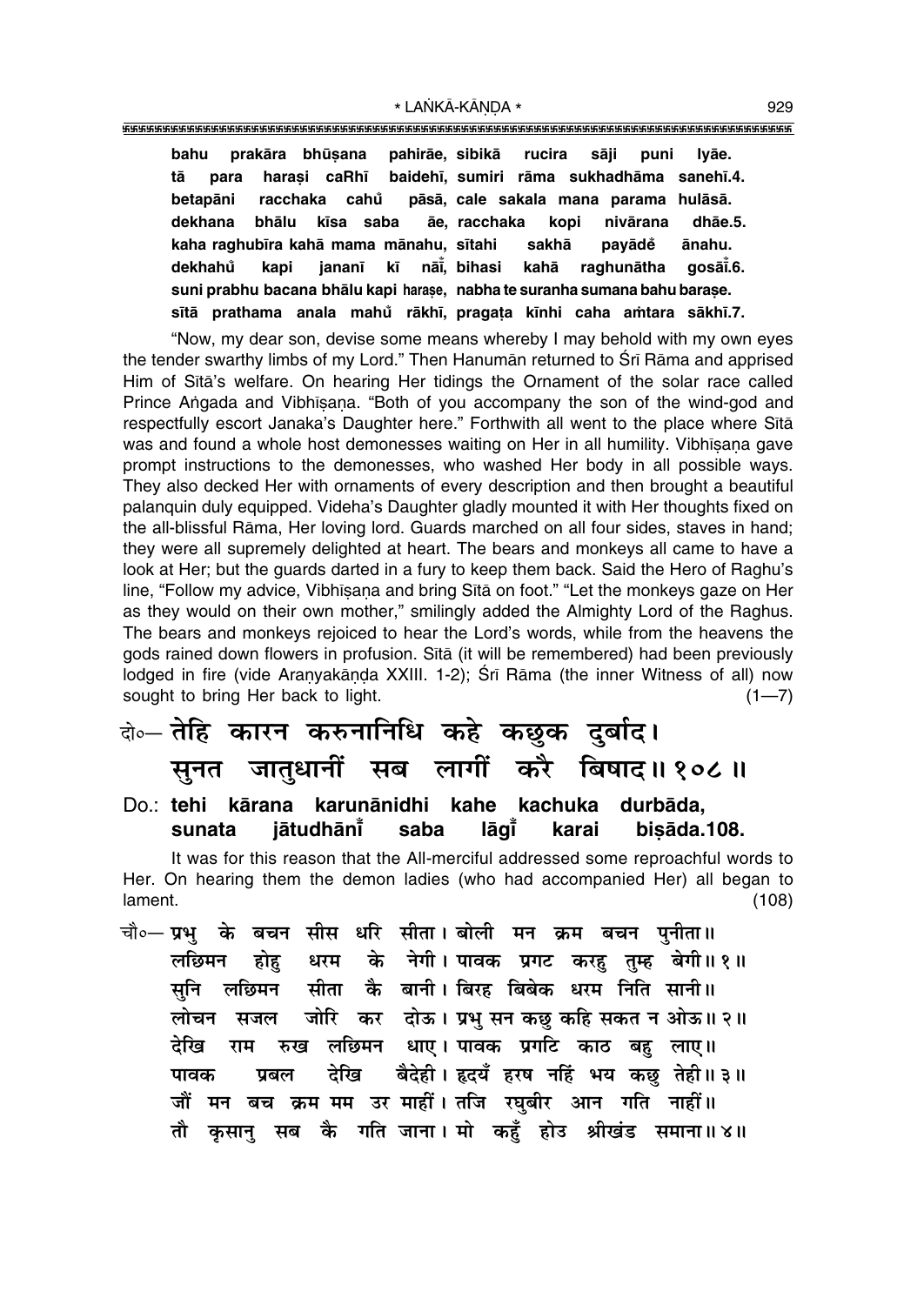**bahu prakāra bhūṣana pahirāe, sibikā rucira sāji puni lyāe.**
**tā para haraṣi caRhī baidehī, sumiri rāma sukhadhāma sanehī.4.**
**betapāni racchaka cahů pāsā, cale sakala mana parama hulāsā.**
**dekhana bhālu kīsa saba āe, racchaka kopi nivārana dhāe.5.**
**kaha raghubīra kahā mama mānahu, sītahi sakhā payādeँ ānahu.**
**dekhahů kapi jananī kī nāī̃, bihasi kahā raghunātha gosāī̃.6.**
**suni prabhu bacana bhālu kapi haraṣe, nabha te suranha sumana bahu baraṣe.**
**sītā prathama anala mahů rākhī, pragaṭa kīnhi caha aṁtara sākhī.7.**

"Now, my dear son, devise some means whereby I may behold with my own eyes the tender swarthy limbs of my Lord." Then Hanumān returned to Śrī Rāma and apprised Him of Sītā's welfare. On hearing Her tidings the Ornament of the solar race called Prince Aṅgada and Vibhīṣaṇa. "Both of you accompany the son of the wind-god and respectfully escort Janaka's Daughter here." Forthwith all went to the place where Sītā was and found a whole host demonesses waiting on Her in all humility. Vibhīṣaṇa gave prompt instructions to the demonesses, who washed Her body in all possible ways. They also decked Her with ornaments of every description and then brought a beautiful palanquin duly equipped. Videha's Daughter gladly mounted it with Her thoughts fixed on the all-blissful Rāma, Her loving lord. Guards marched on all four sides, staves in hand; they were all supremely delighted at heart. The bears and monkeys all came to have a look at Her; but the guards darted in a fury to keep them back. Said the Hero of Raghu's line, "Follow my advice, Vibhīṣaṇa and bring Sītā on foot." "Let the monkeys gaze on Her as they would on their own mother," smilingly added the Almighty Lord of the Raghus. The bears and monkeys rejoiced to hear the Lord's words, while from the heavens the gods rained down flowers in profusion. Sītā (it will be remembered) had been previously lodged in fire (vide Araṇyakāṇḍa XXIII. 1-2); Śrī Rāma (the inner Witness of all) now sought to bring Her back to light. (1—7)

दो०— तेहि कारन करुनानिधि कहे कछुक दुर्बाद।
सुनत जातुधानीं सब लागीं करै बिषाद॥ १०८॥

**Do.: tehi kārana karunānidhi kahe kachuka durbāda,**
**sunata jātudhānī̃ saba lāgī̃ karai biṣāda.108.**

It was for this reason that the All-merciful addressed some reproachful words to Her. On hearing them the demon ladies (who had accompanied Her) all began to lament. (108)

चौ०— प्रभु के बचन सीस धरि सीता। बोली मन क्रम बचन पुनीता॥
लछिमन होहु धरम के नेगी। पावक प्रगट करहु तुम्ह बेगी॥ १॥
सुनि लछिमन सीता कै बानी। बिरह बिबेक धरम निति सानी॥
लोचन सजल जोरि कर दोऊ। प्रभु सन कछु कहि सकत न ओऊ॥ २॥
देखि राम रुख लछिमन धाए। पावक प्रगटि काठ बहु लाए॥
पावक प्रबल देखि बैदेही। हृदयँ हरष नहिं भय कछु तेही॥ ३॥
जौं मन बच क्रम मम उर माहीं। तजि रघुबीर आन गति नाहीं॥
तौ कृसानु सब कै गति जाना। मो कहुँ होउ श्रीखंड समाना॥ ४॥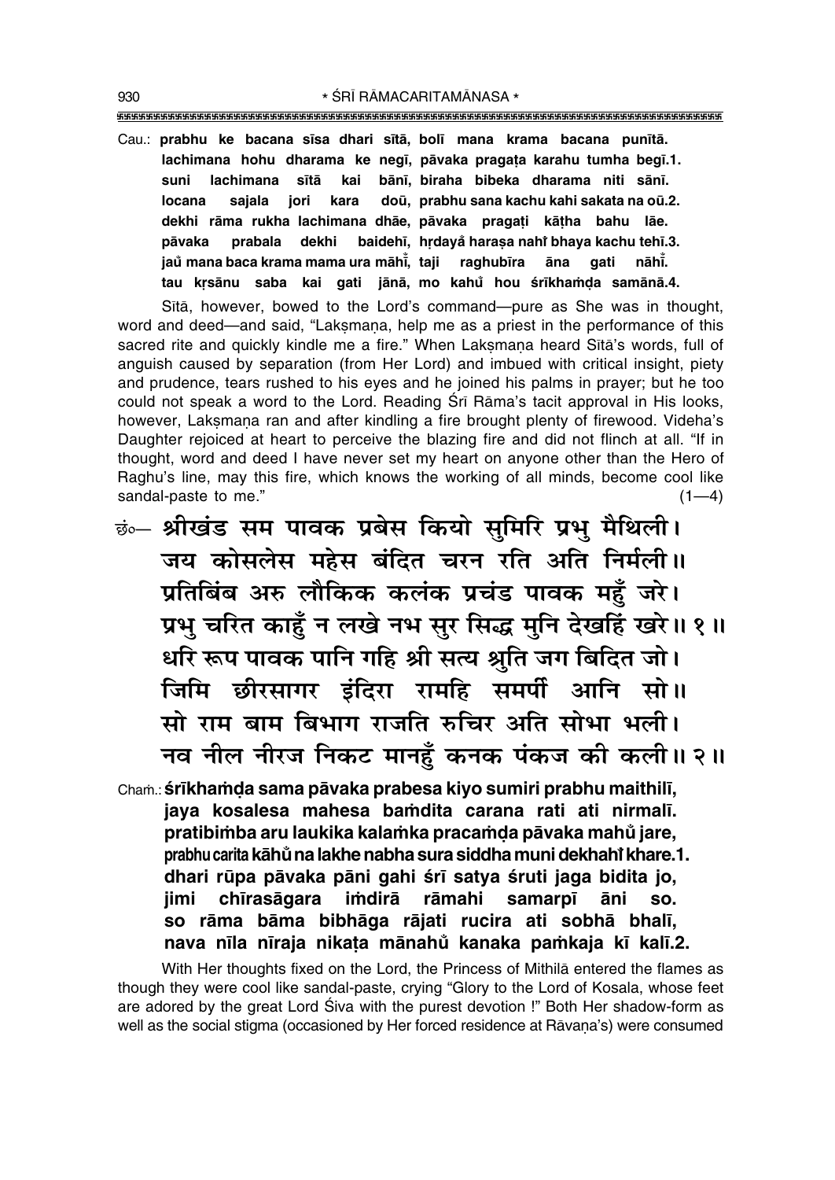Cau.: **prabhu ke bacana sīsa dhari sītā, bolī mana krama bacana punītā.**
**lachimana hohu dharama ke negī, pāvaka pragaṭa karahu tumha begī.1.**
**suni lachimana sītā kai bānī, biraha bibeka dharama niti sānī.**
**locana sajala jori kara doū, prabhu sana kachu kahi sakata na oū.2.**
**dekhi rāma rukha lachimana dhāe, pāvaka pragaṭi kāṭha bahu lāe.**
**pāvaka prabala dekhi baidehī, hṛdayå haraṣa nahiṁ bhaya kachu tehī.3.**
**jauṁ mana baca krama mama ura māhīṁ, taji raghubīra āna gati nāhīṁ.**
**tau kṛsānu saba kai gati jānā, mo kahuṁ hou śrīkhaṁḍa samānā.4.**

Sītā, however, bowed to the Lord's command—pure as She was in thought, word and deed—and said, "Lakṣmaṇa, help me as a priest in the performance of this sacred rite and quickly kindle me a fire." When Lakṣmaṇa heard Sītā's words, full of anguish caused by separation (from Her Lord) and imbued with critical insight, piety and prudence, tears rushed to his eyes and he joined his palms in prayer; but he too could not speak a word to the Lord. Reading Śrī Rāma's tacit approval in His looks, however, Lakṣmaṇa ran and after kindling a fire brought plenty of firewood. Videha's Daughter rejoiced at heart to perceive the blazing fire and did not flinch at all. "If in thought, word and deed I have never set my heart on anyone other than the Hero of Raghu's line, may this fire, which knows the working of all minds, become cool like sandal-paste to me." (1—4)

छं०— **श्रीखंड सम पावक प्रबेस कियो सुमिरि प्रभु मैथिली।**
**जय कोसलेस महेस बंदित चरन रति अति निर्मली॥**
**प्रतिबिंब अरु लौकिक कलंक प्रचंड पावक महुँ जरे।**
**प्रभु चरित काहुँ न लखे नभ सुर सिद्ध मुनि देखहिं खरे॥ १॥**
**धरि रूप पावक पानि गहि श्री सत्य श्रुति जग बिदित जो।**
**जिमि छीरसागर इंदिरा रामहि समर्पी आनि सो॥**
**सो राम बाम बिभाग राजति रुचिर अति सोभा भली।**
**नव नील नीरज निकट मानहुँ कनक पंकज की कली॥ २॥**

Chaṁ.: **śrīkhaṁḍa sama pāvaka prabesa kiyo sumiri prabhu maithilī,**
**jaya kosalesa mahesa baṁdita carana rati ati nirmalī.**
**pratibiṁba aru laukika kalaṁka pracaṁḍa pāvaka mahuṁ jare,**
**prabhu carita kāhuṁ na lakhe nabha sura siddha muni dekhahiṁ khare.1.**
**dhari rūpa pāvaka pāni gahi śrī satya śruti jaga bidita jo,**
**jimi chīrasāgara iṁdirā rāmahi samarpī āni so.**
**so rāma bāma bibhāga rājati rucira ati sobhā bhalī,**
**nava nīla nīraja nikaṭa mānahuṁ kanaka paṁkaja kī kalī.2.**

With Her thoughts fixed on the Lord, the Princess of Mithilā entered the flames as though they were cool like sandal-paste, crying "Glory to the Lord of Kosala, whose feet are adored by the great Lord Śiva with the purest devotion !" Both Her shadow-form as well as the social stigma (occasioned by Her forced residence at Rāvaṇa's) were consumed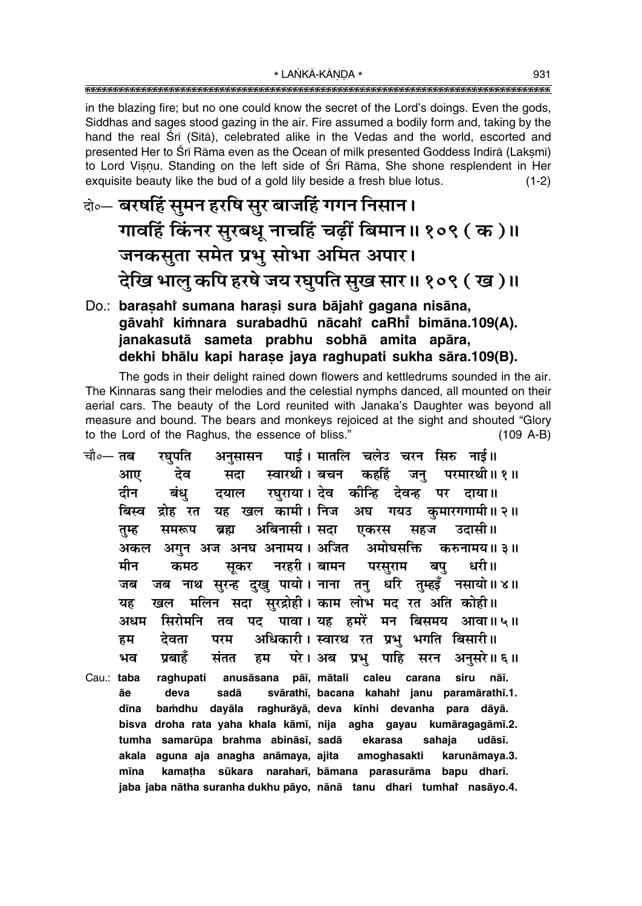in the blazing fire; but no one could know the secret of the Lord's doings. Even the gods, Siddhas and sages stood gazing in the air. Fire assumed a bodily form and, taking by the hand the real Śrī (Sītā), celebrated alike in the Vedas and the world, escorted and presented Her to Śrī Rāma even as the Ocean of milk presented Goddess Indirā (Lakṣmī) to Lord Viṣṇu. Standing on the left side of Śrī Rāma, She shone resplendent in Her exquisite beauty like the bud of a gold lily beside a fresh blue lotus. (1-2)

**दो०— बरषहिं सुमन हरषि सुर बाजहिं गगन निसान।**
**गावहिं किंनर सुरबधू नाचहिं चढ़ीं बिमान॥ १०९ ( क )॥**
**जनकसुता समेत प्रभु सोभा अमित अपार।**
**देखि भालु कपि हरषे जय रघुपति सुख सार॥ १०९ ( ख )॥**

**Do.: baraṣahi̐ sumana haraṣi sura bājahi̐ gagana nisāna,**
**gāvahi̐ kiṁnara surabadhū nācahi̐ caRhī̐ bimāna.109(A).**
**janakasutā sameta prabhu sobhā amita apāra,**
**dekhi bhālu kapi harase jaya raghupati sukha sāra.109(B).**

The gods in their delight rained down flowers and kettledrums sounded in the air. The Kinnaras sang their melodies and the celestial nymphs danced, all mounted on their aerial cars. The beauty of the Lord reunited with Janaka's Daughter was beyond all measure and bound. The bears and monkeys rejoiced at the sight and shouted "Glory to the Lord of the Raghus, the essence of bliss." (109 A-B)

चौ०— तब रघुपति अनुसासन पाई। मातलि चलेउ चरन सिरु नाई॥
आए देव सदा स्वारथी। बचन कहहिं जनु परमारथी॥ १॥
दीन बंधु दयाल रघुराया। देव कीन्हि देवन्ह पर दाया॥
बिस्व द्रोह रत यह खल कामी। निज अघ गयउ कुमारगगामी॥ २॥
तुम्ह समरूप ब्रह्म अबिनासी। सदा एकरस सहज उदासी॥
अकल अगुन अज अनघ अनामय। अजित अमोघसक्ति करुनामय॥ ३॥
मीन कमठ सूकर नरहरी। बामन परसुराम बपु धरी॥
जब जब नाथ सुरन्ह दुखु पायो। नाना तनु धरि तुम्हइँ नसायो॥ ४॥
यह खल मलिन सदा सुरद्रोही। काम लोभ मद रत अति कोही॥
अधम सिरोमनि तव पद पावा। यह हमरें मन बिसमय आवा॥ ५॥
हम देवता परम अधिकारी। स्वारथ रत प्रभु भगति बिसारी॥
भव प्रबाहँ संतत हम परे। अब प्रभु पाहि सरन अनुसरे॥ ६॥

Cau.: **taba raghupati anusāsana pāī, mātali caleu carana siru nāī.**
**āe deva sadā svārathī, bacana kahahi̐ janu paramārathī.1.**
**dīna baṁdhu dayāla raghurāyā, deva kīnhi devanha para dāyā.**
**bisva droha rata yaha khala kāmī, nija agha gayau kumāragagāmī.2.**
**tumha samarūpa brahma abināsī, sadā ekarasa sahaja udāsī.**
**akala aguna aja anagha anāmaya, ajita amoghasakti karunāmaya.3.**
**mīna kamaṭha sūkara naraharī, bāmana parasurāma bapu dharī.**
**jaba jaba nātha suranha dukhu pāyo, nānā tanu dhari tumhai̐ nasāyo.4.**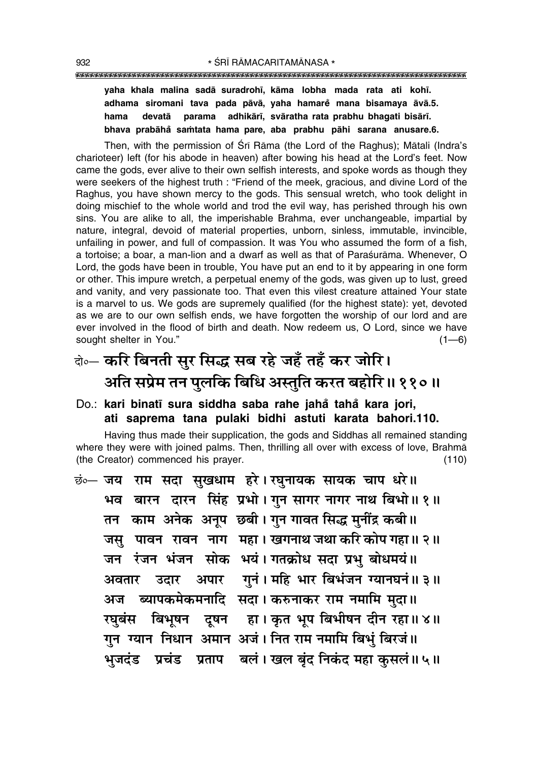**yaha khala malina sadā suradrohī, kāma lobha mada rata ati kohī.**
**adhama siromani tava pada pāvā, yaha hamarě mana bisamaya āvā.5.**
**hama devatā parama adhikārī, svāratha rata prabhu bhagati bisārī.**
**bhava prabāhå saṁtata hama pare, aba prabhu pāhi sarana anusare.6.**

Then, with the permission of Śrī Rāma (the Lord of the Raghus); Mātali (Indra's charioteer) left (for his abode in heaven) after bowing his head at the Lord's feet. Now came the gods, ever alive to their own selfish interests, and spoke words as though they were seekers of the highest truth : "Friend of the meek, gracious, and divine Lord of the Raghus, you have shown mercy to the gods. This sensual wretch, who took delight in doing mischief to the whole world and trod the evil way, has perished through his own sins. You are alike to all, the imperishable Brahma, ever unchangeable, impartial by nature, integral, devoid of material properties, unborn, sinless, immutable, invincible, unfailing in power, and full of compassion. It was You who assumed the form of a fish, a tortoise; a boar, a man-lion and a dwarf as well as that of Paraśurāma. Whenever, O Lord, the gods have been in trouble, You have put an end to it by appearing in one form or other. This impure wretch, a perpetual enemy of the gods, was given up to lust, greed and vanity, and very passionate too. That even this vilest creature attained Your state is a marvel to us. We gods are supremely qualified (for the highest state): yet, devoted as we are to our own selfish ends, we have forgotten the worship of our lord and are ever involved in the flood of birth and death. Now redeem us, O Lord, since we have sought shelter in You." (1—6)

दो०— **करि बिनती सुर सिद्ध सब रहे जहँ तहँ कर जोरि।**
**अति सप्रेम तन पुलकि बिधि अस्तुति करत बहोरि॥११०॥**

Do.: **kari binatī sura siddha saba rahe jahå tahå kara jori,**
**ati saprema tana pulaki bidhi astuti karata bahori.110.**

Having thus made their supplication, the gods and Siddhas all remained standing where they were with joined palms. Then, thrilling all over with excess of love, Brahmā (the Creator) commenced his prayer. (110)

छं०— जय राम सदा सुखधाम हरे। रघुनायक सायक चाप धरे॥
भव बारन दारन सिंह प्रभो। गुन सागर नागर नाथ बिभो॥१॥
तन काम अनेक अनूप छबी। गुन गावत सिद्ध मुनींद्र कबी॥
जसु पावन रावन नाग महा। खगनाथ जथा करि कोप गहा॥२॥
जन रंजन भंजन सोक भयं। गतक्रोध सदा प्रभु बोधमयं॥
अवतार उदार अपार गुनं। महि भार बिभंजन ग्यानघनं॥३॥
अज ब्यापकमेकमनादि सदा। करुनाकर राम नमामि मुदा॥
रघुबंस बिभूषन दूषन हा। कृत भूप बिभीषन दीन रहा॥४॥
गुन ग्यान निधान अमान अजं। नित राम नमामि बिभुं बिरजं॥
भुजदंड प्रचंड प्रताप बलं। खल बृंद निकंद महा कुसलं॥५॥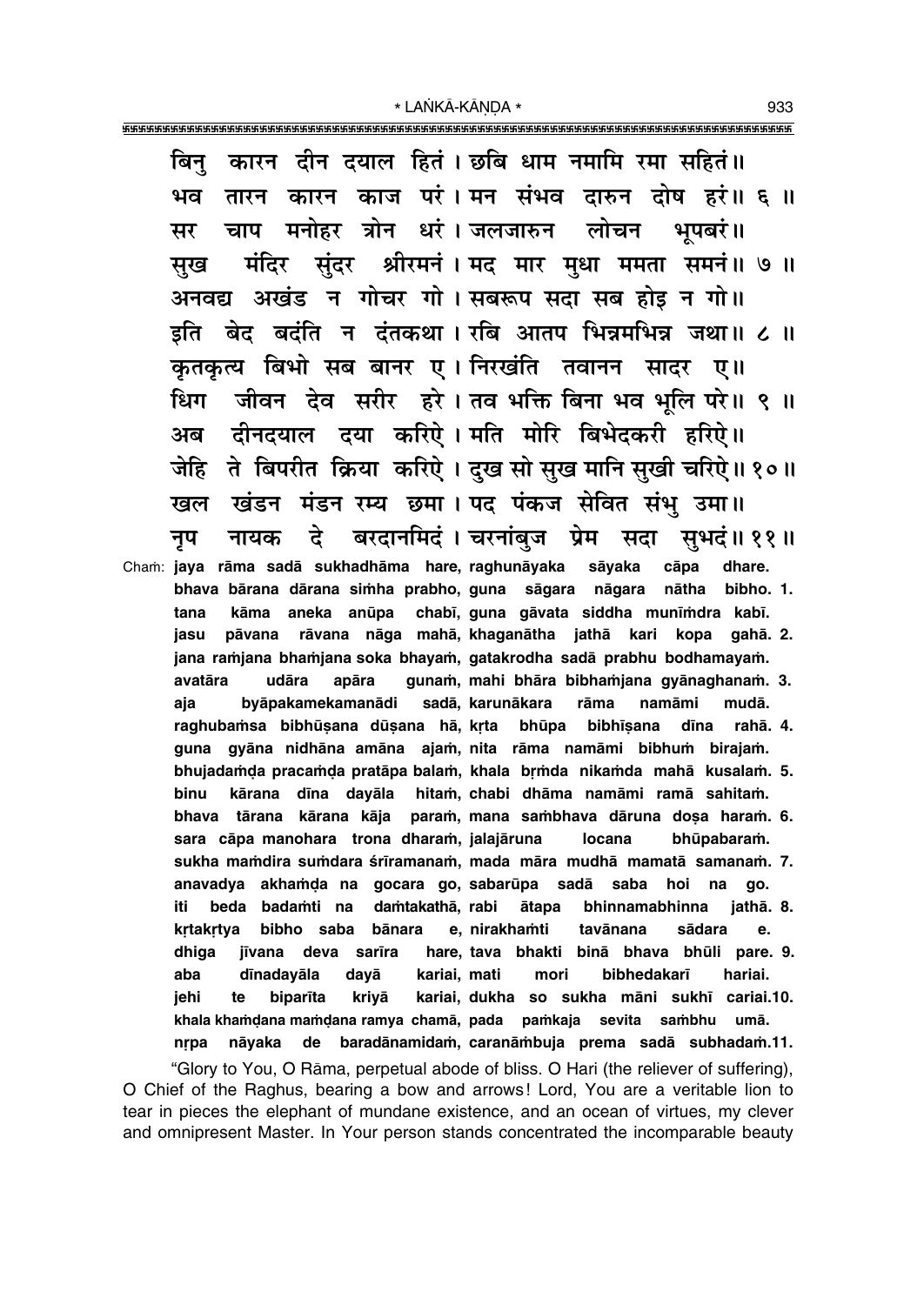बिनु कारन दीन दयाल हितं। छबि धाम नमामि रमा सहितं॥
भव तारन कारन काज परं। मन संभव दारुन दोष हरं॥ ६ ॥
सर चाप मनोहर त्रोन धरं। जलजारुन लोचन भूपबरं॥
सुख मंदिर सुंदर श्रीरमनं। मद मार मुधा ममता समनं॥ ७ ॥
अनवद्य अखंड न गोचर गो। सबरूप सदा सब होइ न गो॥
इति बेद बदंति न दंतकथा। रबि आतप भिन्नमभिन्न जथा॥ ८ ॥
कृतकृत्य बिभो सब बानर ए। निरखंति तवानन सादर ए॥
धिग जीवन देव सरीर हरे। तव भक्ति बिना भव भूलि परे॥ ९ ॥
अब दीनदयाल दया करिऐ। मति मोरि बिभेदकरी हरिऐ॥
जेहि ते बिपरीत क्रिया करिऐ। दुख सो सुख मानि सुखी चरिऐ॥ १०॥
खल खंडन मंडन रम्य छमा। पद पंकज सेवित संभु उमा॥
नृप नायक दे बरदानमिदं। चरनांबुज प्रेम सदा सुभदं॥ ११॥

Chaṁ: **jaya rāma sadā sukhadhāma hare, raghunāyaka sāyaka cāpa dhare.**
**bhava bārana dārana siṁha prabho, guna sāgara nāgara nātha bibho. 1.**
**tana kāma aneka anūpa chabī, guna gāvata siddha munīṁdra kabī.**
**jasu pāvana rāvana nāga mahā, khaganātha jathā kari kopa gahā. 2.**
**jana raṁjana bhaṁjana soka bhayaṁ, gatakrodha sadā prabhu bodhamayaṁ.**
**avatāra udāra apāra gunaṁ, mahi bhāra bibhaṁjana gyānaghanaṁ. 3.**
**aja byāpakamekamanādi sadā, karunākara rāma namāmi mudā.**
**raghubaṁsa bibhūṣana dūṣana hā, kṛta bhūpa bibhīṣana dīna rahā. 4.**
**guna gyāna nidhāna amāna ajaṁ, nita rāma namāmi bibhuṁ birajaṁ.**
**bhujadaṁḍa pracaṁḍa pratāpa balaṁ, khala bṛṁda nikaṁda mahā kusalaṁ. 5.**
**binu kārana dīna dayāla hitaṁ, chabi dhāma namāmi ramā sahitaṁ.**
**bhava tārana kārana kāja paraṁ, mana saṁbhava dāruna doṣa haraṁ. 6.**
**sara cāpa manohara trona dharaṁ, jalajāruna locana bhūpabaraṁ.**
**sukha maṁdira suṁdara śrīramanaṁ, mada māra mudhā mamatā samanaṁ. 7.**
**anavadya akhaṁḍa na gocara go, sabarūpa sadā saba hoi na go.**
**iti beda badaṁti na daṁtakathā, rabi ātapa bhinnamabhinna jathā. 8.**
**kṛtakṛtya bibho saba bānara e, nirakhaṁti tavānana sādara e.**
**dhiga jīvana deva sarīra hare, tava bhakti binā bhava bhūli pare. 9.**
**aba dīnadayāla dayā kariai, mati mori bibhedakarī hariai.**
**jehi te biparīta kriyā kariai, dukha so sukha māni sukhī cariai.10.**
**khala khaṁḍana maṁḍana ramya chamā, pada paṁkaja sevita saṁbhu umā.**
**nṛpa nāyaka de baradānamidaṁ, caranāṁbuja prema sadā subhadaṁ.11.**

"Glory to You, O Rāma, perpetual abode of bliss. O Hari (the reliever of suffering), O Chief of the Raghus, bearing a bow and arrows! Lord, You are a veritable lion to tear in pieces the elephant of mundane existence, and an ocean of virtues, my clever and omnipresent Master. In Your person stands concentrated the incomparable beauty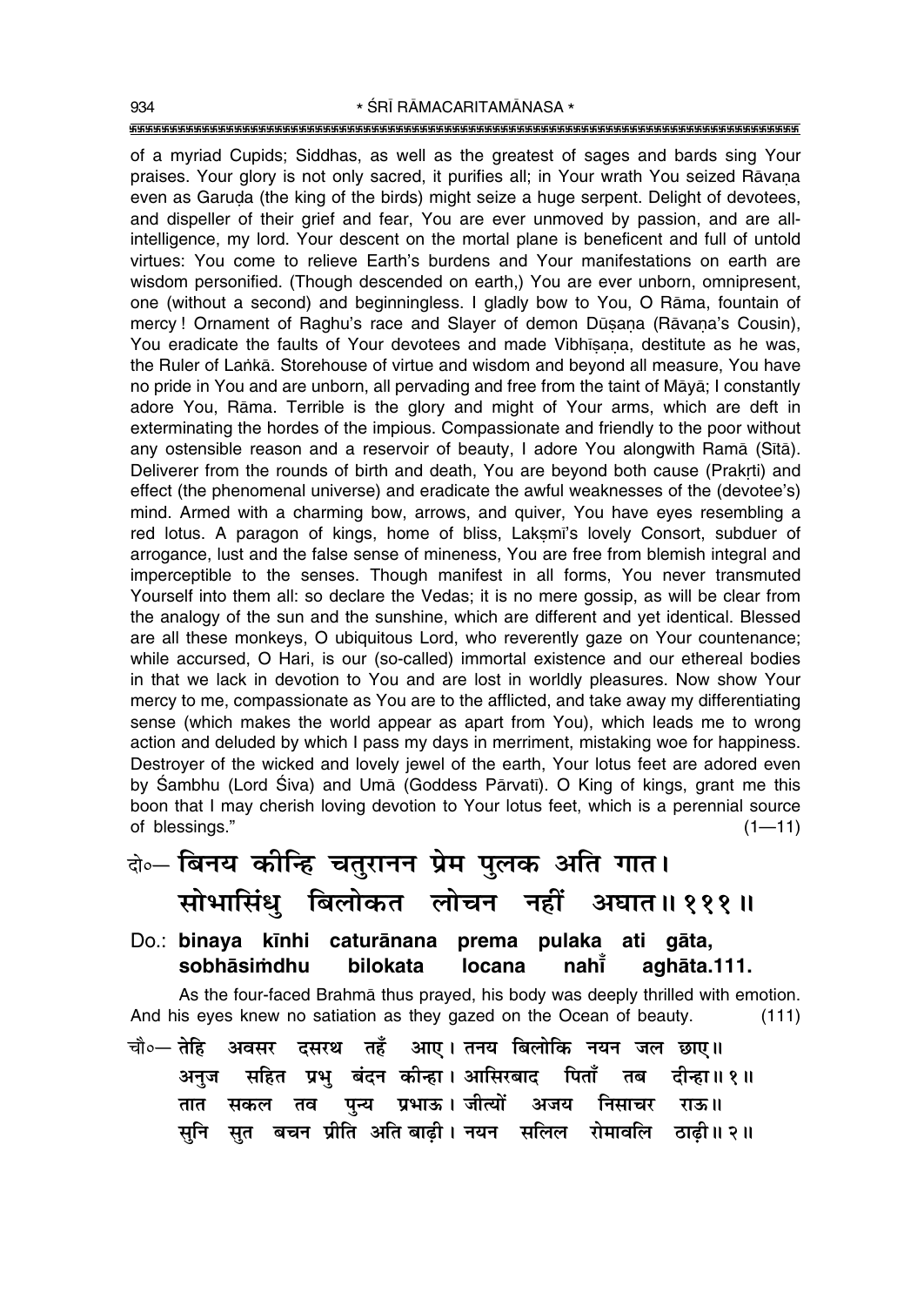of a myriad Cupids; Siddhas, as well as the greatest of sages and bards sing Your praises. Your glory is not only sacred, it purifies all; in Your wrath You seized Rāvaṇa even as Garuḍa (the king of the birds) might seize a huge serpent. Delight of devotees, and dispeller of their grief and fear, You are ever unmoved by passion, and are all-intelligence, my lord. Your descent on the mortal plane is beneficent and full of untold virtues: You come to relieve Earth's burdens and Your manifestations on earth are wisdom personified. (Though descended on earth,) You are ever unborn, omnipresent, one (without a second) and beginningless. I gladly bow to You, O Rāma, fountain of mercy! Ornament of Raghu's race and Slayer of demon Dūṣaṇa (Rāvaṇa's Cousin), You eradicate the faults of Your devotees and made Vibhīṣaṇa, destitute as he was, the Ruler of Laṅkā. Storehouse of virtue and wisdom and beyond all measure, You have no pride in You and are unborn, all pervading and free from the taint of Māyā; I constantly adore You, Rāma. Terrible is the glory and might of Your arms, which are deft in exterminating the hordes of the impious. Compassionate and friendly to the poor without any ostensible reason and a reservoir of beauty, I adore You alongwith Ramā (Sītā). Deliverer from the rounds of birth and death, You are beyond both cause (Prakṛti) and effect (the phenomenal universe) and eradicate the awful weaknesses of the (devotee's) mind. Armed with a charming bow, arrows, and quiver, You have eyes resembling a red lotus. A paragon of kings, home of bliss, Lakṣmī's lovely Consort, subduer of arrogance, lust and the false sense of mineness, You are free from blemish integral and imperceptible to the senses. Though manifest in all forms, You never transmuted Yourself into them all: so declare the Vedas; it is no mere gossip, as will be clear from the analogy of the sun and the sunshine, which are different and yet identical. Blessed are all these monkeys, O ubiquitous Lord, who reverently gaze on Your countenance; while accursed, O Hari, is our (so-called) immortal existence and our ethereal bodies in that we lack in devotion to You and are lost in worldly pleasures. Now show Your mercy to me, compassionate as You are to the afflicted, and take away my differentiating sense (which makes the world appear as apart from You), which leads me to wrong action and deluded by which I pass my days in merriment, mistaking woe for happiness. Destroyer of the wicked and lovely jewel of the earth, Your lotus feet are adored even by Śambhu (Lord Śiva) and Umā (Goddess Pārvatī). O King of kings, grant me this boon that I may cherish loving devotion to Your lotus feet, which is a perennial source of blessings." (1—11)

**दो०— बिनय कीन्हि चतुरानन प्रेम पुलक अति गात।**
**सोभासिंधु बिलोकत लोचन नहीं अघात॥ १११॥**

Do.: **binaya kīnhi caturānana prema pulaka ati gāta,**
**sobhāsiṁdhu bilokata locana nahī̐ aghāta.111.**

As the four-faced Brahmā thus prayed, his body was deeply thrilled with emotion. And his eyes knew no satiation as they gazed on the Ocean of beauty. (111)

चौ०— तेहि अवसर दसरथ तहँ आए। तनय बिलोकि नयन जल छाए॥
अनुज सहित प्रभु बंदन कीन्हा। आसिरबाद पिताँ तब दीन्हा॥ १॥
तात सकल तव पुन्य प्रभाऊ। जीत्यों अजय निसाचर राऊ॥
सुनि सुत बचन प्रीति अति बाढ़ी। नयन सलिल रोमावलि ठाढ़ी॥ २॥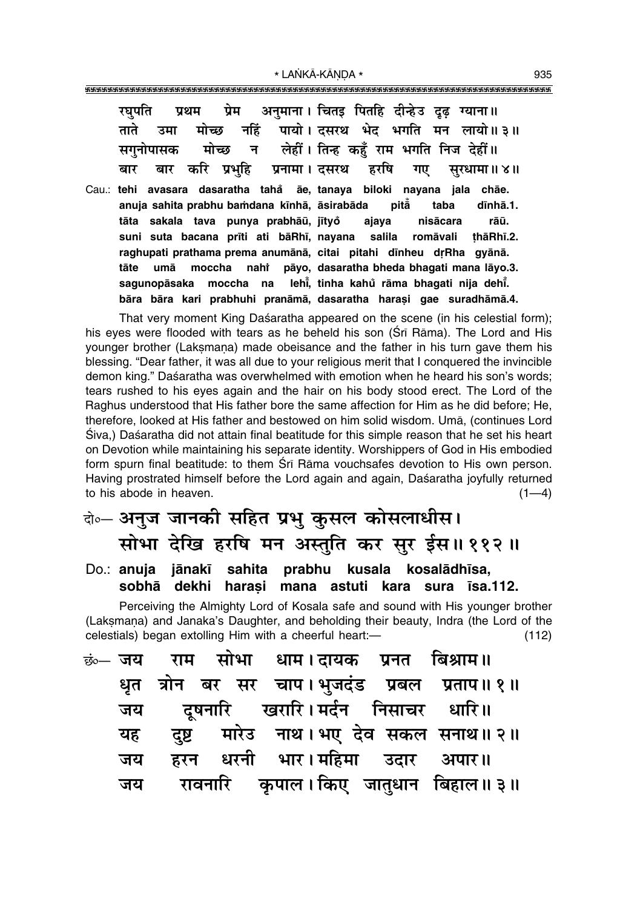रघुपति प्रथम प्रेम अनुमाना। चितइ पितहि दीन्हेउ दृढ़ ग्याना॥
ताते उमा मोच्छ नहिं पायो। दसरथ भेद भगति मन लायो॥ ३॥
सगुनोपासक मोच्छ न लेहीं। तिन्ह कहुँ राम भगति निज देहीं॥
बार बार करि प्रभुहि प्रनामा। दसरथ हरषि गए सुरधामा॥ ४॥

Cau.: **tehi avasara dasaratha taha̐ āe, tanaya biloki nayana jala chāe.**
**anuja sahita prabhu baṁdana kīnhā, āsirabāda pitā̐ taba dīnhā.1.**
**tāta sakala tava punya prabhāū, jītyo̐ ajaya nisācara rāū.**
**suni suta bacana prīti ati bāRhī, nayana salila romāvali ṭhāRhī.2.**
**raghupati prathama prema anumānā, citai pitahi dīnheu dṛRha gyānā.**
**tāte umā moccha nahiṁ pāyo, dasaratha bheda bhagati mana lāyo.3.**
**sagunopāsaka moccha na lehī̐, tinha kahu̐ rāma bhagati nija dehī̐.**
**bāra bāra kari prabhuhi pranāmā, dasaratha haraṣi gae suradhāmā.4.**

That very moment King Daśaratha appeared on the scene (in his celestial form); his eyes were flooded with tears as he beheld his son (Śrī Rāma). The Lord and His younger brother (Lakṣmaṇa) made obeisance and the father in his turn gave them his blessing. "Dear father, it was all due to your religious merit that I conquered the invincible demon king." Daśaratha was overwhelmed with emotion when he heard his son's words; tears rushed to his eyes again and the hair on his body stood erect. The Lord of the Raghus understood that His father bore the same affection for Him as he did before; He, therefore, looked at His father and bestowed on him solid wisdom. Umā, (continues Lord Śiva,) Daśaratha did not attain final beatitude for this simple reason that he set his heart on Devotion while maintaining his separate identity. Worshippers of God in His embodied form spurn final beatitude: to them Śrī Rāma vouchsafes devotion to His own person. Having prostrated himself before the Lord again and again, Daśaratha joyfully returned to his abode in heaven. (1—4)

दो०— अनुज जानकी सहित प्रभु कुसल कोसलाधीस।
सोभा देखि हरषि मन अस्तुति कर सुर ईस॥ ११२॥

Do.: **anuja jānakī sahita prabhu kusala kosalādhīsa,**
**sobhā dekhi haraṣi mana astuti kara sura īsa.112.**

Perceiving the Almighty Lord of Kosala safe and sound with His younger brother (Lakṣmaṇa) and Janaka's Daughter, and beholding their beauty, Indra (the Lord of the celestials) began extolling Him with a cheerful heart:— (112)

छं०— जय राम सोभा धाम। दायक प्रनत बिश्राम॥
धृत त्रोन बर सर चाप। भुजदंड प्रबल प्रताप॥ १॥
जय दूषनारि खरारि। मर्दन निसाचर धारि॥
यह दुष्ट मारेउ नाथ। भए देव सकल सनाथ॥ २॥
जय हरन धरनी भार। महिमा उदार अपार॥
जय रावनारि कृपाल। किए जातुधान बिहाल॥ ३॥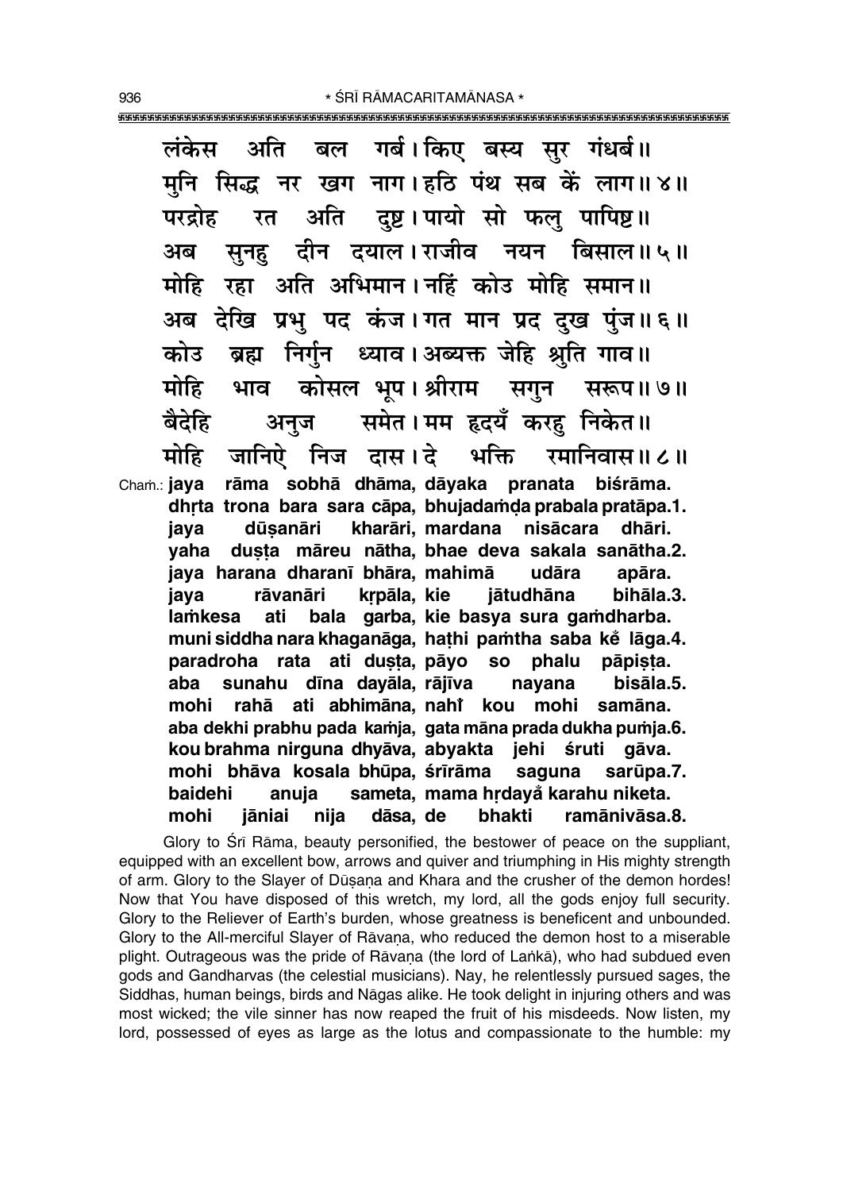लंकेस अति बल गर्ब। किए बस्य सुर गंधर्ब॥
मुनि सिद्ध नर खग नाग। हठि पंथ सब कें लाग॥ ४॥
परद्रोह रत अति दुष्ट। पायो सो फलु पापिष्ट॥
अब सुनहु दीन दयाल। राजीव नयन बिसाल॥ ५॥
मोहि रहा अति अभिमान। नहिं कोउ मोहि समान॥
अब देखि प्रभु पद कंज। गत मान प्रद दुख पुंज॥ ६॥
कोउ ब्रह्म निर्गुन ध्याव। अब्यक्त जेहि श्रुति गाव॥
मोहि भाव कोसल भूप। श्रीराम सगुन सरूप॥ ७॥
बैदेहि अनुज समेत। मम हृदयँ करहु निकेत॥
मोहि जानिऐ निज दास। दे भक्ति रमानिवास॥ ८॥

Chaṁ.: **jaya rāma sobhā dhāma, dāyaka pranata biśrāma.**
**dhṛta trona bara sara cāpa, bhujadaṁḍa prabala pratāpa.1.**
**jaya dūṣanāri kharāri, mardana nisācara dhāri.**
**yaha duṣṭa māreu nātha, bhae deva sakala sanātha.2.**
**jaya harana dharanī bhāra, mahimā udāra apāra.**
**jaya rāvanāri kṛpāla, kie jātudhāna bihāla.3.**
**laṁkesa ati bala garba, kie basya sura gaṁdharba.**
**muni siddha nara khaganāga, haṭhi paṁtha saba kẽ lāga.4.**
**paradroha rata ati duṣṭa, pāyo so phalu pāpiṣṭa.**
**aba sunahu dīna dayāla, rājīva nayana bisāla.5.**
**mohi rahā ati abhimāna, nahĩ kou mohi samāna.**
**aba dekhi prabhu pada kaṁja, gata māna prada dukha puṁja.6.**
**kou brahma nirguna dhyāva, abyakta jehi śruti gāva.**
**mohi bhāva kosala bhūpa, śrīrāma saguna sarūpa.7.**
**baidehi anuja sameta, mama hṛdayã karahu niketa.**
**mohi jāniai nija dāsa, de bhakti ramānivāsa.8.**

Glory to Śrī Rāma, beauty personified, the bestower of peace on the suppliant, equipped with an excellent bow, arrows and quiver and triumphing in His mighty strength of arm. Glory to the Slayer of Dūṣaṇa and Khara and the crusher of the demon hordes! Now that You have disposed of this wretch, my lord, all the gods enjoy full security. Glory to the Reliever of Earth's burden, whose greatness is beneficent and unbounded. Glory to the All-merciful Slayer of Rāvaṇa, who reduced the demon host to a miserable plight. Outrageous was the pride of Rāvaṇa (the lord of Laṅkā), who had subdued even gods and Gandharvas (the celestial musicians). Nay, he relentlessly pursued sages, the Siddhas, human beings, birds and Nāgas alike. He took delight in injuring others and was most wicked; the vile sinner has now reaped the fruit of his misdeeds. Now listen, my lord, possessed of eyes as large as the lotus and compassionate to the humble: my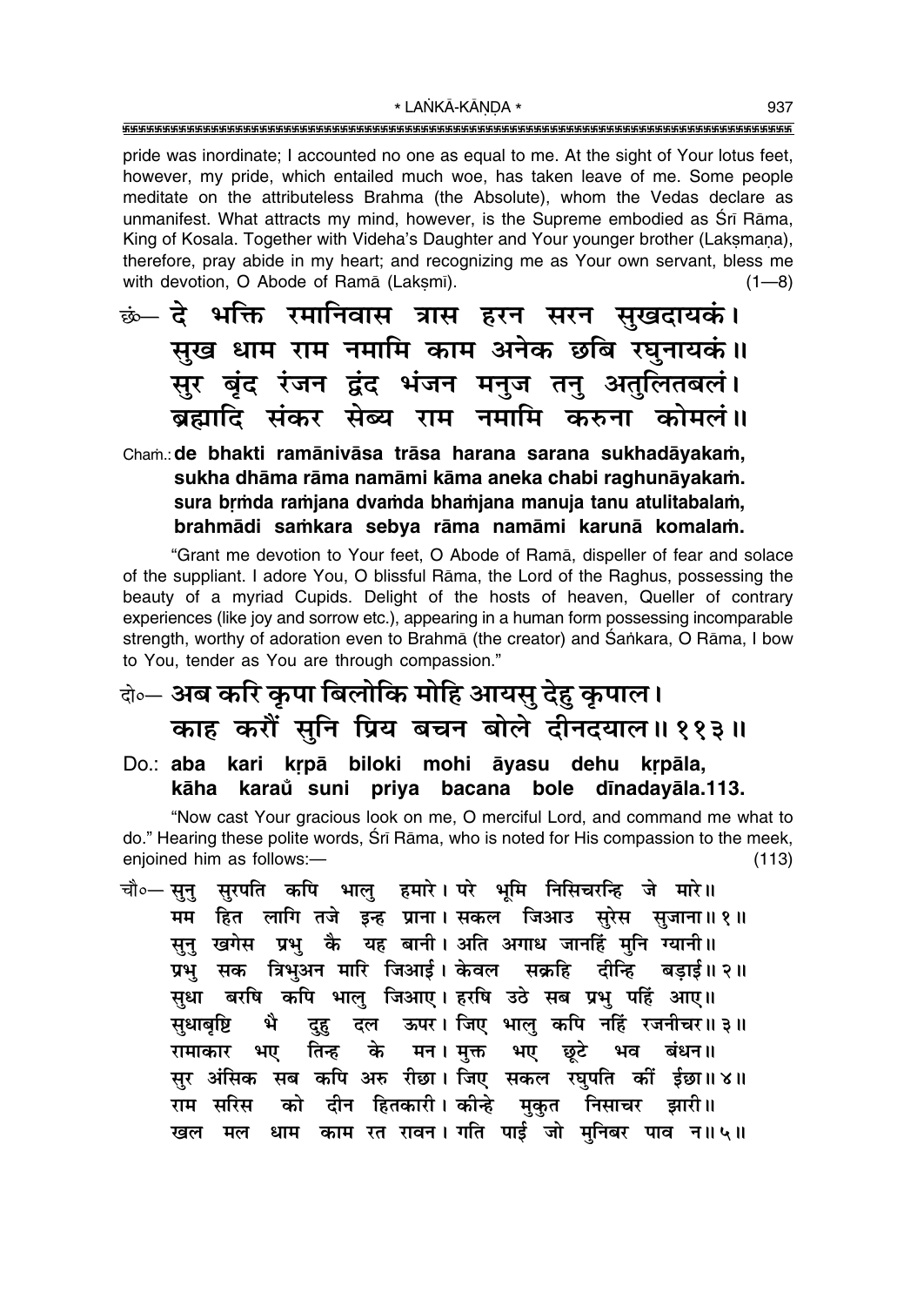pride was inordinate; I accounted no one as equal to me. At the sight of Your lotus feet, however, my pride, which entailed much woe, has taken leave of me. Some people meditate on the attributeless Brahma (the Absolute), whom the Vedas declare as unmanifest. What attracts my mind, however, is the Supreme embodied as Śrī Rāma, King of Kosala. Together with Videha's Daughter and Your younger brother (Lakṣmaṇa), therefore, pray abide in my heart; and recognizing me as Your own servant, bless me with devotion, O Abode of Ramā (Lakṣmī). (1—8)

छं०— दे भक्ति रमानिवास त्रास हरन सरन सुखदायकं।
सुख धाम राम नमामि काम अनेक छबि रघुनायकं॥
सुर बृंद रंजन द्वंद भंजन मनुज तनु अतुलितबलं।
ब्रह्मादि संकर सेब्य राम नमामि करुना कोमलं॥

Chaṁ.: **de bhakti ramānivāsa trāsa harana sarana sukhadāyakaṁ,**
**sukha dhāma rāma namāmi kāma aneka chabi raghunāyakaṁ.**
**sura bṛṁda raṁjana dvaṁda bhaṁjana manuja tanu atulitabalaṁ,**
**brahmādi saṁkara sebya rāma namāmi karunā komalaṁ.**

"Grant me devotion to Your feet, O Abode of Ramā, dispeller of fear and solace of the suppliant. I adore You, O blissful Rāma, the Lord of the Raghus, possessing the beauty of a myriad Cupids. Delight of the hosts of heaven, Queller of contrary experiences (like joy and sorrow etc.), appearing in a human form possessing incomparable strength, worthy of adoration even to Brahmā (the creator) and Śaṅkara, O Rāma, I bow to You, tender as You are through compassion."

दो०— अब करि कृपा बिलोकि मोहि आयसु देहु कृपाल।
काह करौं सुनि प्रिय बचन बोले दीनदयाल॥ ११३॥

Do.: **aba kari kṛpā biloki mohi āyasu dehu kṛpāla,**
**kāha karaũ suni priya bacana bole dīnadayāla.113.**

"Now cast Your gracious look on me, O merciful Lord, and command me what to do." Hearing these polite words, Śrī Rāma, who is noted for His compassion to the meek, enjoined him as follows:— (113)

चौ०— सुनु सुरपति कपि भालु हमारे। परे भूमि निसिचरन्हि जे मारे॥
मम हित लागि तजे इन्ह प्राना। सकल जिआउ सुरेस सुजाना॥ १॥
सुनु खगेस प्रभु कै यह बानी। अति अगाध जानहिं मुनि ग्यानी॥
प्रभु सक त्रिभुअन मारि जिआई। केवल सक्रहि दीन्हि बड़ाई॥ २॥
सुधा बरषि कपि भालु जिआए। हरषि उठे सब प्रभु पहिं आए॥
सुधाबृष्टि भै दुहु दल ऊपर। जिए भालु कपि नहिं रजनीचर॥ ३॥
रामाकार भए तिन्ह के मन। मुक्त भए छूटे भव बंधन॥
सुर अंसिक सब कपि अरु रीछा। जिए सकल रघुपति कीं ईछा॥ ४॥
राम सरिस को दीन हितकारी। कीन्हे मुकुत निसाचर झारी॥
खल मल धाम काम रत रावन। गति पाई जो मुनिबर पाव न॥ ५॥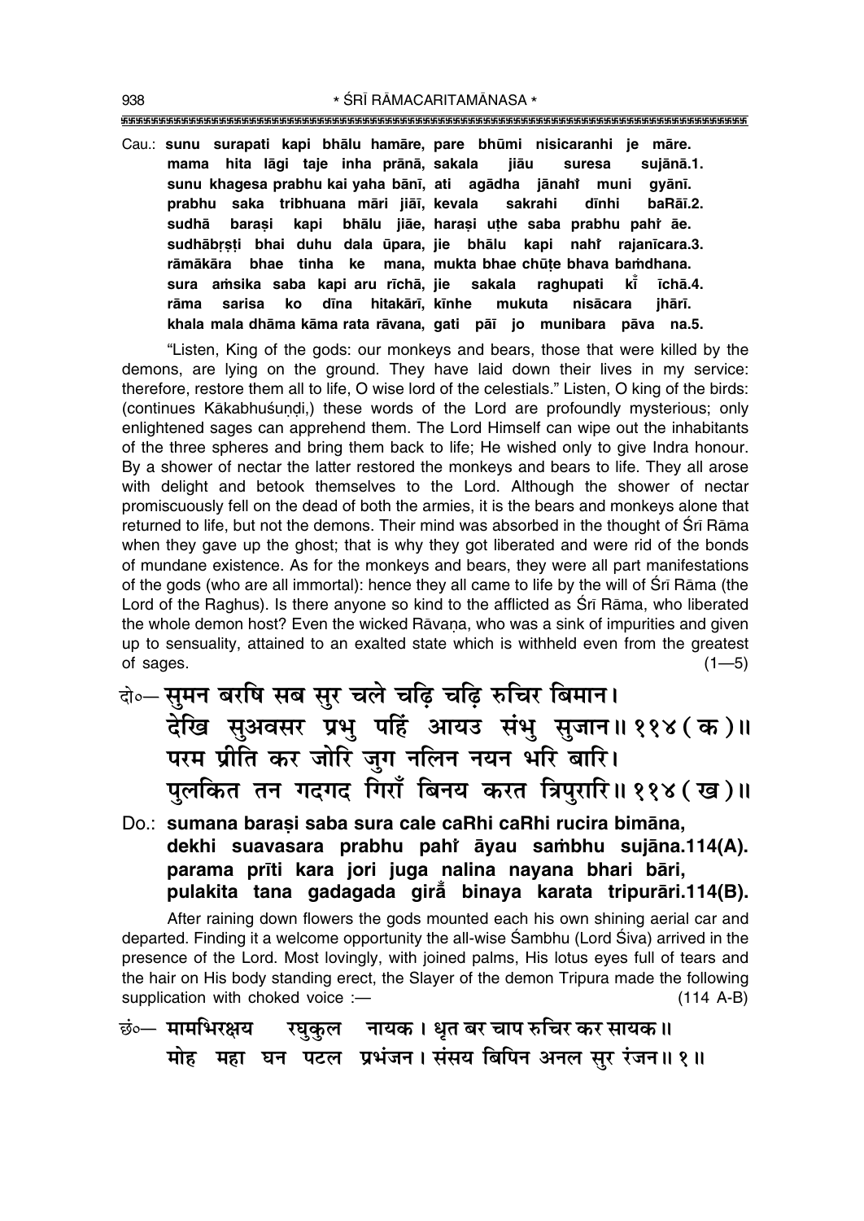Cau.: **sunu surapati kapi bhālu hamāre, pare bhūmi nisicaranhi je māre.**
**mama hita lāgi taje inha prānā, sakala jiāu suresa sujānā.1.**
**sunu khagesa prabhu kai yaha bānī, ati agādha jānahi̐ muni gyānī.**
**prabhu saka tribhuana māri jiāī, kevala sakrahi dīnhi baRāī.2.**
**sudhā baraṣi kapi bhālu jiāe, haraṣi uṭhe saba prabhu pahi̐ āe.**
**sudhābṛṣṭi bhai duhu dala ūpara, jie bhālu kapi nahi̐ rajanīcara.3.**
**rāmākāra bhae tinha ke mana, mukta bhae chūṭe bhava baṁdhana.**
**sura aṁsika saba kapi aru rīchā, jie sakala raghupati kī̐ īchā.4.**
**rāma sarisa ko dīna hitakārī, kīnhe mukuta nisācara jhārī.**
**khala mala dhāma kāma rata rāvana, gati pāī jo munibara pāva na.5.**

"Listen, King of the gods: our monkeys and bears, those that were killed by the demons, are lying on the ground. They have laid down their lives in my service: therefore, restore them all to life, O wise lord of the celestials." Listen, O king of the birds: (continues Kākabhuśuṇḍi,) these words of the Lord are profoundly mysterious; only enlightened sages can apprehend them. The Lord Himself can wipe out the inhabitants of the three spheres and bring them back to life; He wished only to give Indra honour. By a shower of nectar the latter restored the monkeys and bears to life. They all arose with delight and betook themselves to the Lord. Although the shower of nectar promiscuously fell on the dead of both the armies, it is the bears and monkeys alone that returned to life, but not the demons. Their mind was absorbed in the thought of Śrī Rāma when they gave up the ghost; that is why they got liberated and were rid of the bonds of mundane existence. As for the monkeys and bears, they were all part manifestations of the gods (who are all immortal): hence they all came to life by the will of Śrī Rāma (the Lord of the Raghus). Is there anyone so kind to the afflicted as Śrī Rāma, who liberated the whole demon host? Even the wicked Rāvaṇa, who was a sink of impurities and given up to sensuality, attained to an exalted state which is withheld even from the greatest of sages. (1—5)

दो०— सुमन बरषि सब सुर चले चढ़ि चढ़ि रुचिर बिमान।
देखि सुअवसर प्रभु पहिं आयउ संभु सुजान॥ ११४ (क)॥
परम प्रीति कर जोरि जुग नलिन नयन भरि बारि।
पुलकित तन गदगद गिराँ बिनय करत त्रिपुरारि॥ ११४ (ख)॥

Do.: **sumana baraṣi saba sura cale caRhi caRhi rucira bimāna,**
**dekhi suavasara prabhu pahi̐ āyau saṁbhu sujāna.114(A).**
**parama prīti kara jori juga nalina nayana bhari bāri,**
**pulakita tana gadagada girā̐ binaya karata tripurāri.114(B).**

After raining down flowers the gods mounted each his own shining aerial car and departed. Finding it a welcome opportunity the all-wise Śambhu (Lord Śiva) arrived in the presence of the Lord. Most lovingly, with joined palms, His lotus eyes full of tears and the hair on His body standing erect, the Slayer of the demon Tripura made the following supplication with choked voice :— (114 A-B)

छं०— मामभिरक्षय रघुकुल नायक। धृत बर चाप रुचिर कर सायक॥
मोह महा घन पटल प्रभंजन। संसय बिपिन अनल सुर रंजन॥ १॥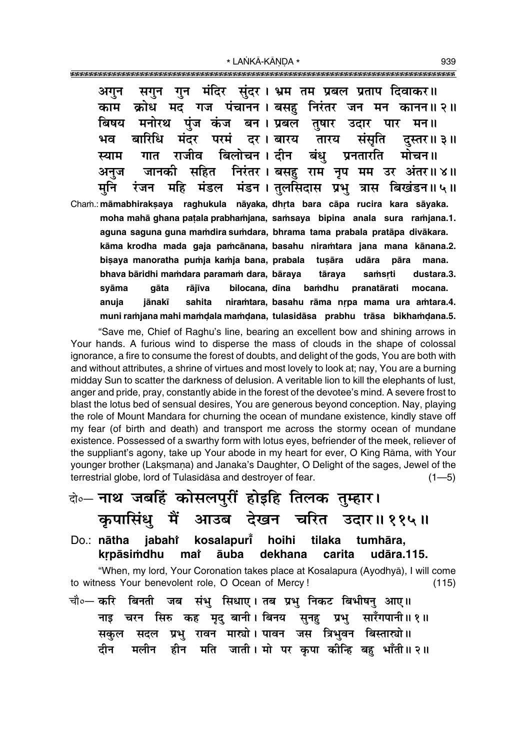अगुन सगुन गुन मंदिर सुंदर। भ्रम तम प्रबल प्रताप दिवाकर॥
काम क्रोध मद गज पंचानन। बसहु निरंतर जन मन कानन॥ २॥
बिषय मनोरथ पुंज कंज बन। प्रबल तुषार उदार पार मन॥
भव बारिधि मंदर परमं दर। बारय तारय संसृति दुस्तर॥ ३॥
स्याम गात राजीव बिलोचन। दीन बंधु प्रनतारति मोचन॥
अनुज जानकी सहित निरंतर। बसहु राम नृप मम उर अंतर॥ ४॥
मुनि रंजन महि मंडल मंडन। तुलसिदास प्रभु त्रास बिखंडन॥ ५॥

Chaṁ.: **māmabhirakṣaya raghukula nāyaka, dhṛta bara cāpa rucira kara sāyaka.**
**moha mahā ghana paṭala prabhaṁjana, saṁsaya bipina anala sura raṁjana.1.**
**aguna saguna guna maṁdira suṁdara, bhrama tama prabala pratāpa divākara.**
**kāma krodha mada gaja paṁcānana, basahu niraṁtara jana mana kānana.2.**
**biṣaya manoratha puṁja kaṁja bana, prabala tuṣāra udāra pāra mana.**
**bhava bāridhi maṁdara paramaṁ dara, bāraya tāraya saṁsṛti dustara.3.**
**syāma gāta rājīva bilocana, dīna baṁdhu pranatārati mocana.**
**anuja jānakī sahita niraṁtara, basahu rāma nṛpa mama ura aṁtara.4.**
**muni raṁjana mahi maṁḍala maṁḍana, tulasidāsa prabhu trāsa bikhaṁḍana.5.**

"Save me, Chief of Raghu's line, bearing an excellent bow and shining arrows in Your hands. A furious wind to disperse the mass of clouds in the shape of colossal ignorance, a fire to consume the forest of doubts, and delight of the gods, You are both with and without attributes, a shrine of virtues and most lovely to look at; nay, You are a burning midday Sun to scatter the darkness of delusion. A veritable lion to kill the elephants of lust, anger and pride, pray, constantly abide in the forest of the devotee's mind. A severe frost to blast the lotus bed of sensual desires, You are generous beyond conception. Nay, playing the role of Mount Mandara for churning the ocean of mundane existence, kindly stave off my fear (of birth and death) and transport me across the stormy ocean of mundane existence. Possessed of a swarthy form with lotus eyes, befriender of the meek, reliever of the suppliant's agony, take up Your abode in my heart for ever, O King Rāma, with Your younger brother (Lakṣmaṇa) and Janaka's Daughter, O Delight of the sages, Jewel of the terrestrial globe, lord of Tulasīdāsa and destroyer of fear. (1—5)

दो०— नाथ जबहिं कोसलपुरीं होइहि तिलक तुम्हार।
कृपासिंधु मैं आउब देखन चरित उदार॥ ११५॥

Do.: **nātha jabahiṁ kosalapurīṁ hoihi tilaka tumhāra,**
**kṛpāsiṁdhu maiṁ āuba dekhana carita udāra.115.**

"When, my lord, Your Coronation takes place at Kosalapura (Ayodhyā), I will come to witness Your benevolent role, O Ocean of Mercy! (115)

चौ०— करि बिनती जब संभु सिधाए। तब प्रभु निकट बिभीषनु आए॥
नाइ चरन सिरु कह मृदु बानी। बिनय सुनहु प्रभु सारँगपानी॥ १॥
सकुल सदल प्रभु रावन मार्‌यो। पावन जस त्रिभुवन बिस्तार्‌यो॥
दीन मलीन हीन मति जाती। मो पर कृपा कीन्हि बहु भाँती॥ २॥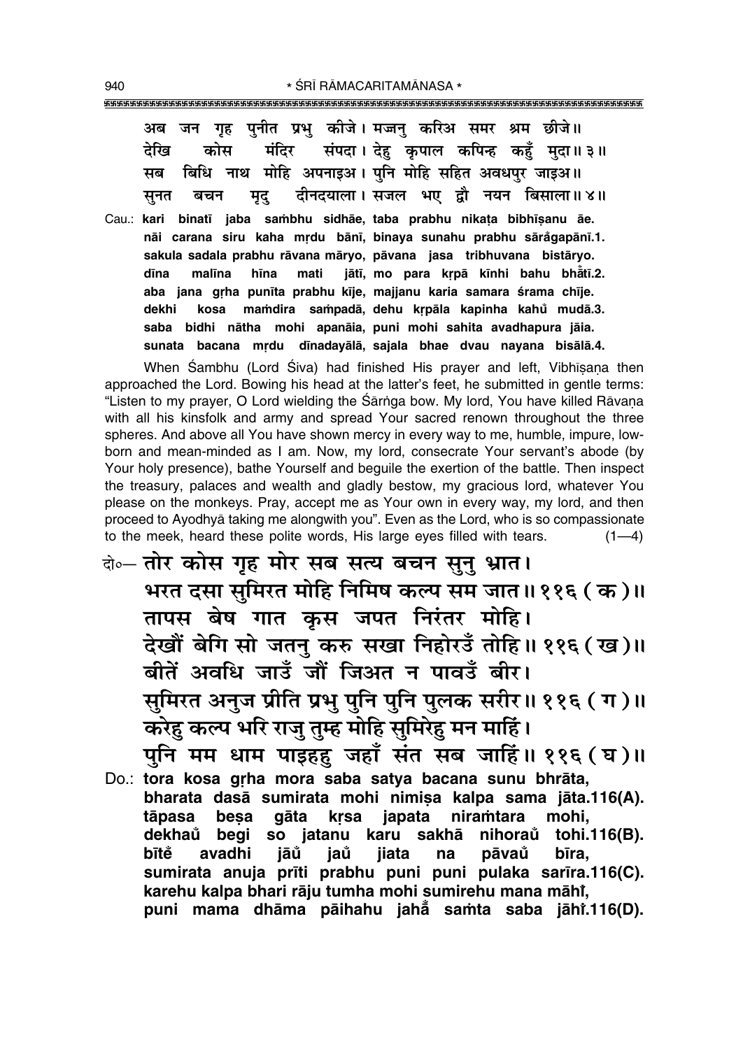अब जन गृह पुनीत प्रभु कीजे। मज्जनु करिअ समर श्रम छीजे॥
देखि कोस मंदिर संपदा। देहु कृपाल कपिन्ह कहुँ मुदा॥ ३॥
सब बिधि नाथ मोहि अपनाइअ। पुनि मोहि सहित अवधपुर जाइअ॥
सुनत बचन मृदु दीनदयाला। सजल भए द्वौ नयन बिसाला॥ ४॥

Cau.: **kari binatī jaba sambhu sidhāe, taba prabhu nikaṭa bibhīṣanu āe.**
**nāi carana siru kaha mṛdu bānī, binaya sunahu prabhu sāraṅgapānī.1.**
**sakula sadala prabhu rāvana māryo, pāvana jasa tribhuvana bistāryo.**
**dīna malīna hīna mati jātī, mo para kṛpā kīnhi bahu bhāṅtī.2.**
**aba jana gṛha punīta prabhu kīje, majjanu karia samara śrama chīje.**
**dekhi kosa maṁdira saṁpadā, dehu kṛpāla kapinha kahuṅ mudā.3.**
**saba bidhi nātha mohi apanāia, puni mohi sahita avadhapura jāia.**
**sunata bacana mṛdu dīnadayālā, sajala bhae dvau nayana bisālā.4.**

When Śambhu (Lord Śiva) had finished His prayer and left, Vibhīṣaṇa then approached the Lord. Bowing his head at the latter's feet, he submitted in gentle terms: "Listen to my prayer, O Lord wielding the Śārṅga bow. My lord, You have killed Rāvaṇa with all his kinsfolk and army and spread Your sacred renown throughout the three spheres. And above all You have shown mercy in every way to me, humble, impure, low-born and mean-minded as I am. Now, my lord, consecrate Your servant's abode (by Your holy presence), bathe Yourself and beguile the exertion of the battle. Then inspect the treasury, palaces and wealth and gladly bestow, my gracious lord, whatever You please on the monkeys. Pray, accept me as Your own in every way, my lord, and then proceed to Ayodhyā taking me alongwith you". Even as the Lord, who is so compassionate to the meek, heard these polite words, His large eyes filled with tears. (1—4)

दो०— तोर कोस गृह मोर सब सत्य बचन सुनु भ्रात।
भरत दसा सुमिरत मोहि निमिष कल्प सम जात॥ ११६ (क)॥
तापस बेष गात कृस जपत निरंतर मोहि।
देखौं बेगि सो जतनु करु सखा निहोरउँ तोहि॥ ११६ (ख)॥
बीतें अवधि जाउँ जौं जिअत न पावउँ बीर।
सुमिरत अनुज प्रीति प्रभु पुनि पुनि पुलक सरीर॥ ११६ (ग)॥
करेहु कल्प भरि राजु तुम्ह मोहि सुमिरेहु मन माहिं।
पुनि मम धाम पाइहहु जहाँ संत सब जाहिं॥ ११६ (घ)॥

Do.: **tora kosa gṛha mora saba satya bacana sunu bhrāta,**
**bharata dasā sumirata mohi nimiṣa kalpa sama jāta.116(A).**
**tāpasa beṣa gāta kṛsa japata niraṁtara mohi,**
**dekhauṅ begi so jatanu karu sakhā nihorauṅ tohi.116(B).**
**bīteṅ avadhi jāuṅ jauṅ jiata na pāvauṅ bīra,**
**sumirata anuja prīti prabhu puni puni pulaka sarīra.116(C).**
**karehu kalpa bhari rāju tumha mohi sumirehu mana māhīṅ,**
**puni mama dhāma pāihahu jahāṅ saṁta saba jāhīṅ.116(D).**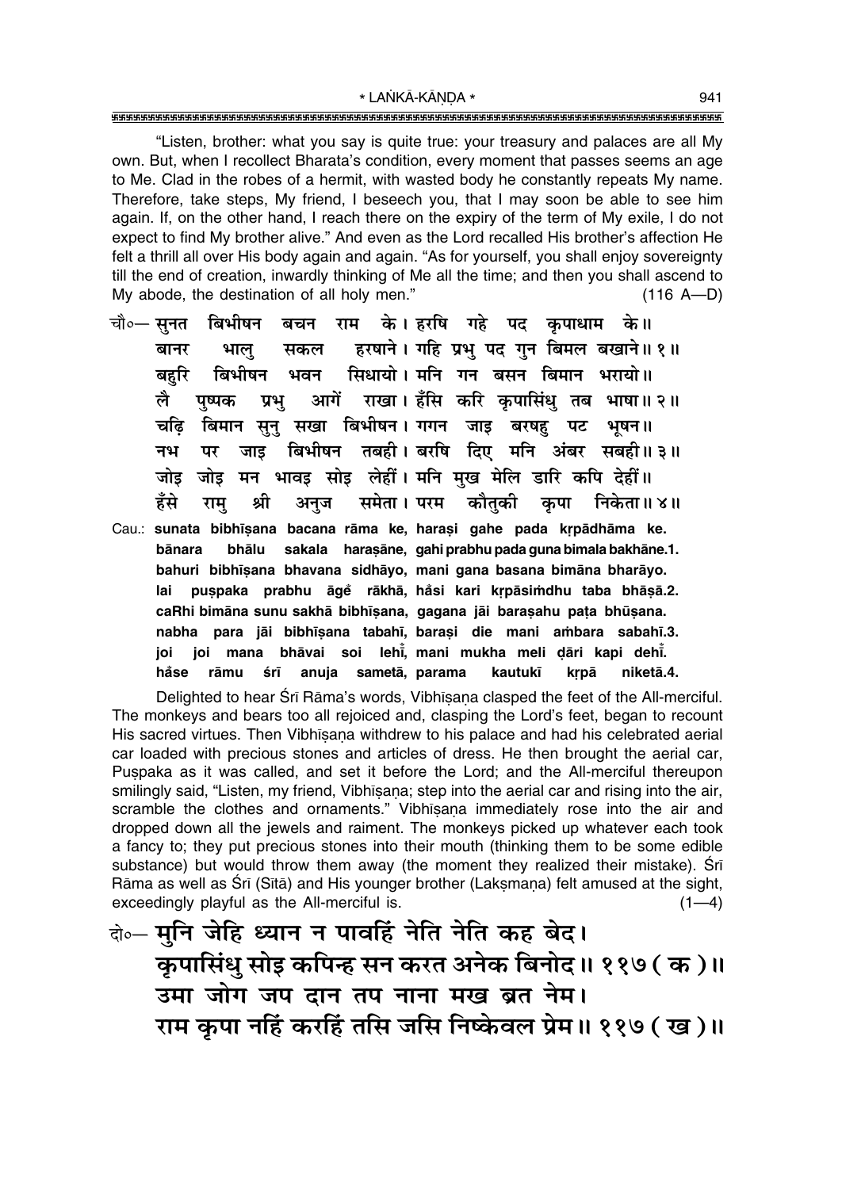"Listen, brother: what you say is quite true: your treasury and palaces are all My own. But, when I recollect Bharata's condition, every moment that passes seems an age to Me. Clad in the robes of a hermit, with wasted body he constantly repeats My name. Therefore, take steps, My friend, I beseech you, that I may soon be able to see him again. If, on the other hand, I reach there on the expiry of the term of My exile, I do not expect to find My brother alive." And even as the Lord recalled His brother's affection He felt a thrill all over His body again and again. "As for yourself, you shall enjoy sovereignty till the end of creation, inwardly thinking of Me all the time; and then you shall ascend to My abode, the destination of all holy men." (116 A—D)

चौ०— सुनत बिभीषन बचन राम के। हरषि गहे पद कृपाधाम के॥
बानर भालु सकल हरषाने। गहि प्रभु पद गुन बिमल बखाने॥ १॥
बहुरि बिभीषन भवन सिधायो। मनि गन बसन बिमान भरायो॥
लै पुष्पक प्रभु आगें राखा। हँसि करि कृपासिंधु तब भाषा॥ २॥
चढ़ि बिमान सुनु सखा बिभीषन। गगन जाइ बरषहु पट भूषन॥
नभ पर जाइ बिभीषन तबही। बरषि दिए मनि अंबर सबही॥ ३॥
जोइ जोइ मन भावइ सोइ लेहीं। मनि मुख मेलि डारि कपि देहीं॥
हँसे रामु श्री अनुज समेता। परम कौतुकी कृपा निकेता॥ ४॥

Cau.: **sunata bibhīṣana bacana rāma ke, haraṣi gahe pada kṛpādhāma ke.**
**bānara bhālu sakala haraṣāne, gahi prabhu pada guna bimala bakhāne.1.**
**bahuri bibhīṣana bhavana sidhāyo, mani gana basana bimāna bharāyo.**
**lai puṣpaka prabhu āgẽ rākhā, hãsi kari kṛpāsiṁdhu taba bhāṣā.2.**
**caRhi bimāna sunu sakhā bibhīṣana, gagana jāi baraṣahu paṭa bhūṣana.**
**nabha para jāi bibhīṣana tabahī, baraṣi die mani aṁbara sabahī.3.**
**joi joi mana bhāvai soi lehī̃, mani mukha meli ḍāri kapi dehī̃.**
**hãse rāmu śrī anuja sametā, parama kautukī kṛpā niketā.4.**

Delighted to hear Śrī Rāma's words, Vibhīṣaṇa clasped the feet of the All-merciful. The monkeys and bears too all rejoiced and, clasping the Lord's feet, began to recount His sacred virtues. Then Vibhīṣaṇa withdrew to his palace and had his celebrated aerial car loaded with precious stones and articles of dress. He then brought the aerial car, Puṣpaka as it was called, and set it before the Lord; and the All-merciful thereupon smilingly said, "Listen, my friend, Vibhīṣaṇa; step into the aerial car and rising into the air, scramble the clothes and ornaments." Vibhīṣaṇa immediately rose into the air and dropped down all the jewels and raiment. The monkeys picked up whatever each took a fancy to; they put precious stones into their mouth (thinking them to be some edible substance) but would throw them away (the moment they realized their mistake). Śrī Rāma as well as Śrī (Sītā) and His younger brother (Lakṣmaṇa) felt amused at the sight, exceedingly playful as the All-merciful is. (1—4)

दो०— मुनि जेहि ध्यान न पावहिं नेति नेति कह बेद।
कृपासिंधु सोइ कपिन्ह सन करत अनेक बिनोद॥ ११७ ( क )॥
उमा जोग जप दान तप नाना मख ब्रत नेम।
राम कृपा नहिं करहिं तसि जसि निष्केवल प्रेम॥ ११७ ( ख )॥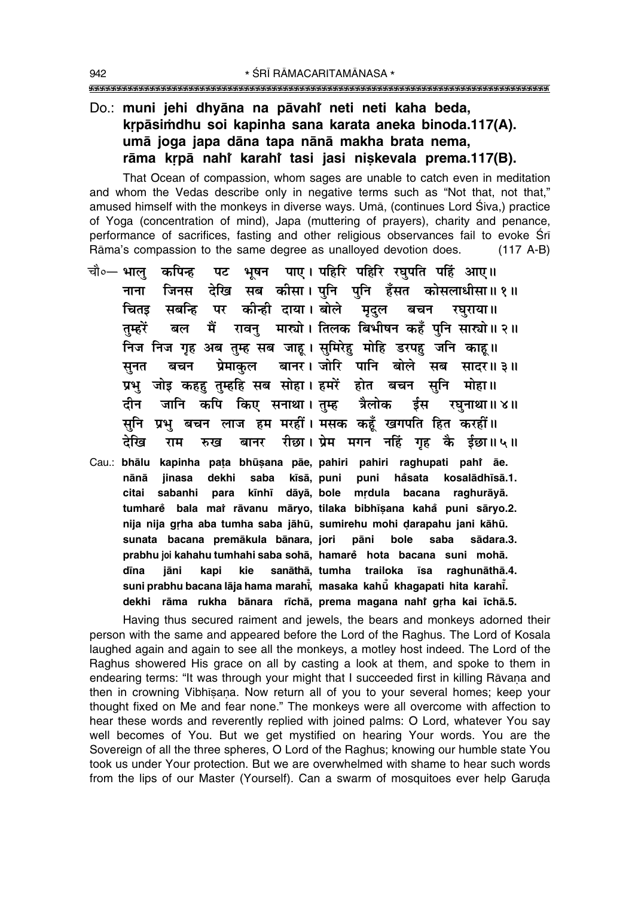**Do.: muni jehi dhyāna na pāvahiṁ neti neti kaha beda,**
**kṛpāsiṁdhu soi kapinha sana karata aneka binoda.117(A).**
**umā joga japa dāna tapa nānā makha brata nema,**
**rāma kṛpā nahiṁ karahiṁ tasi jasi niṣkevala prema.117(B).**

That Ocean of compassion, whom sages are unable to catch even in meditation and whom the Vedas describe only in negative terms such as "Not that, not that," amused himself with the monkeys in diverse ways. Umā, (continues Lord Śiva,) practice of Yoga (concentration of mind), Japa (muttering of prayers), charity and penance, performance of sacrifices, fasting and other religious observances fail to evoke Śrī Rāma's compassion to the same degree as unalloyed devotion does. (117 A-B)

चौ०— भालु कपिन्ह पट भूषन पाए। पहिरि पहिरि रघुपति पहिं आए॥
नाना जिनस देखि सब कीसा। पुनि पुनि हँसत कोसलाधीसा॥ १॥
चितइ सबन्हि पर कीन्ही दाया। बोले मृदुल बचन रघुराया॥
तुम्हरें बल मैं रावनु मार्‍यो। तिलक बिभीषन कहँ पुनि सार्‍यो॥ २॥
निज निज गृह अब तुम्ह सब जाहू। सुमिरेहु मोहि डरपहु जनि काहू॥
सुनत बचन प्रेमाकुल बानर। जोरि पानि बोले सब सादर॥ ३॥
प्रभु जोइ कहहु तुम्हहि सब सोहा। हमरें होत बचन सुनि मोहा॥
दीन जानि कपि किए सनाथा। तुम्ह त्रैलोक ईस रघुनाथा॥ ४॥
सुनि प्रभु बचन लाज हम मरहीं। मसक कहूँ खगपति हित करहीं॥
देखि राम रुख बानर रीछा। प्रेम मगन नहिं गृह कै ईछा॥ ५॥

Cau.: **bhālu kapinha paṭa bhūṣana pāe, pahiri pahiri raghupati pahiṁ āe.**
**nānā jinasa dekhi saba kīsā, puni puni haṁsata kosalādhīsā.1.**
**citai sabanhi para kīnhī dāyā, bole mṛdula bacana raghurāyā.**
**tumhareṁ bala maiṁ rāvanu māryo, tilaka bibhīṣana kahaṁ puni sāryo.2.**
**nija nija gṛha aba tumha saba jāhū, sumirehu mohi ḍarapahu jani kāhū.**
**sunata bacana premākula bānara, jori pāni bole saba sādara.3.**
**prabhu joi kahahu tumhahi saba sohā, hamareṁ hota bacana suni mohā.**
**dīna jāni kapi kie sanāthā, tumha trailoka īsa raghunāthā.4.**
**suni prabhu bacana lāja hama marahīṁ, masaka kahūṁ khagapati hita karahīṁ.**
**dekhi rāma rukha bānara rīchā, prema magana nahiṁ gṛha kai īchā.5.**

Having thus secured raiment and jewels, the bears and monkeys adorned their person with the same and appeared before the Lord of the Raghus. The Lord of Kosala laughed again and again to see all the monkeys, a motley host indeed. The Lord of the Raghus showered His grace on all by casting a look at them, and spoke to them in endearing terms: "It was through your might that I succeeded first in killing Rāvaṇa and then in crowning Vibhīṣaṇa. Now return all of you to your several homes; keep your thought fixed on Me and fear none." The monkeys were all overcome with affection to hear these words and reverently replied with joined palms: O Lord, whatever You say well becomes of You. But we get mystified on hearing Your words. You are the Sovereign of all the three spheres, O Lord of the Raghus; knowing our humble state You took us under Your protection. But we are overwhelmed with shame to hear such words from the lips of our Master (Yourself). Can a swarm of mosquitoes ever help Garuḍa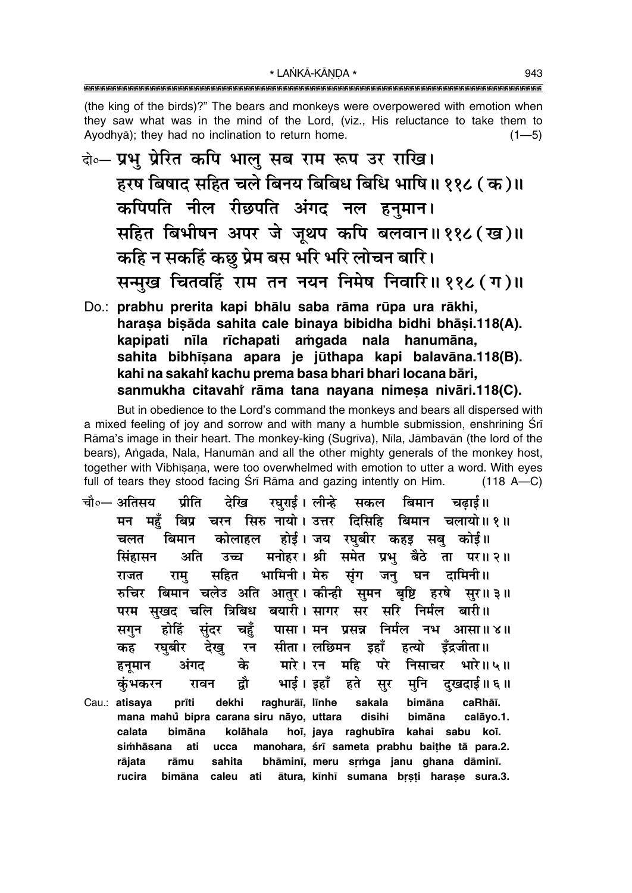(the king of the birds)?" The bears and monkeys were overpowered with emotion when they saw what was in the mind of the Lord, (viz., His reluctance to take them to Ayodhyā); they had no inclination to return home. (1—5)

दो०— प्रभु प्रेरित कपि भालु सब राम रूप उर राखि।
हरष बिषाद सहित चले बिनय बिबिध बिधि भाषि॥ ११८ (क)॥
कपिपति नील रीछपति अंगद नल हनुमान।
सहित बिभीषन अपर जे जूथप कपि बलवान॥ ११८ (ख)॥
कहि न सकहिं कछु प्रेम बस भरि भरि लोचन बारि।
सन्मुख चितवहिं राम तन नयन निमेष निवारि॥ ११८ (ग)॥

Do.: **prabhu prerita kapi bhālu saba rāma rūpa ura rākhi,**
**haraṣa biṣāda sahita cale binaya bibidha bidhi bhāṣi.118(A).**
**kapipati nīla rīchapati aṁgada nala hanumāna,**
**sahita bibhīṣana apara je jūthapa kapi balavāna.118(B).**
**kahi na sakahiṁ kachu prema basa bhari bhari locana bāri,**
**sanmukha citavahiṁ rāma tana nayana nimeṣa nivāri.118(C).**

But in obedience to the Lord's command the monkeys and bears all dispersed with a mixed feeling of joy and sorrow and with many a humble submission, enshrining Śrī Rāma's image in their heart. The monkey-king (Sugrīva), Nīla, Jāmbavān (the lord of the bears), Aṅgada, Nala, Hanumān and all the other mighty generals of the monkey host, together with Vibhīṣaṇa, were too overwhelmed with emotion to utter a word. With eyes full of tears they stood facing Śrī Rāma and gazing intently on Him. (118 A—C)

चौ०— अतिसय प्रीति देखि रघुराई। लीन्हे सकल बिमान चढ़ाई॥
मन महुँ बिप्र चरन सिरु नायो। उत्तर दिसिहि बिमान चलायो॥ १॥
चलत बिमान कोलाहल होई। जय रघुबीर कहइ सबु कोई॥
सिंहासन अति उच्च मनोहर। श्री समेत प्रभु बैठे ता पर॥ २॥
राजत रामु सहित भामिनी। मेरु सृंग जनु घन दामिनी॥
रुचिर बिमान चलेउ अति आतुर। कीन्ही सुमन बृष्टि हरषे सुर॥ ३॥
परम सुखद चलि त्रिबिध बयारी। सागर सर सरि निर्मल बारी॥
सगुन होहिं सुंदर चहुँ पासा। मन प्रसन्न निर्मल नभ आसा॥ ४॥
कह रघुबीर देखु रन सीता। लछिमन इहाँ हत्यो इँद्रजीता॥
हनूमान अंगद के मारे। रन महि परे निसाचर भारे॥ ५॥
कुंभकरन रावन द्वौ भाई। इहाँ हते सुर मुनि दुखदाई॥ ६॥

Cau.: **atisaya prīti dekhi raghurāī, līnhe sakala bimāna caRhāī.**
**mana mahů bipra carana siru nāyo, uttara disihi bimāna calāyo.1.**
**calata bimāna kolāhala hoī, jaya raghubīra kahai sabu koī.**
**siṁhāsana ati ucca manohara, śrī sameta prabhu baiṭhe tā para.2.**
**rājata rāmu sahita bhāminī, meru sṛṁga janu ghana dāminī.**
**rucira bimāna caleu ati ātura, kīnhī sumana bṛṣṭi haraṣe sura.3.**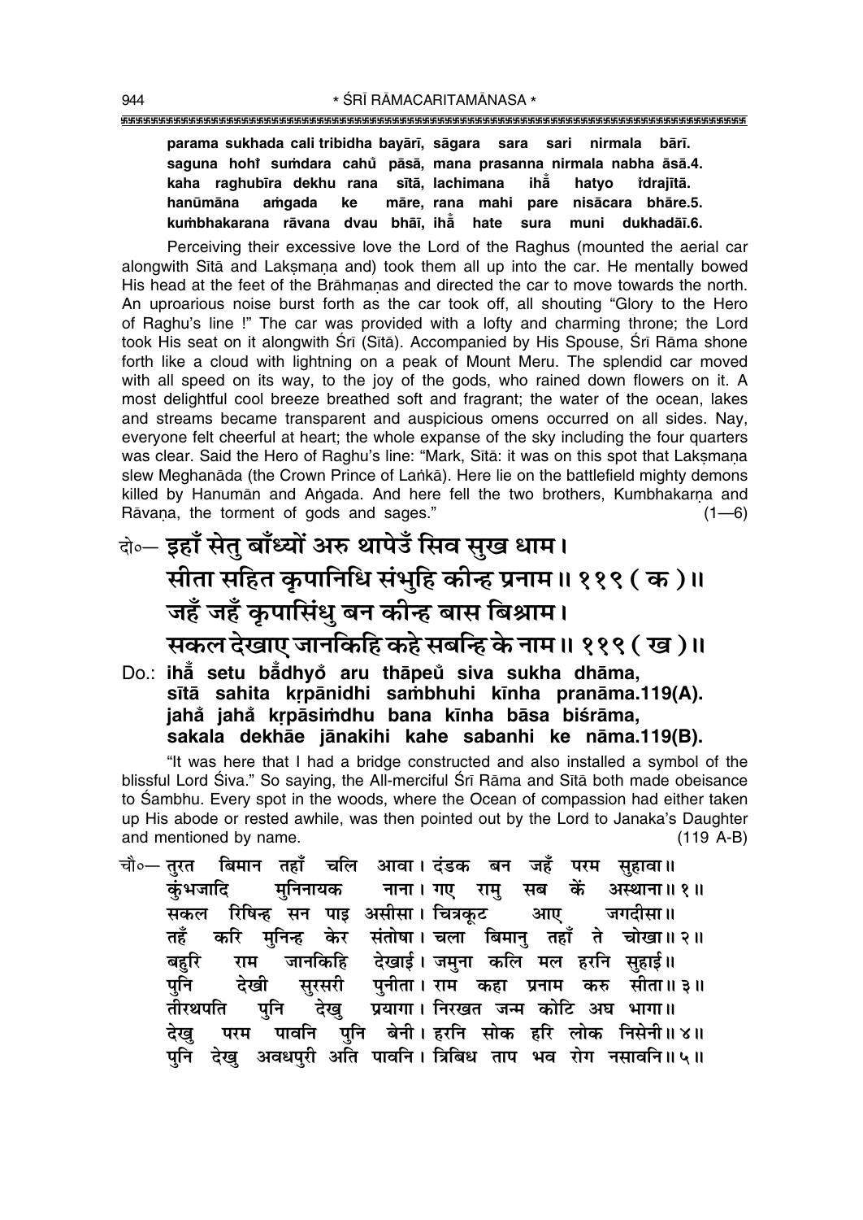**parama sukhada cali tribidha bayārī, sāgara sara sari nirmala bārī.**
**saguna hohi̐ sumdara cahu̐ pāsā, mana prasanna nirmala nabha āsā.4.**
**kaha raghubīra dekhu rana sītā, lachimana iha̐ hatyo i̐drajītā.**
**hanūmāna amgada ke māre, rana mahi pare nisācara bhāre.5.**
**kumbhakarana rāvana dvau bhāī, iha̐ hate sura muni dukhadāī.6.**

Perceiving their excessive love the Lord of the Raghus (mounted the aerial car alongwith Sītā and Lakṣmaṇa and) took them all up into the car. He mentally bowed His head at the feet of the Brāhmaṇas and directed the car to move towards the north. An uproarious noise burst forth as the car took off, all shouting "Glory to the Hero of Raghu's line !" The car was provided with a lofty and charming throne; the Lord took His seat on it alongwith Śrī (Sītā). Accompanied by His Spouse, Śrī Rāma shone forth like a cloud with lightning on a peak of Mount Meru. The splendid car moved with all speed on its way, to the joy of the gods, who rained down flowers on it. A most delightful cool breeze breathed soft and fragrant; the water of the ocean, lakes and streams became transparent and auspicious omens occurred on all sides. Nay, everyone felt cheerful at heart; the whole expanse of the sky including the four quarters was clear. Said the Hero of Raghu's line: "Mark, Sītā: it was on this spot that Lakṣmaṇa slew Meghanāda (the Crown Prince of Laṅkā). Here lie on the battlefield mighty demons killed by Hanumān and Aṅgada. And here fell the two brothers, Kumbhakarṇa and Rāvaṇa, the torment of gods and sages." (1—6)

दो०— **इहाँ सेतु बाँध्यों अरु थापेउँ सिव सुख धाम।**
**सीता सहित कृपानिधि संभुहि कीन्ह प्रनाम॥ ११९ ( क )॥**
**जहँ जहँ कृपासिंधु बन कीन्ह बास बिश्राम।**
**सकल देखाए जानकिहि कहे सबन्हि के नाम॥ ११९ ( ख )॥**

Do.: **iha̐ setu ba̐dhyo̐ aru thāpeu̐ siva sukha dhāma,**
**sītā sahita kṛpānidhi sambhuhi kīnha pranāma.119(A).**
**jaha̐ jaha̐ kṛpāsimdhu bana kīnha bāsa biśrāma,**
**sakala dekhāe jānakihi kahe sabanhi ke nāma.119(B).**

"It was here that I had a bridge constructed and also installed a symbol of the blissful Lord Śiva." So saying, the All-merciful Śrī Rāma and Sītā both made obeisance to Śambhu. Every spot in the woods, where the Ocean of compassion had either taken up His abode or rested awhile, was then pointed out by the Lord to Janaka's Daughter and mentioned by name. (119 A-B)

चौ०— तुरत बिमान तहाँ चलि आवा। दंडक बन जहँ परम सुहावा॥
कुंभजादि मुनिनायक नाना। गए रामु सब कें अस्थाना॥ १॥
सकल रिषिन्ह सन पाइ असीसा। चित्रकूट आए जगदीसा॥
तहँ करि मुनिन्ह केर संतोषा। चला बिमानु तहाँ ते चोखा॥ २॥
बहुरि राम जानकिहि देखाई। जमुना कलि मल हरनि सुहाई॥
पुनि देखी सुरसरी पुनीता। राम कहा प्रनाम करु सीता॥ ३॥
तीरथपति पुनि देखु प्रयागा। निरखत जन्म कोटि अघ भागा॥
देखु परम पावनि पुनि बेनी। हरनि सोक हरि लोक निसेनी॥ ४॥
पुनि देखु अवधपुरी अति पावनि। त्रिबिध ताप भव रोग नसावनि॥ ५॥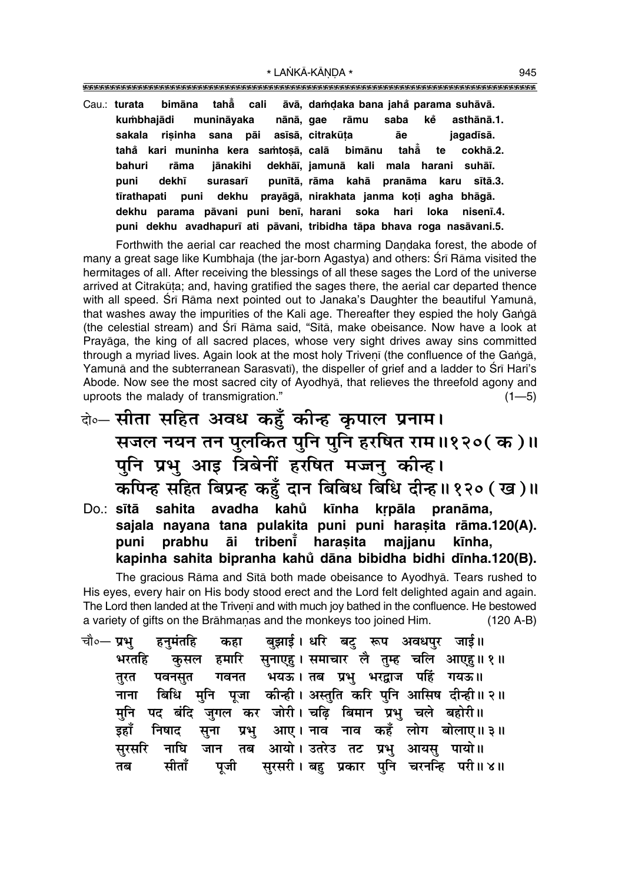Cau.: **turata bimāna taha̐ cali āvā, daṁḍaka bana jaha̐ parama suhāvā.**
**kuṁbhajādi munināyaka nānā, gae rāmu saba ke̐ asthānā.1.**
**sakala riṣinha sana pāi asīsā, citrakūṭa āe jagadīsā.**
**taha̐ kari muninha kera saṁtoṣā, calā bimānu taha̐ te cokhā.2.**
**bahuri rāma jānakihi dekhāī, jamunā kali mala harani suhāī.**
**puni dekhī surasarī punītā, rāma kahā pranāma karu sītā.3.**
**tīrathapati puni dekhu prayāgā, nirakhata janma koṭi agha bhāgā.**
**dekhu parama pāvani puni benī, harani soka hari loka nisenī.4.**
**puni dekhu avadhapurī ati pāvani, tribidha tāpa bhava roga nasāvani.5.**

Forthwith the aerial car reached the most charming Daṇḍaka forest, the abode of many a great sage like Kumbhaja (the jar-born Agastya) and others: Śrī Rāma visited the hermitages of all. After receiving the blessings of all these sages the Lord of the universe arrived at Citrakūṭa; and, having gratified the sages there, the aerial car departed thence with all speed. Śrī Rāma next pointed out to Janaka's Daughter the beautiful Yamunā, that washes away the impurities of the Kali age. Thereafter they espied the holy Gaṅgā (the celestial stream) and Śrī Rāma said, "Sītā, make obeisance. Now have a look at Prayāga, the king of all sacred places, whose very sight drives away sins committed through a myriad lives. Again look at the most holy Triveṇī (the confluence of the Gaṅgā, Yamunā and the subterranean Sarasvatī), the dispeller of grief and a ladder to Śrī Hari's Abode. Now see the most sacred city of Ayodhyā, that relieves the threefold agony and uproots the malady of transmigration." (1—5)

दो०— **सीता सहित अवध कहुँ कीन्ह कृपाल प्रनाम।**
**सजल नयन तन पुलकित पुनि पुनि हरषित राम॥१२०(क)॥**
**पुनि प्रभु आइ त्रिबेनीं हरषित मज्जनु कीन्ह।**
**कपिन्ह सहित बिप्रन्ह कहुँ दान बिबिध बिधि दीन्ह॥१२०(ख)॥**

Do.: **sītā sahita avadha kahu̐ kīnha kṛpāla pranāma,**
**sajala nayana tana pulakita puni puni haraṣita rāma.120(A).**
**puni prabhu āi tribenī̐ haraṣita majjanu kīnha,**
**kapinha sahita bipranha kahu̐ dāna bibidha bidhi dīnha.120(B).**

The gracious Rāma and Sītā both made obeisance to Ayodhyā. Tears rushed to His eyes, every hair on His body stood erect and the Lord felt delighted again and again. The Lord then landed at the Triveṇī and with much joy bathed in the confluence. He bestowed a variety of gifts on the Brāhmaṇas and the monkeys too joined Him. (120 A-B)

चौ०— **प्रभु हनुमंतहि कहा बुझाई। धरि बटु रूप अवधपुर जाई॥**
**भरतहि कुसल हमारि सुनाएहु। समाचार लै तुम्ह चलि आएहु॥१॥**
**तुरत पवनसुत गवनत भयऊ। तब प्रभु भरद्वाज पहिं गयऊ॥**
**नाना बिधि मुनि पूजा कीन्ही। अस्तुति करि पुनि आसिष दीन्ही॥२॥**
**मुनि पद बंदि जुगल कर जोरी। चढ़ि बिमान प्रभु चले बहोरी॥**
**इहाँ निषाद सुना प्रभु आए। नाव नाव कहँ लोग बोलाए॥३॥**
**सुरसरि नाघि जान तब आयो। उतरेउ तट प्रभु आयसु पायो॥**
**तब सीताँ पूजी सुरसरी। बहु प्रकार पुनि चरनन्हि परी॥४॥**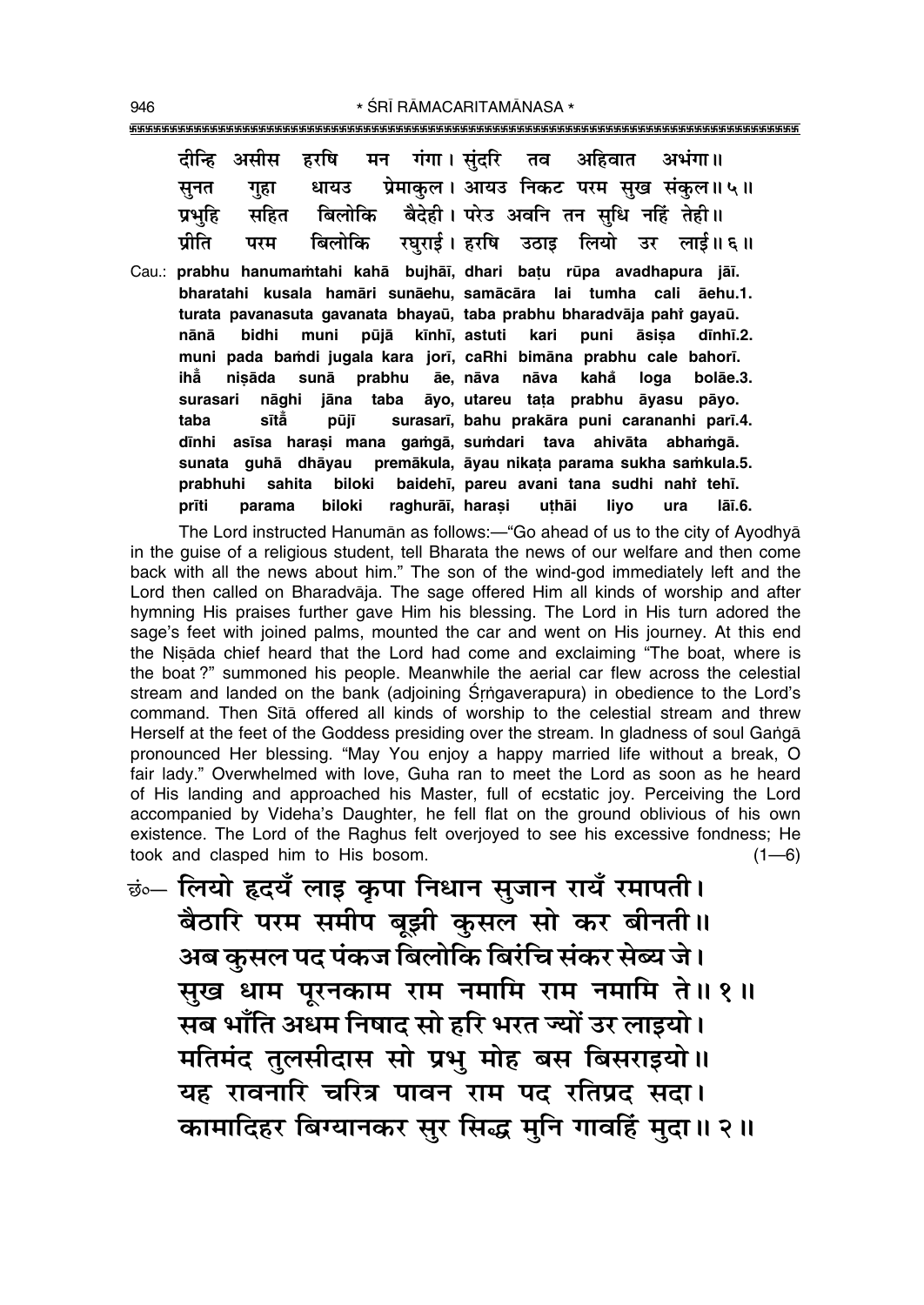दीन्हि असीस हरषि मन गंगा। सुंदरि तव अहिवात अभंगा॥
सुनत गुहा धायउ प्रेमाकुल। आयउ निकट परम सुख संकुल॥ ५॥
प्रभुहि सहित बिलोकि बैदेही। परेउ अवनि तन सुधि नहिं तेही॥
प्रीति परम बिलोकि रघुराई। हरषि उठाइ लियो उर लाई॥ ६॥

Cau.: **prabhu hanumaṁtahi kahā bujhāī, dhari baṭu rūpa avadhapura jāī.**
**bharatahi kusala hamāri sunāehu, samācāra lai tumha cali āehu.1.**
**turata pavanasuta gavanata bhayaū, taba prabhu bharadvāja pahi̐ gayaū.**
**nānā bidhi muni pūjā kīnhī, astuti kari puni āsiṣa dīnhī.2.**
**muni pada baṁdi jugala kara jorī, caRhi bimāna prabhu cale bahorī.**
**ihā̐ niṣāda sunā prabhu āe, nāva nāva kahā̐ loga bolāe.3.**
**surasari nāghi jāna taba āyo, utareu taṭa prabhu āyasu pāyo.**
**taba sītā̐ pūjī surasarī, bahu prakāra puni carananhi parī.4.**
**dīnhi asīsa haraṣi mana gaṁgā, suṁdari tava ahivāta abhaṁgā.**
**sunata guhā dhāyau premākula, āyau nikaṭa parama sukha saṁkula.5.**
**prabhuhi sahita biloki baidehī, pareu avani tana sudhi nahi̐ tehī.**
**prīti parama biloki raghurāī, haraṣi uṭhāi liyo ura lāī.6.**

The Lord instructed Hanumān as follows:—"Go ahead of us to the city of Ayodhyā in the guise of a religious student, tell Bharata the news of our welfare and then come back with all the news about him." The son of the wind-god immediately left and the Lord then called on Bharadvāja. The sage offered Him all kinds of worship and after hymning His praises further gave Him his blessing. The Lord in His turn adored the sage's feet with joined palms, mounted the car and went on His journey. At this end the Niṣāda chief heard that the Lord had come and exclaiming "The boat, where is the boat?" summoned his people. Meanwhile the aerial car flew across the celestial stream and landed on the bank (adjoining Śṛṅgaverapura) in obedience to the Lord's command. Then Sītā offered all kinds of worship to the celestial stream and threw Herself at the feet of the Goddess presiding over the stream. In gladness of soul Gaṅgā pronounced Her blessing. "May You enjoy a happy married life without a break, O fair lady." Overwhelmed with love, Guha ran to meet the Lord as soon as he heard of His landing and approached his Master, full of ecstatic joy. Perceiving the Lord accompanied by Videha's Daughter, he fell flat on the ground oblivious of his own existence. The Lord of the Raghus felt overjoyed to see his excessive fondness; He took and clasped him to His bosom. (1—6)

छं०— लियो हृदयँ लाइ कृपा निधान सुजान रायँ रमापती।
बैठारि परम समीप बूझी कुसल सो कर बीनती॥
अब कुसल पद पंकज बिलोकि बिरंचि संकर सेब्य जे।
सुख धाम पूरनकाम राम नमामि राम नमामि ते॥ १॥
सब भाँति अधम निषाद सो हरि भरत ज्यों उर लाइयो।
मतिमंद तुलसीदास सो प्रभु मोह बस बिसराइयो॥
यह रावनारि चरित्र पावन राम पद रतिप्रद सदा।
कामादिहर बिग्यानकर सुर सिद्ध मुनि गावहिं मुदा॥ २॥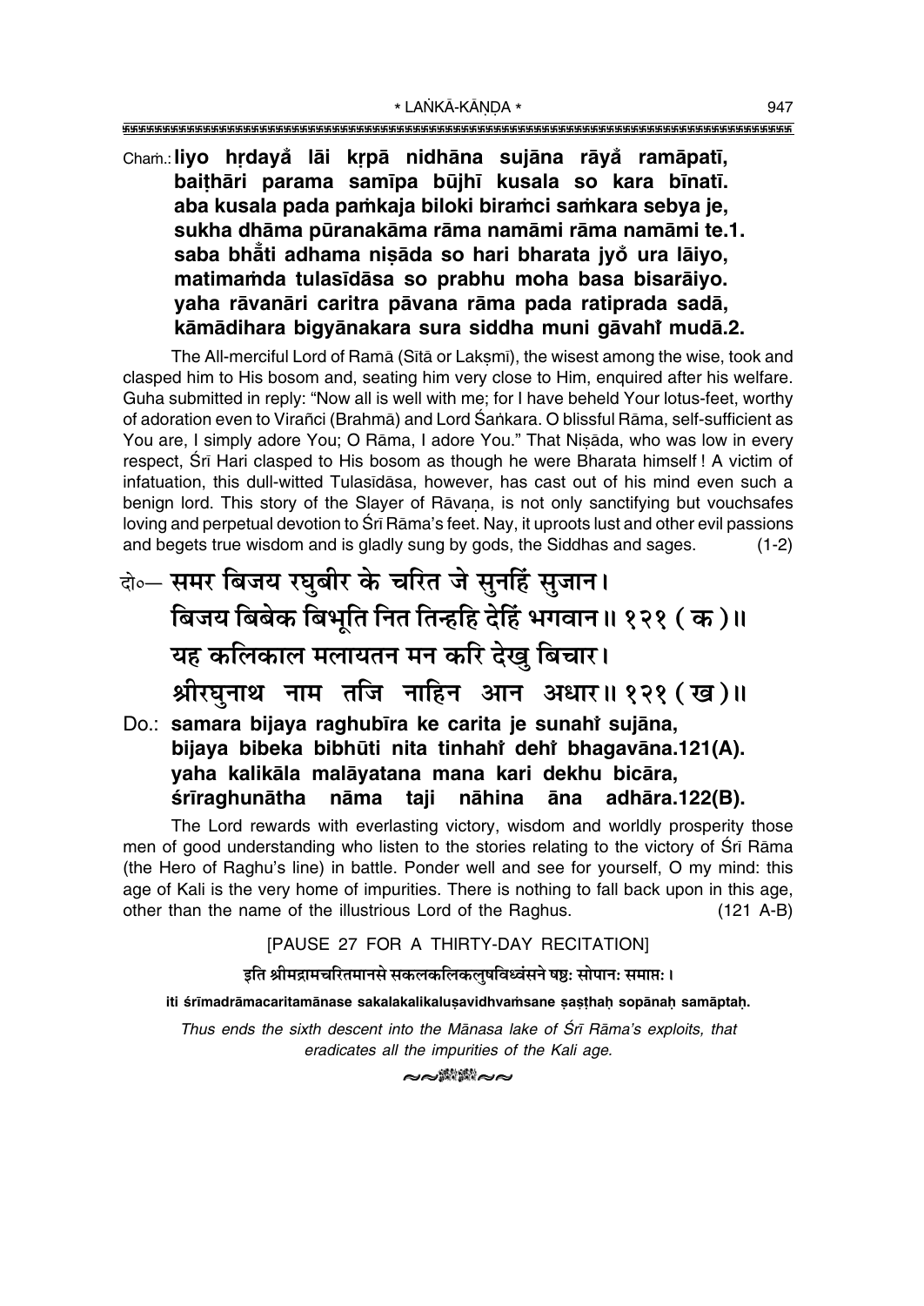Chaṁ.: **liyo hṛdayå lāi kṛpā nidhāna sujāna rāyå ramāpatī,**
**baiṭhāri parama samīpa būjhī kusala so kara bīnatī.**
**aba kusala pada paṁkaja biloki biraṁci saṁkara sebya je,**
**sukha dhāma pūranakāma rāma namāmi rāma namāmi te.1.**
**saba bhå̐ti adhama niṣāda so hari bharata jyǒ ura lāiyo,**
**matimaṁda tulasīdāsa so prabhu moha basa bisarāiyo.**
**yaha rāvanāri caritra pāvana rāma pada ratiprada sadā,**
**kāmādihara bigyānakara sura siddha muni gāvahiँ mudā.2.**

The All-merciful Lord of Ramā (Sītā or Lakṣmī), the wisest among the wise, took and clasped him to His bosom and, seating him very close to Him, enquired after his welfare. Guha submitted in reply: "Now all is well with me; for I have beheld Your lotus-feet, worthy of adoration even to Virañci (Brahmā) and Lord Śaṅkara. O blissful Rāma, self-sufficient as You are, I simply adore You; O Rāma, I adore You." That Niṣāda, who was low in every respect, Śrī Hari clasped to His bosom as though he were Bharata himself! A victim of infatuation, this dull-witted Tulasīdāsa, however, has cast out of his mind even such a benign lord. This story of the Slayer of Rāvaṇa, is not only sanctifying but vouchsafes loving and perpetual devotion to Śrī Rāma's feet. Nay, it uproots lust and other evil passions and begets true wisdom and is gladly sung by gods, the Siddhas and sages. (1-2)

दो०— **समर बिजय रघुबीर के चरित जे सुनहिं सुजान।**
**बिजय बिबेक बिभूति नित तिन्हहि देहिं भगवान॥ १२१ (क)॥**
**यह कलिकाल मलायतन मन करि देखु बिचार।**
**श्रीरघुनाथ नाम तजि नाहिन आन अधार॥ १२१ (ख)॥**

Do.: **samara bijaya raghubīra ke carita je sunahiँ sujāna,**
**bijaya bibeka bibhūti nita tinhahiँ dehiँ bhagavāna.121(A).**
**yaha kalikāla malāyatana mana kari dekhu bicāra,**
**śrīraghunātha nāma taji nāhina āna adhāra.122(B).**

The Lord rewards with everlasting victory, wisdom and worldly prosperity those men of good understanding who listen to the stories relating to the victory of Śrī Rāma (the Hero of Raghu's line) in battle. Ponder well and see for yourself, O my mind: this age of Kali is the very home of impurities. There is nothing to fall back upon in this age, other than the name of the illustrious Lord of the Raghus. (121 A-B)

[PAUSE 27 FOR A THIRTY-DAY RECITATION]

इति श्रीमद्रामचरितमानसे सकलकलिकलुषविध्वंसने षष्ठः सोपानः समाप्तः।

**iti śrīmadrāmacaritamānase sakalakalikaluṣavidhvaṁsane ṣaṣṭhaḥ sopānaḥ samāptaḥ.**

*Thus ends the sixth descent into the Mānasa lake of Śrī Rāma's exploits, that eradicates all the impurities of the Kali age.*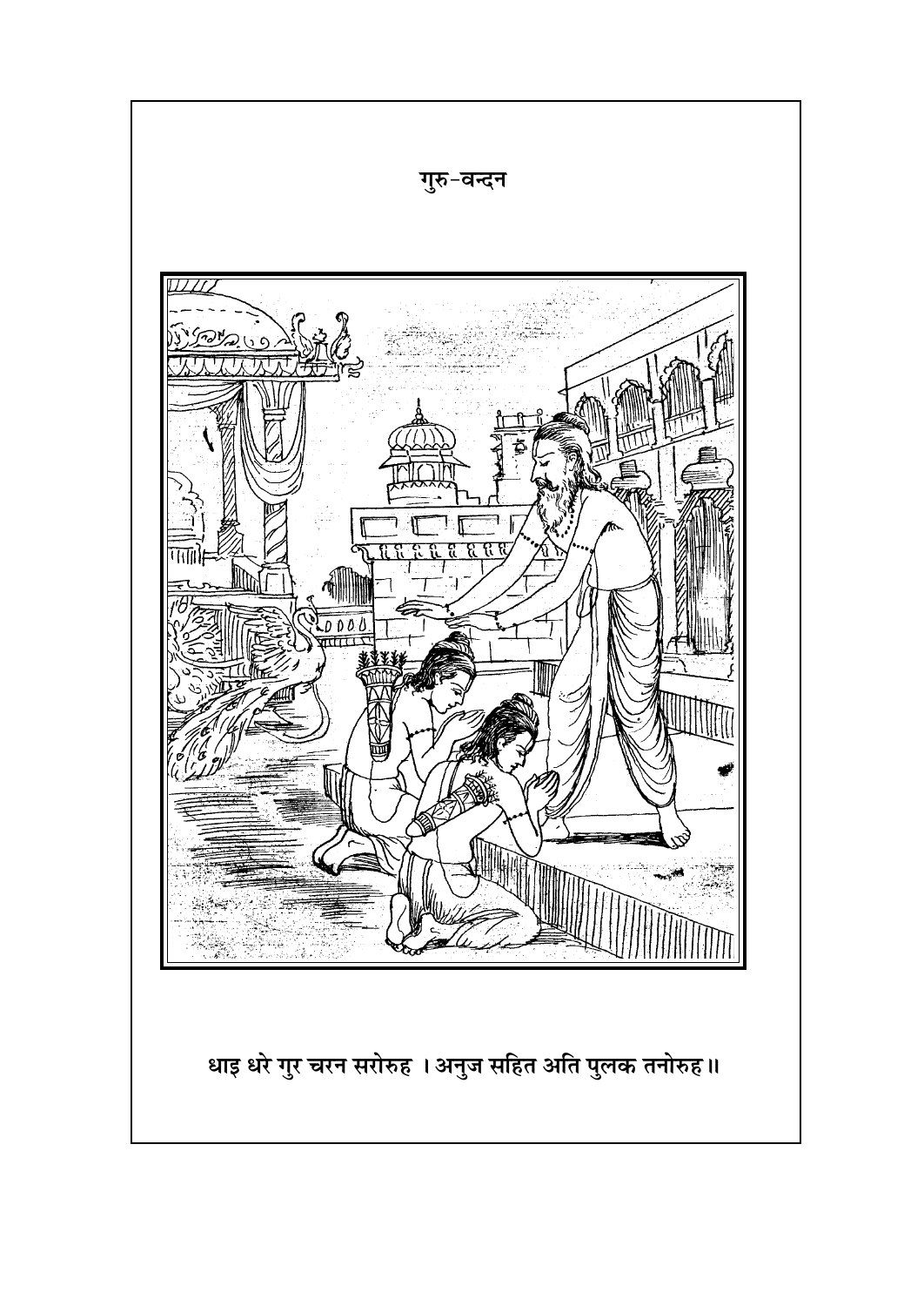# गुरु-वन्दन

धाइ धरे गुर चरन सरोरुह । अनुज सहित अति पुलक तनोरुह ॥